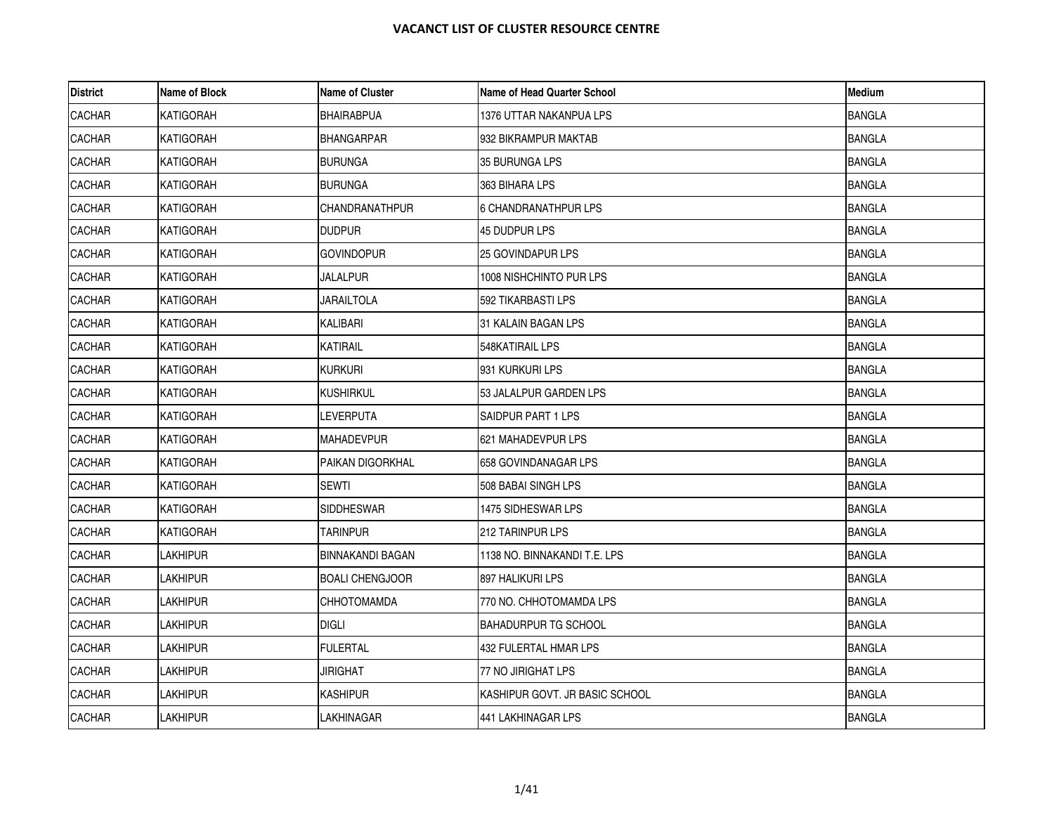# VACANCT LIST OF CLUSTER RESOURCE CENTRE

| District | Name of Block | Name of Cluster | Name of Head Quarter School | Medium |
|---|---|---|---|---|
| CACHAR | KATIGORAH | BHAIRABPUA | 1376 UTTAR NAKANPUA LPS | BANGLA |
| CACHAR | KATIGORAH | BHANGARPAR | 932 BIKRAMPUR MAKTAB | BANGLA |
| CACHAR | KATIGORAH | BURUNGA | 35 BURUNGA LPS | BANGLA |
| CACHAR | KATIGORAH | BURUNGA | 363 BIHARA LPS | BANGLA |
| CACHAR | KATIGORAH | CHANDRANATHPUR | 6 CHANDRANATHPUR LPS | BANGLA |
| CACHAR | KATIGORAH | DUDPUR | 45 DUDPUR LPS | BANGLA |
| CACHAR | KATIGORAH | GOVINDOPUR | 25 GOVINDAPUR LPS | BANGLA |
| CACHAR | KATIGORAH | JALALPUR | 1008 NISHCHINTO PUR LPS | BANGLA |
| CACHAR | KATIGORAH | JARAILTOLA | 592 TIKARBASTI LPS | BANGLA |
| CACHAR | KATIGORAH | KALIBARI | 31 KALAIN BAGAN LPS | BANGLA |
| CACHAR | KATIGORAH | KATIRAIL | 548KATIRAIL LPS | BANGLA |
| CACHAR | KATIGORAH | KURKURI | 931 KURKURI LPS | BANGLA |
| CACHAR | KATIGORAH | KUSHIRKUL | 53 JALALPUR GARDEN LPS | BANGLA |
| CACHAR | KATIGORAH | LEVERPUTA | SAIDPUR PART 1 LPS | BANGLA |
| CACHAR | KATIGORAH | MAHADEVPUR | 621 MAHADEVPUR LPS | BANGLA |
| CACHAR | KATIGORAH | PAIKAN DIGORKHAL | 658 GOVINDANAGAR LPS | BANGLA |
| CACHAR | KATIGORAH | SEWTI | 508 BABAI SINGH LPS | BANGLA |
| CACHAR | KATIGORAH | SIDDHESWAR | 1475 SIDHESWAR LPS | BANGLA |
| CACHAR | KATIGORAH | TARINPUR | 212 TARINPUR LPS | BANGLA |
| CACHAR | LAKHIPUR | BINNAKANDI BAGAN | 1138 NO. BINNAKANDI T.E. LPS | BANGLA |
| CACHAR | LAKHIPUR | BOALI CHENGJOOR | 897 HALIKURI LPS | BANGLA |
| CACHAR | LAKHIPUR | CHHOTOMAMDA | 770 NO. CHHOTOMAMDA LPS | BANGLA |
| CACHAR | LAKHIPUR | DIGLI | BAHADURPUR TG SCHOOL | BANGLA |
| CACHAR | LAKHIPUR | FULERTAL | 432 FULERTAL HMAR LPS | BANGLA |
| CACHAR | LAKHIPUR | JIRIGHAT | 77 NO JIRIGHAT LPS | BANGLA |
| CACHAR | LAKHIPUR | KASHIPUR | KASHIPUR GOVT. JR BASIC SCHOOL | BANGLA |
| CACHAR | LAKHIPUR | LAKHINAGAR | 441 LAKHINAGAR LPS | BANGLA |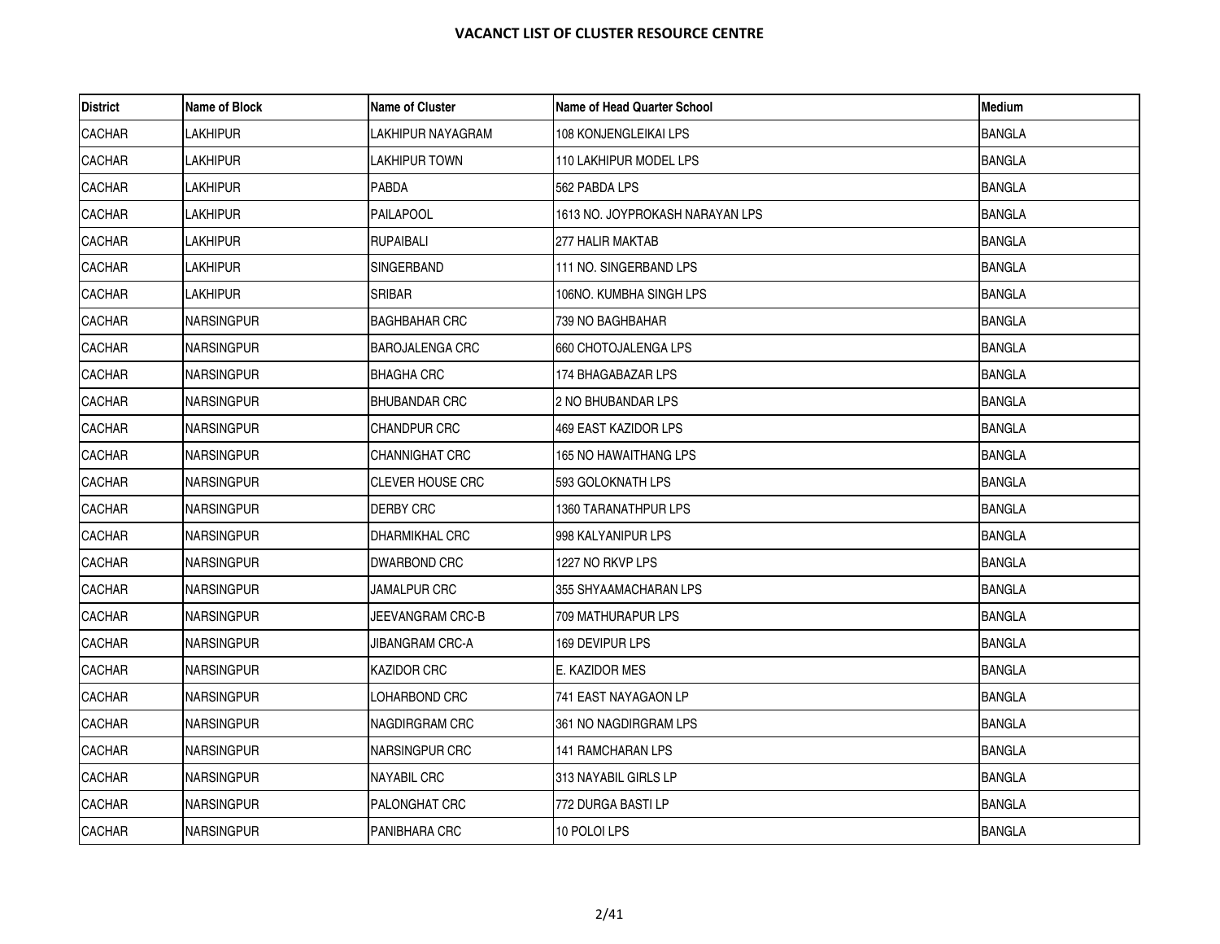# VACANCT LIST OF CLUSTER RESOURCE CENTRE

| District | Name of Block | Name of Cluster | Name of Head Quarter School | Medium |
|---|---|---|---|---|
| CACHAR | LAKHIPUR | LAKHIPUR NAYAGRAM | 108 KONJENGLEIKAI LPS | BANGLA |
| CACHAR | LAKHIPUR | LAKHIPUR TOWN | 110 LAKHIPUR MODEL LPS | BANGLA |
| CACHAR | LAKHIPUR | PABDA | 562 PABDA LPS | BANGLA |
| CACHAR | LAKHIPUR | PAILAPOOL | 1613 NO. JOYPROKASH NARAYAN LPS | BANGLA |
| CACHAR | LAKHIPUR | RUPAIBALI | 277 HALIR MAKTAB | BANGLA |
| CACHAR | LAKHIPUR | SINGERBAND | 111 NO. SINGERBAND LPS | BANGLA |
| CACHAR | LAKHIPUR | SRIBAR | 106NO. KUMBHA SINGH LPS | BANGLA |
| CACHAR | NARSINGPUR | BAGHBAHAR CRC | 739 NO BAGHBAHAR | BANGLA |
| CACHAR | NARSINGPUR | BAROJALENGA CRC | 660 CHOTOJALENGA LPS | BANGLA |
| CACHAR | NARSINGPUR | BHAGHA CRC | 174 BHAGABAZAR LPS | BANGLA |
| CACHAR | NARSINGPUR | BHUBANDAR CRC | 2 NO BHUBANDAR LPS | BANGLA |
| CACHAR | NARSINGPUR | CHANDPUR CRC | 469 EAST KAZIDOR LPS | BANGLA |
| CACHAR | NARSINGPUR | CHANNIGHAT CRC | 165 NO HAWAITHANG LPS | BANGLA |
| CACHAR | NARSINGPUR | CLEVER HOUSE CRC | 593 GOLOKNATH LPS | BANGLA |
| CACHAR | NARSINGPUR | DERBY CRC | 1360 TARANATHPUR LPS | BANGLA |
| CACHAR | NARSINGPUR | DHARMIKHAL CRC | 998 KALYANIPUR LPS | BANGLA |
| CACHAR | NARSINGPUR | DWARBOND CRC | 1227 NO RKVP LPS | BANGLA |
| CACHAR | NARSINGPUR | JAMALPUR CRC | 355 SHYAAMACHARAN LPS | BANGLA |
| CACHAR | NARSINGPUR | JEEVANGRAM CRC-B | 709 MATHURAPUR LPS | BANGLA |
| CACHAR | NARSINGPUR | JIBANGRAM CRC-A | 169 DEVIPUR LPS | BANGLA |
| CACHAR | NARSINGPUR | KAZIDOR CRC | E. KAZIDOR MES | BANGLA |
| CACHAR | NARSINGPUR | LOHARBOND CRC | 741 EAST NAYAGAON LP | BANGLA |
| CACHAR | NARSINGPUR | NAGDIRGRAM CRC | 361 NO NAGDIRGRAM LPS | BANGLA |
| CACHAR | NARSINGPUR | NARSINGPUR CRC | 141 RAMCHARAN LPS | BANGLA |
| CACHAR | NARSINGPUR | NAYABIL CRC | 313 NAYABIL GIRLS LP | BANGLA |
| CACHAR | NARSINGPUR | PALONGHAT CRC | 772 DURGA BASTI LP | BANGLA |
| CACHAR | NARSINGPUR | PANIBHARA CRC | 10 POLOI LPS | BANGLA |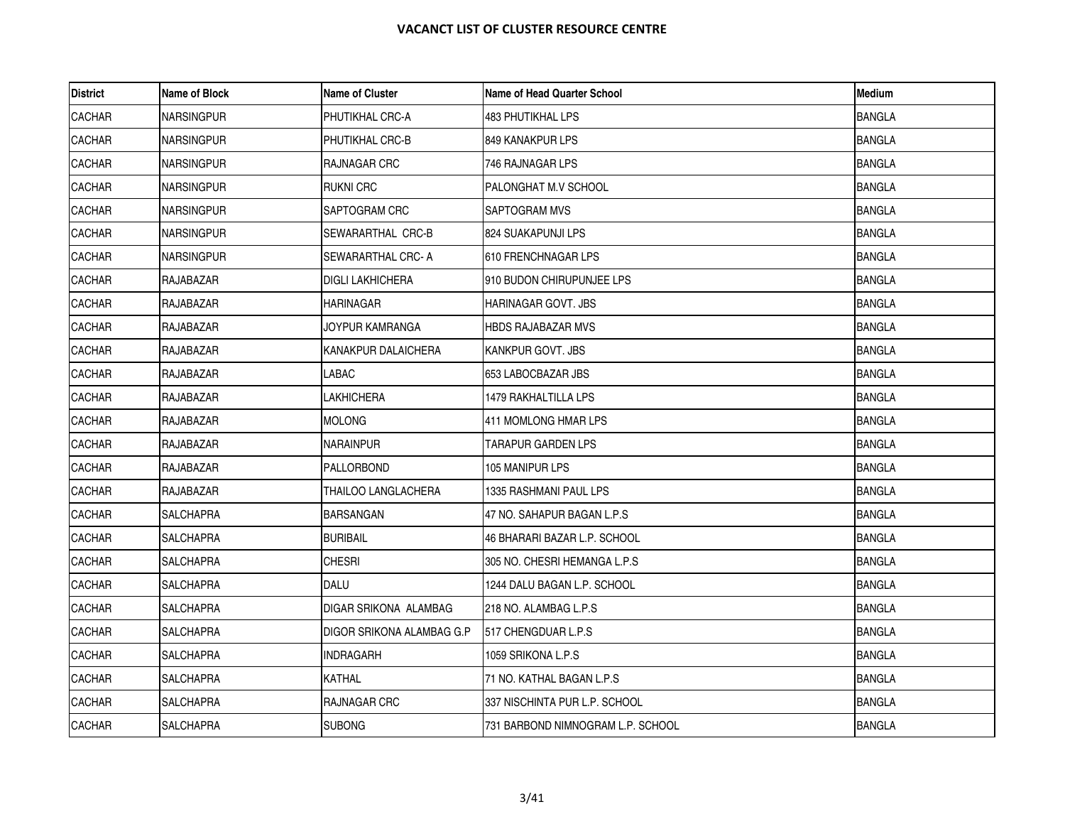**VACANCT LIST OF CLUSTER RESOURCE CENTRE**

| District | Name of Block | Name of Cluster | Name of Head Quarter School | Medium |
|---|---|---|---|---|
| CACHAR | NARSINGPUR | PHUTIKHAL CRC-A | 483 PHUTIKHAL LPS | BANGLA |
| CACHAR | NARSINGPUR | PHUTIKHAL CRC-B | 849 KANAKPUR LPS | BANGLA |
| CACHAR | NARSINGPUR | RAJNAGAR CRC | 746 RAJNAGAR LPS | BANGLA |
| CACHAR | NARSINGPUR | RUKNI CRC | PALONGHAT M.V SCHOOL | BANGLA |
| CACHAR | NARSINGPUR | SAPTOGRAM CRC | SAPTOGRAM MVS | BANGLA |
| CACHAR | NARSINGPUR | SEWARARTHAL CRC-B | 824 SUAKAPUNJI LPS | BANGLA |
| CACHAR | NARSINGPUR | SEWARARTHAL CRC- A | 610 FRENCHNAGAR LPS | BANGLA |
| CACHAR | RAJABAZAR | DIGLI LAKHICHERA | 910 BUDON CHIRUPUNJEE LPS | BANGLA |
| CACHAR | RAJABAZAR | HARINAGAR | HARINAGAR GOVT. JBS | BANGLA |
| CACHAR | RAJABAZAR | JOYPUR KAMRANGA | HBDS RAJABAZAR MVS | BANGLA |
| CACHAR | RAJABAZAR | KANAKPUR DALAICHERA | KANKPUR GOVT. JBS | BANGLA |
| CACHAR | RAJABAZAR | LABAC | 653 LABOCBAZAR JBS | BANGLA |
| CACHAR | RAJABAZAR | LAKHICHERA | 1479 RAKHALTILLA LPS | BANGLA |
| CACHAR | RAJABAZAR | MOLONG | 411 MOMLONG HMAR LPS | BANGLA |
| CACHAR | RAJABAZAR | NARAINPUR | TARAPUR GARDEN LPS | BANGLA |
| CACHAR | RAJABAZAR | PALLORBOND | 105 MANIPUR LPS | BANGLA |
| CACHAR | RAJABAZAR | THAILOO LANGLACHERA | 1335 RASHMANI PAUL LPS | BANGLA |
| CACHAR | SALCHAPRA | BARSANGAN | 47 NO. SAHAPUR BAGAN L.P.S | BANGLA |
| CACHAR | SALCHAPRA | BURIBAIL | 46 BHARARI BAZAR L.P. SCHOOL | BANGLA |
| CACHAR | SALCHAPRA | CHESRI | 305 NO. CHESRI HEMANGA L.P.S | BANGLA |
| CACHAR | SALCHAPRA | DALU | 1244 DALU BAGAN L.P. SCHOOL | BANGLA |
| CACHAR | SALCHAPRA | DIGAR SRIKONA ALAMBAG | 218 NO. ALAMBAG L.P.S | BANGLA |
| CACHAR | SALCHAPRA | DIGOR SRIKONA ALAMBAG G.P | 517 CHENGDUAR L.P.S | BANGLA |
| CACHAR | SALCHAPRA | INDRAGARH | 1059 SRIKONA L.P.S | BANGLA |
| CACHAR | SALCHAPRA | KATHAL | 71 NO. KATHAL BAGAN L.P.S | BANGLA |
| CACHAR | SALCHAPRA | RAJNAGAR CRC | 337 NISCHINTA PUR L.P. SCHOOL | BANGLA |
| CACHAR | SALCHAPRA | SUBONG | 731 BARBOND NIMNOGRAM L.P. SCHOOL | BANGLA |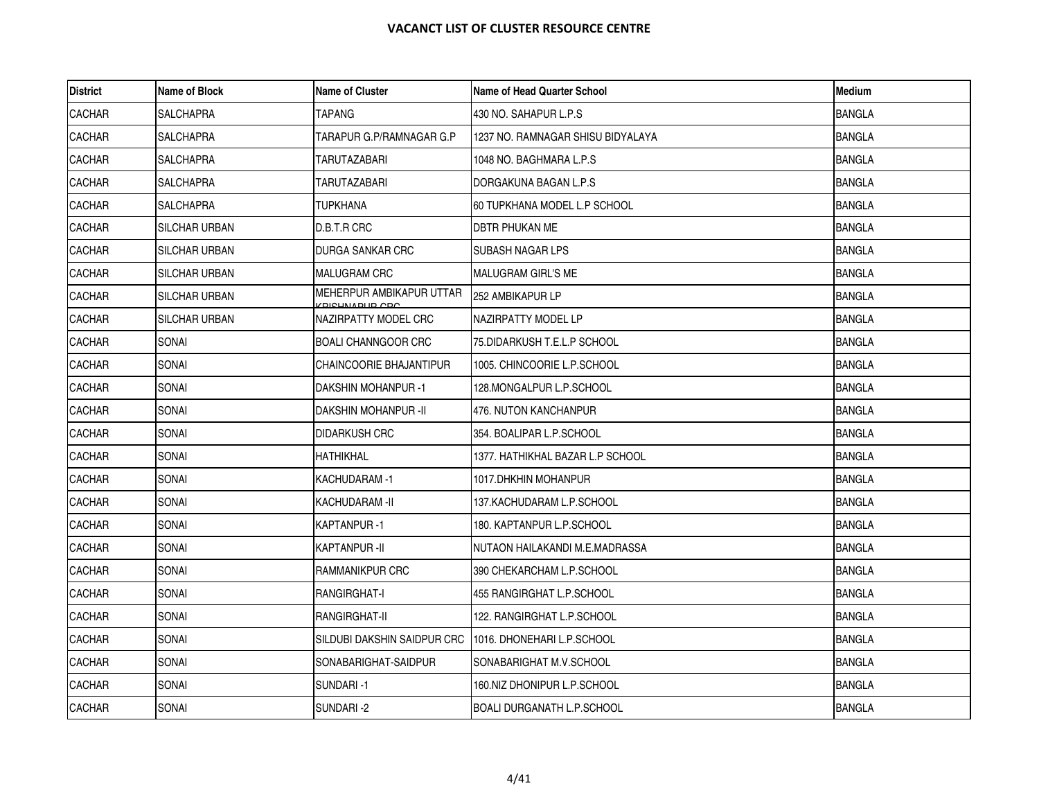**VACANCT LIST OF CLUSTER RESOURCE CENTRE**

| District | Name of Block | Name of Cluster | Name of Head Quarter School | Medium |
|---|---|---|---|---|
| CACHAR | SALCHAPRA | TAPANG | 430 NO. SAHAPUR L.P.S | BANGLA |
| CACHAR | SALCHAPRA | TARAPUR G.P/RAMNAGAR G.P | 1237 NO. RAMNAGAR SHISU BIDYALAYA | BANGLA |
| CACHAR | SALCHAPRA | TARUTAZABARI | 1048 NO. BAGHMARA L.P.S | BANGLA |
| CACHAR | SALCHAPRA | TARUTAZABARI | DORGAKUNA BAGAN L.P.S | BANGLA |
| CACHAR | SALCHAPRA | TUPKHANA | 60 TUPKHANA MODEL L.P SCHOOL | BANGLA |
| CACHAR | SILCHAR URBAN | D.B.T.R CRC | DBTR PHUKAN ME | BANGLA |
| CACHAR | SILCHAR URBAN | DURGA SANKAR CRC | SUBASH NAGAR LPS | BANGLA |
| CACHAR | SILCHAR URBAN | MALUGRAM CRC | MALUGRAM GIRL'S ME | BANGLA |
| CACHAR | SILCHAR URBAN | MEHERPUR AMBIKAPUR UTTAR KRISHNAPUR CRC | 252 AMBIKAPUR LP | BANGLA |
| CACHAR | SILCHAR URBAN | NAZIRPATTY MODEL CRC | NAZIRPATTY MODEL LP | BANGLA |
| CACHAR | SONAI | BOALI CHANNGOOR CRC | 75.DIDARKUSH T.E.L.P SCHOOL | BANGLA |
| CACHAR | SONAI | CHAINCOORIE BHAJANTIPUR | 1005. CHINCOORIE L.P.SCHOOL | BANGLA |
| CACHAR | SONAI | DAKSHIN MOHANPUR -1 | 128.MONGALPUR L.P.SCHOOL | BANGLA |
| CACHAR | SONAI | DAKSHIN MOHANPUR -II | 476. NUTON KANCHANPUR | BANGLA |
| CACHAR | SONAI | DIDARKUSH CRC | 354. BOALIPAR L.P.SCHOOL | BANGLA |
| CACHAR | SONAI | HATHIKHAL | 1377. HATHIKHAL BAZAR L.P SCHOOL | BANGLA |
| CACHAR | SONAI | KACHUDARAM -1 | 1017.DHKHIN MOHANPUR | BANGLA |
| CACHAR | SONAI | KACHUDARAM -II | 137.KACHUDARAM L.P.SCHOOL | BANGLA |
| CACHAR | SONAI | KAPTANPUR -1 | 180. KAPTANPUR L.P.SCHOOL | BANGLA |
| CACHAR | SONAI | KAPTANPUR -II | NUTAON HAILAKANDI M.E.MADRASSA | BANGLA |
| CACHAR | SONAI | RAMMANIKPUR CRC | 390 CHEKARCHAM L.P.SCHOOL | BANGLA |
| CACHAR | SONAI | RANGIRGHAT-I | 455 RANGIRGHAT L.P.SCHOOL | BANGLA |
| CACHAR | SONAI | RANGIRGHAT-II | 122. RANGIRGHAT L.P.SCHOOL | BANGLA |
| CACHAR | SONAI | SILDUBI DAKSHIN SAIDPUR CRC | 1016. DHONEHARI L.P.SCHOOL | BANGLA |
| CACHAR | SONAI | SONABARIGHAT-SAIDPUR | SONABARIGHAT M.V.SCHOOL | BANGLA |
| CACHAR | SONAI | SUNDARI -1 | 160.NIZ DHONIPUR L.P.SCHOOL | BANGLA |
| CACHAR | SONAI | SUNDARI -2 | BOALI DURGANATH L.P.SCHOOL | BANGLA |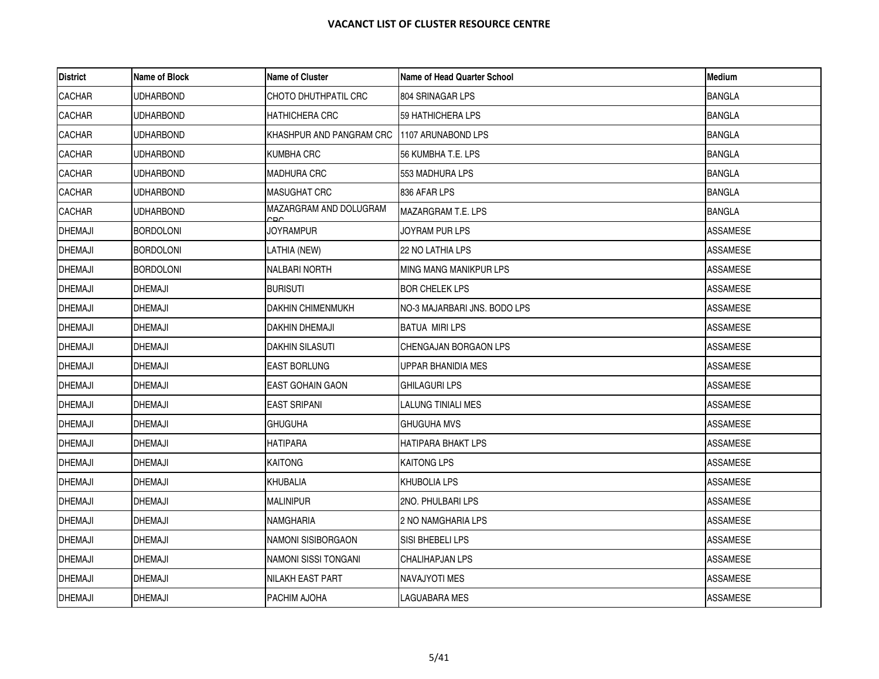**VACANCT LIST OF CLUSTER RESOURCE CENTRE**

| District | Name of Block | Name of Cluster | Name of Head Quarter School | Medium |
|---|---|---|---|---|
| CACHAR | UDHARBOND | CHOTO DHUTHPATIL CRC | 804 SRINAGAR LPS | BANGLA |
| CACHAR | UDHARBOND | HATHICHERA CRC | 59 HATHICHERA LPS | BANGLA |
| CACHAR | UDHARBOND | KHASHPUR AND PANGRAM CRC | 1107 ARUNABOND LPS | BANGLA |
| CACHAR | UDHARBOND | KUMBHA CRC | 56 KUMBHA T.E. LPS | BANGLA |
| CACHAR | UDHARBOND | MADHURA CRC | 553 MADHURA LPS | BANGLA |
| CACHAR | UDHARBOND | MASUGHAT CRC | 836 AFAR LPS | BANGLA |
| CACHAR | UDHARBOND | MAZARGRAM AND DOLUGRAM CRC | MAZARGRAM T.E. LPS | BANGLA |
| DHEMAJI | BORDOLONI | JOYRAMPUR | JOYRAM PUR LPS | ASSAMESE |
| DHEMAJI | BORDOLONI | LATHIA (NEW) | 22 NO LATHIA LPS | ASSAMESE |
| DHEMAJI | BORDOLONI | NALBARI NORTH | MING MANG MANIKPUR LPS | ASSAMESE |
| DHEMAJI | DHEMAJI | BURISUTI | BOR CHELEK LPS | ASSAMESE |
| DHEMAJI | DHEMAJI | DAKHIN CHIMENMUKH | NO-3 MAJARBARI JNS. BODO LPS | ASSAMESE |
| DHEMAJI | DHEMAJI | DAKHIN DHEMAJI | BATUA MIRI LPS | ASSAMESE |
| DHEMAJI | DHEMAJI | DAKHIN SILASUTI | CHENGAJAN BORGAON LPS | ASSAMESE |
| DHEMAJI | DHEMAJI | EAST BORLUNG | UPPAR BHANIDIA MES | ASSAMESE |
| DHEMAJI | DHEMAJI | EAST GOHAIN GAON | GHILAGURI LPS | ASSAMESE |
| DHEMAJI | DHEMAJI | EAST SRIPANI | LALUNG TINIALI MES | ASSAMESE |
| DHEMAJI | DHEMAJI | GHUGUHA | GHUGUHA MVS | ASSAMESE |
| DHEMAJI | DHEMAJI | HATIPARA | HATIPARA BHAKT LPS | ASSAMESE |
| DHEMAJI | DHEMAJI | KAITONG | KAITONG LPS | ASSAMESE |
| DHEMAJI | DHEMAJI | KHUBALIA | KHUBOLIA LPS | ASSAMESE |
| DHEMAJI | DHEMAJI | MALINIPUR | 2NO. PHULBARI LPS | ASSAMESE |
| DHEMAJI | DHEMAJI | NAMGHARIA | 2 NO NAMGHARIA LPS | ASSAMESE |
| DHEMAJI | DHEMAJI | NAMONI SISIBORGAON | SISI BHEBELI LPS | ASSAMESE |
| DHEMAJI | DHEMAJI | NAMONI SISSI TONGANI | CHALIHAPJAN LPS | ASSAMESE |
| DHEMAJI | DHEMAJI | NILAKH EAST PART | NAVAJYOTI MES | ASSAMESE |
| DHEMAJI | DHEMAJI | PACHIM AJOHA | LAGUABARA MES | ASSAMESE |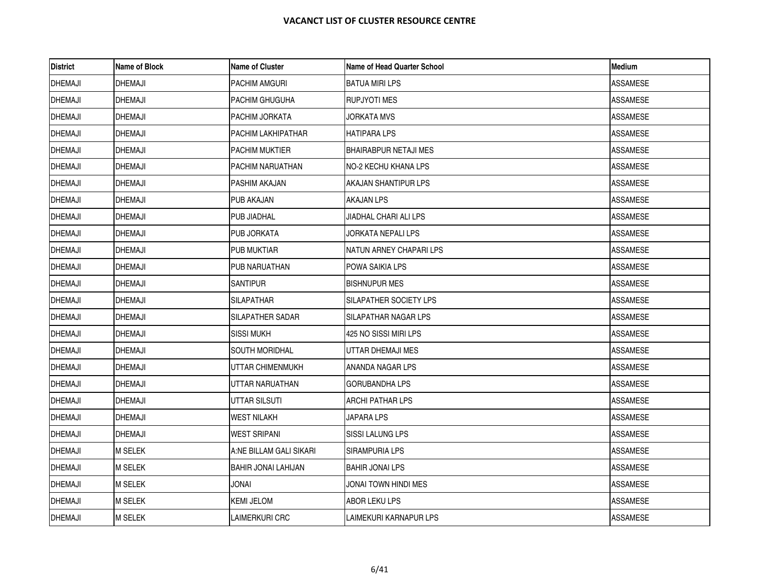**VACANCT LIST OF CLUSTER RESOURCE CENTRE**

| District | Name of Block | Name of Cluster | Name of Head Quarter School | Medium |
|---|---|---|---|---|
| DHEMAJI | DHEMAJI | PACHIM AMGURI | BATUA MIRI LPS | ASSAMESE |
| DHEMAJI | DHEMAJI | PACHIM GHUGUHA | RUPJYOTI MES | ASSAMESE |
| DHEMAJI | DHEMAJI | PACHIM JORKATA | JORKATA MVS | ASSAMESE |
| DHEMAJI | DHEMAJI | PACHIM LAKHIPATHAR | HATIPARA LPS | ASSAMESE |
| DHEMAJI | DHEMAJI | PACHIM MUKTIER | BHAIRABPUR NETAJI MES | ASSAMESE |
| DHEMAJI | DHEMAJI | PACHIM NARUATHAN | NO-2 KECHU KHANA LPS | ASSAMESE |
| DHEMAJI | DHEMAJI | PASHIM AKAJAN | AKAJAN SHANTIPUR LPS | ASSAMESE |
| DHEMAJI | DHEMAJI | PUB AKAJAN | AKAJAN LPS | ASSAMESE |
| DHEMAJI | DHEMAJI | PUB JIADHAL | JIADHAL CHARI ALI LPS | ASSAMESE |
| DHEMAJI | DHEMAJI | PUB JORKATA | JORKATA NEPALI LPS | ASSAMESE |
| DHEMAJI | DHEMAJI | PUB MUKTIAR | NATUN ARNEY CHAPARI LPS | ASSAMESE |
| DHEMAJI | DHEMAJI | PUB NARUATHAN | POWA SAIKIA LPS | ASSAMESE |
| DHEMAJI | DHEMAJI | SANTIPUR | BISHNUPUR MES | ASSAMESE |
| DHEMAJI | DHEMAJI | SILAPATHAR | SILAPATHER SOCIETY LPS | ASSAMESE |
| DHEMAJI | DHEMAJI | SILAPATHER SADAR | SILAPATHAR NAGAR LPS | ASSAMESE |
| DHEMAJI | DHEMAJI | SISSI MUKH | 425 NO SISSI MIRI LPS | ASSAMESE |
| DHEMAJI | DHEMAJI | SOUTH MORIDHAL | UTTAR DHEMAJI MES | ASSAMESE |
| DHEMAJI | DHEMAJI | UTTAR CHIMENMUKH | ANANDA NAGAR LPS | ASSAMESE |
| DHEMAJI | DHEMAJI | UTTAR NARUATHAN | GORUBANDHA LPS | ASSAMESE |
| DHEMAJI | DHEMAJI | UTTAR SILSUTI | ARCHI PATHAR LPS | ASSAMESE |
| DHEMAJI | DHEMAJI | WEST NILAKH | JAPARA LPS | ASSAMESE |
| DHEMAJI | DHEMAJI | WEST SRIPANI | SISSI LALUNG LPS | ASSAMESE |
| DHEMAJI | M SELEK | A:NE BILLAM GALI SIKARI | SIRAMPURIA LPS | ASSAMESE |
| DHEMAJI | M SELEK | BAHIR JONAI LAHIJAN | BAHIR JONAI LPS | ASSAMESE |
| DHEMAJI | M SELEK | JONAI | JONAI TOWN HINDI MES | ASSAMESE |
| DHEMAJI | M SELEK | KEMI JELOM | ABOR LEKU LPS | ASSAMESE |
| DHEMAJI | M SELEK | LAIMERKURI CRC | LAIMEKURI KARNAPUR LPS | ASSAMESE |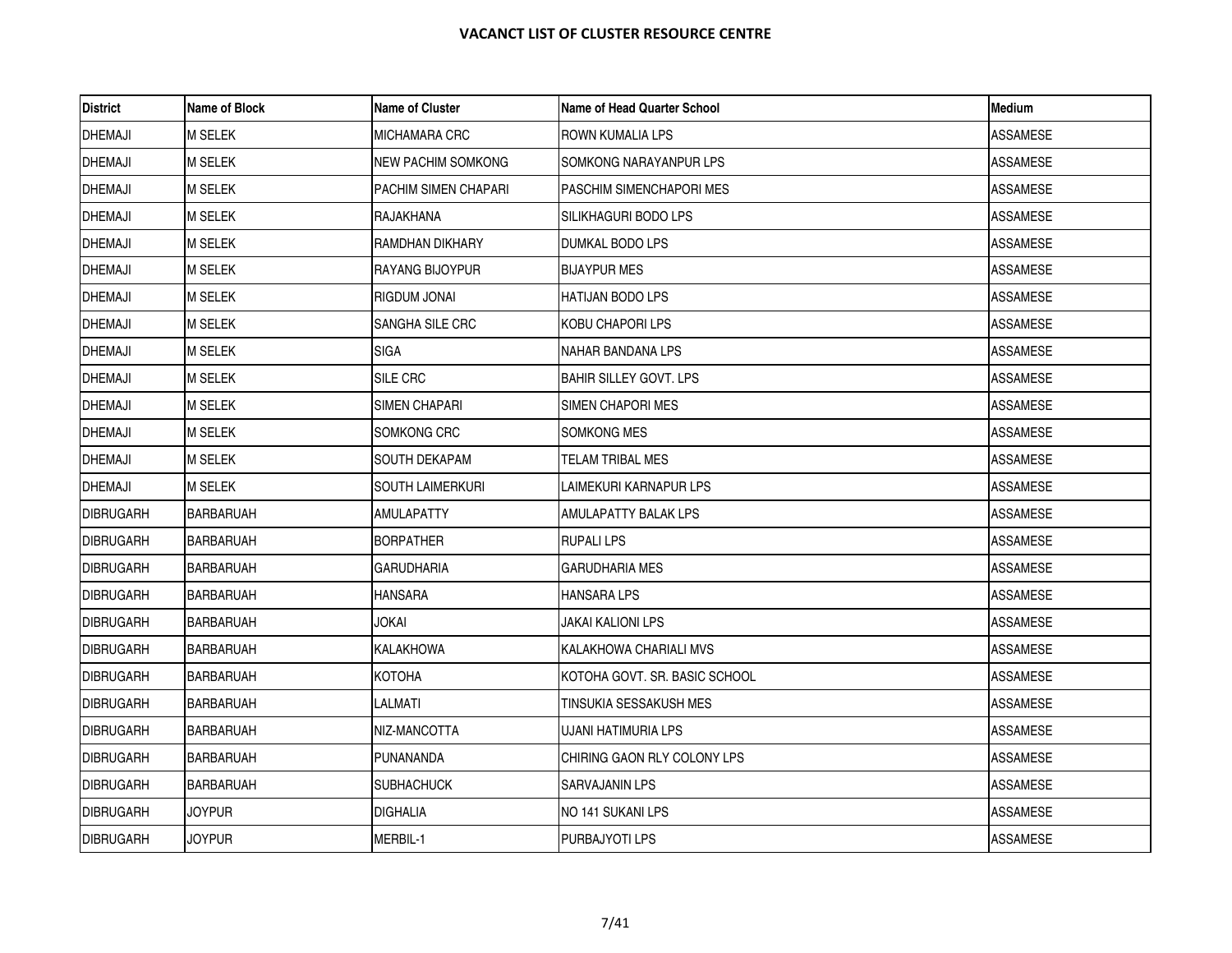**VACANCT LIST OF CLUSTER RESOURCE CENTRE**

| District | Name of Block | Name of Cluster | Name of Head Quarter School | Medium |
|---|---|---|---|---|
| DHEMAJI | M SELEK | MICHAMARA CRC | ROWN KUMALIA LPS | ASSAMESE |
| DHEMAJI | M SELEK | NEW PACHIM SOMKONG | SOMKONG NARAYANPUR LPS | ASSAMESE |
| DHEMAJI | M SELEK | PACHIM SIMEN CHAPARI | PASCHIM SIMENCHAPORI MES | ASSAMESE |
| DHEMAJI | M SELEK | RAJAKHANA | SILIKHAGURI BODO LPS | ASSAMESE |
| DHEMAJI | M SELEK | RAMDHAN DIKHARY | DUMKAL BODO LPS | ASSAMESE |
| DHEMAJI | M SELEK | RAYANG BIJOYPUR | BIJAYPUR MES | ASSAMESE |
| DHEMAJI | M SELEK | RIGDUM JONAI | HATIJAN BODO LPS | ASSAMESE |
| DHEMAJI | M SELEK | SANGHA SILE CRC | KOBU CHAPORI LPS | ASSAMESE |
| DHEMAJI | M SELEK | SIGA | NAHAR BANDANA LPS | ASSAMESE |
| DHEMAJI | M SELEK | SILE CRC | BAHIR SILLEY GOVT. LPS | ASSAMESE |
| DHEMAJI | M SELEK | SIMEN CHAPARI | SIMEN CHAPORI MES | ASSAMESE |
| DHEMAJI | M SELEK | SOMKONG CRC | SOMKONG MES | ASSAMESE |
| DHEMAJI | M SELEK | SOUTH DEKAPAM | TELAM TRIBAL MES | ASSAMESE |
| DHEMAJI | M SELEK | SOUTH LAIMERKURI | LAIMEKURI KARNAPUR LPS | ASSAMESE |
| DIBRUGARH | BARBARUAH | AMULAPATTY | AMULAPATTY BALAK LPS | ASSAMESE |
| DIBRUGARH | BARBARUAH | BORPATHER | RUPALI LPS | ASSAMESE |
| DIBRUGARH | BARBARUAH | GARUDHARIA | GARUDHARIA MES | ASSAMESE |
| DIBRUGARH | BARBARUAH | HANSARA | HANSARA LPS | ASSAMESE |
| DIBRUGARH | BARBARUAH | JOKAI | JAKAI KALIONI LPS | ASSAMESE |
| DIBRUGARH | BARBARUAH | KALAKHOWA | KALAKHOWA CHARIALI MVS | ASSAMESE |
| DIBRUGARH | BARBARUAH | KOTOHA | KOTOHA GOVT. SR. BASIC SCHOOL | ASSAMESE |
| DIBRUGARH | BARBARUAH | LALMATI | TINSUKIA SESSAKUSH MES | ASSAMESE |
| DIBRUGARH | BARBARUAH | NIZ-MANCOTTA | UJANI HATIMURIA LPS | ASSAMESE |
| DIBRUGARH | BARBARUAH | PUNANANDA | CHIRING GAON RLY COLONY LPS | ASSAMESE |
| DIBRUGARH | BARBARUAH | SUBHACHUCK | SARVAJANIN LPS | ASSAMESE |
| DIBRUGARH | JOYPUR | DIGHALIA | NO 141 SUKANI LPS | ASSAMESE |
| DIBRUGARH | JOYPUR | MERBIL-1 | PURBAJYOTI LPS | ASSAMESE |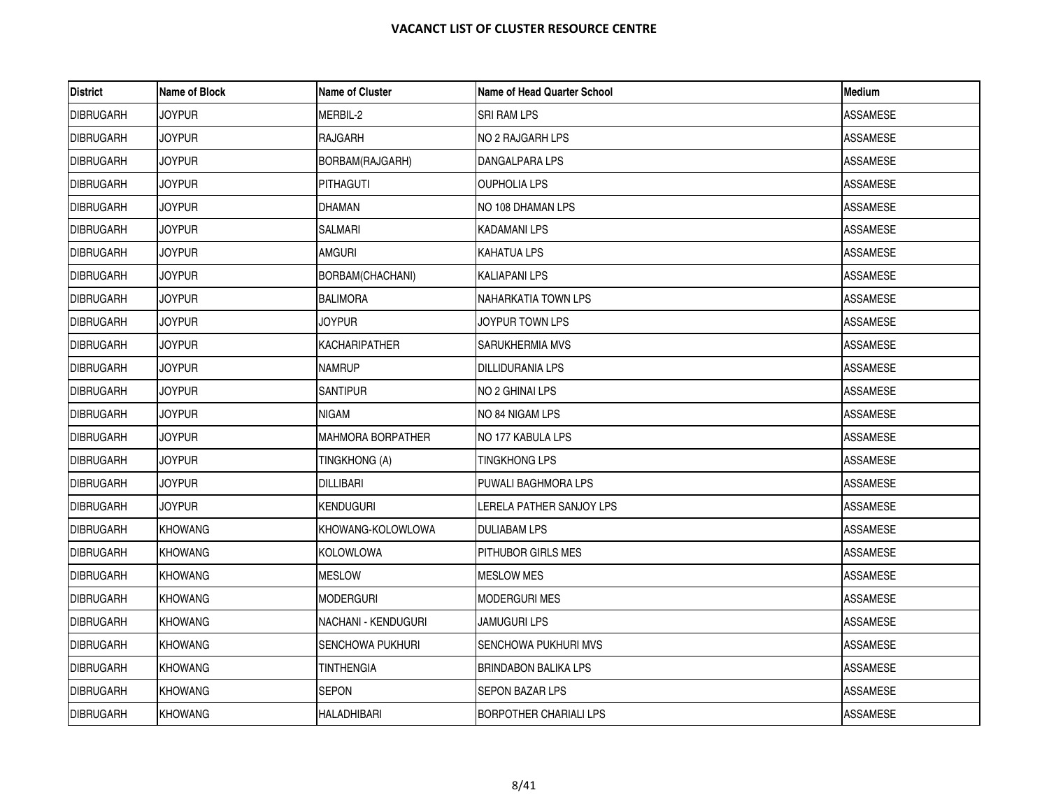**VACANCT LIST OF CLUSTER RESOURCE CENTRE**

| District | Name of Block | Name of Cluster | Name of Head Quarter School | Medium |
|---|---|---|---|---|
| DIBRUGARH | JOYPUR | MERBIL-2 | SRI RAM LPS | ASSAMESE |
| DIBRUGARH | JOYPUR | RAJGARH | NO 2 RAJGARH LPS | ASSAMESE |
| DIBRUGARH | JOYPUR | BORBAM(RAJGARH) | DANGALPARA LPS | ASSAMESE |
| DIBRUGARH | JOYPUR | PITHAGUTI | OUPHOLIA LPS | ASSAMESE |
| DIBRUGARH | JOYPUR | DHAMAN | NO 108 DHAMAN LPS | ASSAMESE |
| DIBRUGARH | JOYPUR | SALMARI | KADAMANI LPS | ASSAMESE |
| DIBRUGARH | JOYPUR | AMGURI | KAHATUA LPS | ASSAMESE |
| DIBRUGARH | JOYPUR | BORBAM(CHACHANI) | KALIAPANI LPS | ASSAMESE |
| DIBRUGARH | JOYPUR | BALIMORA | NAHARKATIA TOWN LPS | ASSAMESE |
| DIBRUGARH | JOYPUR | JOYPUR | JOYPUR TOWN LPS | ASSAMESE |
| DIBRUGARH | JOYPUR | KACHARIPATHER | SARUKHERMIA MVS | ASSAMESE |
| DIBRUGARH | JOYPUR | NAMRUP | DILLIDURANIA LPS | ASSAMESE |
| DIBRUGARH | JOYPUR | SANTIPUR | NO 2 GHINAI LPS | ASSAMESE |
| DIBRUGARH | JOYPUR | NIGAM | NO 84 NIGAM LPS | ASSAMESE |
| DIBRUGARH | JOYPUR | MAHMORA BORPATHER | NO 177 KABULA LPS | ASSAMESE |
| DIBRUGARH | JOYPUR | TINGKHONG (A) | TINGKHONG LPS | ASSAMESE |
| DIBRUGARH | JOYPUR | DILLIBARI | PUWALI BAGHMORA LPS | ASSAMESE |
| DIBRUGARH | JOYPUR | KENDUGURI | LERELA PATHER SANJOY LPS | ASSAMESE |
| DIBRUGARH | KHOWANG | KHOWANG-KOLOWLOWA | DULIABAM LPS | ASSAMESE |
| DIBRUGARH | KHOWANG | KOLOWLOWA | PITHUBOR GIRLS MES | ASSAMESE |
| DIBRUGARH | KHOWANG | MESLOW | MESLOW MES | ASSAMESE |
| DIBRUGARH | KHOWANG | MODERGURI | MODERGURI MES | ASSAMESE |
| DIBRUGARH | KHOWANG | NACHANI - KENDUGURI | JAMUGURI LPS | ASSAMESE |
| DIBRUGARH | KHOWANG | SENCHOWA PUKHURI | SENCHOWA PUKHURI MVS | ASSAMESE |
| DIBRUGARH | KHOWANG | TINTHENGIA | BRINDABON BALIKA LPS | ASSAMESE |
| DIBRUGARH | KHOWANG | SEPON | SEPON BAZAR LPS | ASSAMESE |
| DIBRUGARH | KHOWANG | HALADHIBARI | BORPOTHER CHARIALI LPS | ASSAMESE |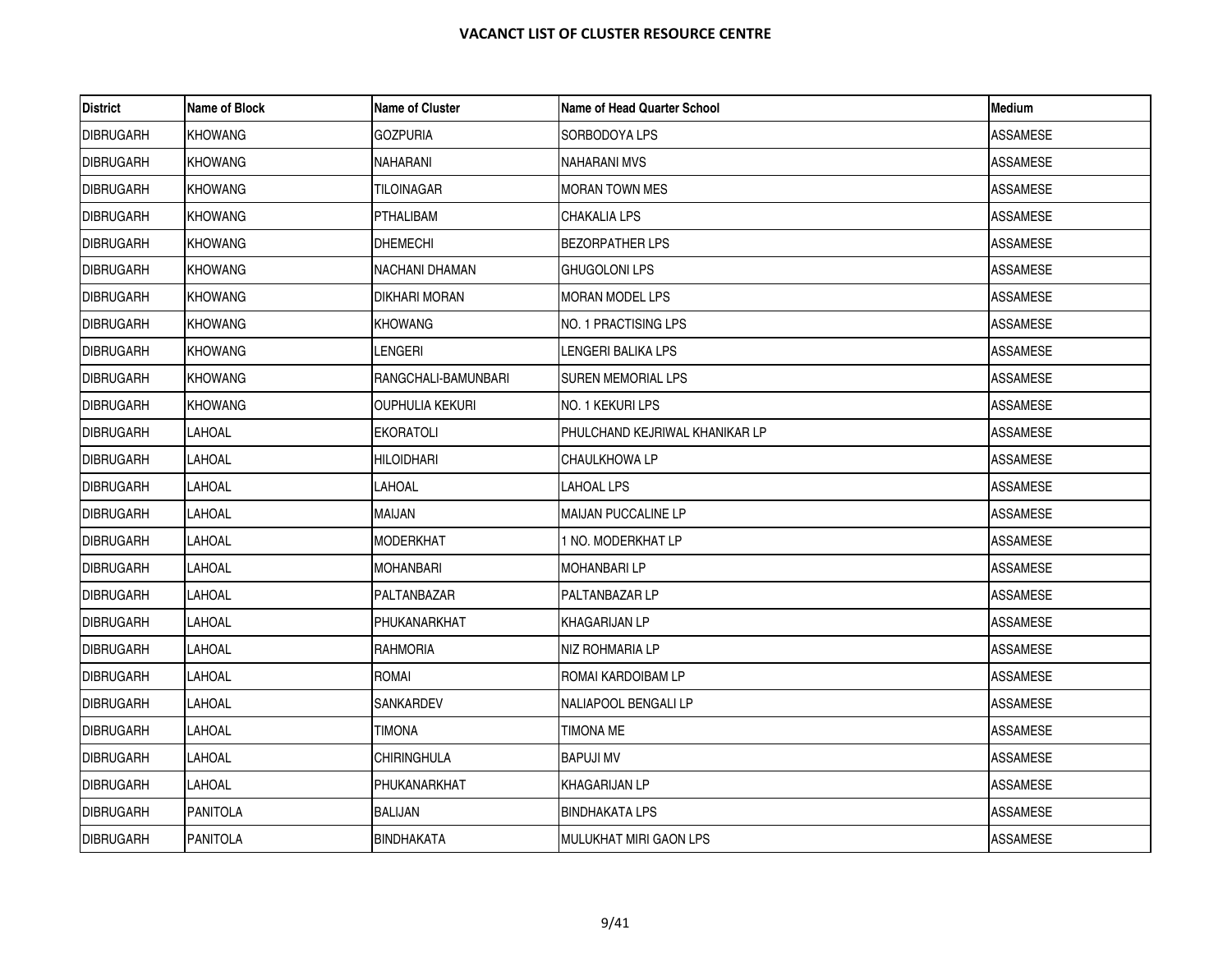**VACANCT LIST OF CLUSTER RESOURCE CENTRE**

| District | Name of Block | Name of Cluster | Name of Head Quarter School | Medium |
|---|---|---|---|---|
| DIBRUGARH | KHOWANG | GOZPURIA | SORBODOYA LPS | ASSAMESE |
| DIBRUGARH | KHOWANG | NAHARANI | NAHARANI MVS | ASSAMESE |
| DIBRUGARH | KHOWANG | TILOINAGAR | MORAN TOWN MES | ASSAMESE |
| DIBRUGARH | KHOWANG | PTHALIBAM | CHAKALIA LPS | ASSAMESE |
| DIBRUGARH | KHOWANG | DHEMECHI | BEZORPATHER LPS | ASSAMESE |
| DIBRUGARH | KHOWANG | NACHANI DHAMAN | GHUGOLONI LPS | ASSAMESE |
| DIBRUGARH | KHOWANG | DIKHARI MORAN | MORAN MODEL LPS | ASSAMESE |
| DIBRUGARH | KHOWANG | KHOWANG | NO. 1 PRACTISING LPS | ASSAMESE |
| DIBRUGARH | KHOWANG | LENGERI | LENGERI BALIKA LPS | ASSAMESE |
| DIBRUGARH | KHOWANG | RANGCHALI-BAMUNBARI | SUREN MEMORIAL LPS | ASSAMESE |
| DIBRUGARH | KHOWANG | OUPHULIA KEKURI | NO. 1 KEKURI LPS | ASSAMESE |
| DIBRUGARH | LAHOAL | EKORATOLI | PHULCHAND KEJRIWAL KHANIKAR LP | ASSAMESE |
| DIBRUGARH | LAHOAL | HILOIDHARI | CHAULKHOWA LP | ASSAMESE |
| DIBRUGARH | LAHOAL | LAHOAL | LAHOAL LPS | ASSAMESE |
| DIBRUGARH | LAHOAL | MAIJAN | MAIJAN PUCCALINE LP | ASSAMESE |
| DIBRUGARH | LAHOAL | MODERKHAT | 1 NO. MODERKHAT LP | ASSAMESE |
| DIBRUGARH | LAHOAL | MOHANBARI | MOHANBARI LP | ASSAMESE |
| DIBRUGARH | LAHOAL | PALTANBAZAR | PALTANBAZAR LP | ASSAMESE |
| DIBRUGARH | LAHOAL | PHUKANARKHAT | KHAGARIJAN LP | ASSAMESE |
| DIBRUGARH | LAHOAL | RAHMORIA | NIZ ROHMARIA LP | ASSAMESE |
| DIBRUGARH | LAHOAL | ROMAI | ROMAI KARDOIBAM LP | ASSAMESE |
| DIBRUGARH | LAHOAL | SANKARDEV | NALIAPOOL BENGALI LP | ASSAMESE |
| DIBRUGARH | LAHOAL | TIMONA | TIMONA ME | ASSAMESE |
| DIBRUGARH | LAHOAL | CHIRINGHULA | BAPUJI MV | ASSAMESE |
| DIBRUGARH | LAHOAL | PHUKANARKHAT | KHAGARIJAN LP | ASSAMESE |
| DIBRUGARH | PANITOLA | BALIJAN | BINDHAKATA LPS | ASSAMESE |
| DIBRUGARH | PANITOLA | BINDHAKATA | MULUKHAT MIRI GAON LPS | ASSAMESE |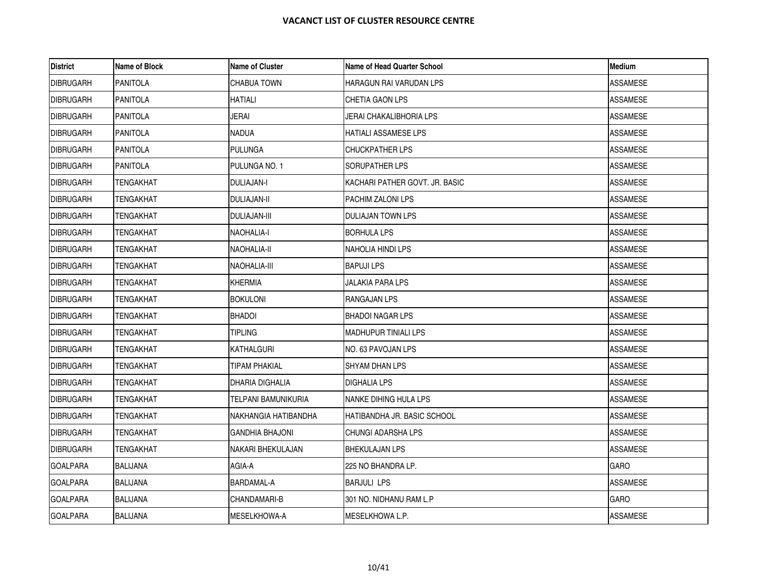# VACANCT LIST OF CLUSTER RESOURCE CENTRE

| District | Name of Block | Name of Cluster | Name of Head Quarter School | Medium |
|---|---|---|---|---|
| DIBRUGARH | PANITOLA | CHABUA TOWN | HARAGUN RAI VARUDAN LPS | ASSAMESE |
| DIBRUGARH | PANITOLA | HATIALI | CHETIA GAON LPS | ASSAMESE |
| DIBRUGARH | PANITOLA | JERAI | JERAI CHAKALIBHORIA LPS | ASSAMESE |
| DIBRUGARH | PANITOLA | NADUA | HATIALI ASSAMESE LPS | ASSAMESE |
| DIBRUGARH | PANITOLA | PULUNGA | CHUCKPATHER LPS | ASSAMESE |
| DIBRUGARH | PANITOLA | PULUNGA NO. 1 | SORUPATHER LPS | ASSAMESE |
| DIBRUGARH | TENGAKHAT | DULIAJAN-I | KACHARI PATHER GOVT. JR. BASIC | ASSAMESE |
| DIBRUGARH | TENGAKHAT | DULIAJAN-II | PACHIM ZALONI LPS | ASSAMESE |
| DIBRUGARH | TENGAKHAT | DULIAJAN-III | DULIAJAN TOWN LPS | ASSAMESE |
| DIBRUGARH | TENGAKHAT | NAOHALIA-I | BORHULA LPS | ASSAMESE |
| DIBRUGARH | TENGAKHAT | NAOHALIA-II | NAHOLIA HINDI LPS | ASSAMESE |
| DIBRUGARH | TENGAKHAT | NAOHALIA-III | BAPUJI LPS | ASSAMESE |
| DIBRUGARH | TENGAKHAT | KHERMIA | JALAKIA PARA LPS | ASSAMESE |
| DIBRUGARH | TENGAKHAT | BOKULONI | RANGAJAN LPS | ASSAMESE |
| DIBRUGARH | TENGAKHAT | BHADOI | BHADOI NAGAR LPS | ASSAMESE |
| DIBRUGARH | TENGAKHAT | TIPLING | MADHUPUR TINIALI LPS | ASSAMESE |
| DIBRUGARH | TENGAKHAT | KATHALGURI | NO. 63 PAVOJAN LPS | ASSAMESE |
| DIBRUGARH | TENGAKHAT | TIPAM PHAKIAL | SHYAM DHAN LPS | ASSAMESE |
| DIBRUGARH | TENGAKHAT | DHARIA DIGHALIA | DIGHALIA LPS | ASSAMESE |
| DIBRUGARH | TENGAKHAT | TELPANI BAMUNIKURIA | NANKE DIHING HULA LPS | ASSAMESE |
| DIBRUGARH | TENGAKHAT | NAKHANGIA HATIBANDHA | HATIBANDHA JR. BASIC SCHOOL | ASSAMESE |
| DIBRUGARH | TENGAKHAT | GANDHIA BHAJONI | CHUNGI ADARSHA LPS | ASSAMESE |
| DIBRUGARH | TENGAKHAT | NAKARI BHEKULAJAN | BHEKULAJAN LPS | ASSAMESE |
| GOALPARA | BALIJANA | AGIA-A | 225 NO BHANDRA LP. | GARO |
| GOALPARA | BALIJANA | BARDAMAL-A | BARJULI LPS | ASSAMESE |
| GOALPARA | BALIJANA | CHANDAMARI-B | 301 NO. NIDHANU RAM L.P | GARO |
| GOALPARA | BALIJANA | MESELKHOWA-A | MESELKHOWA L.P. | ASSAMESE |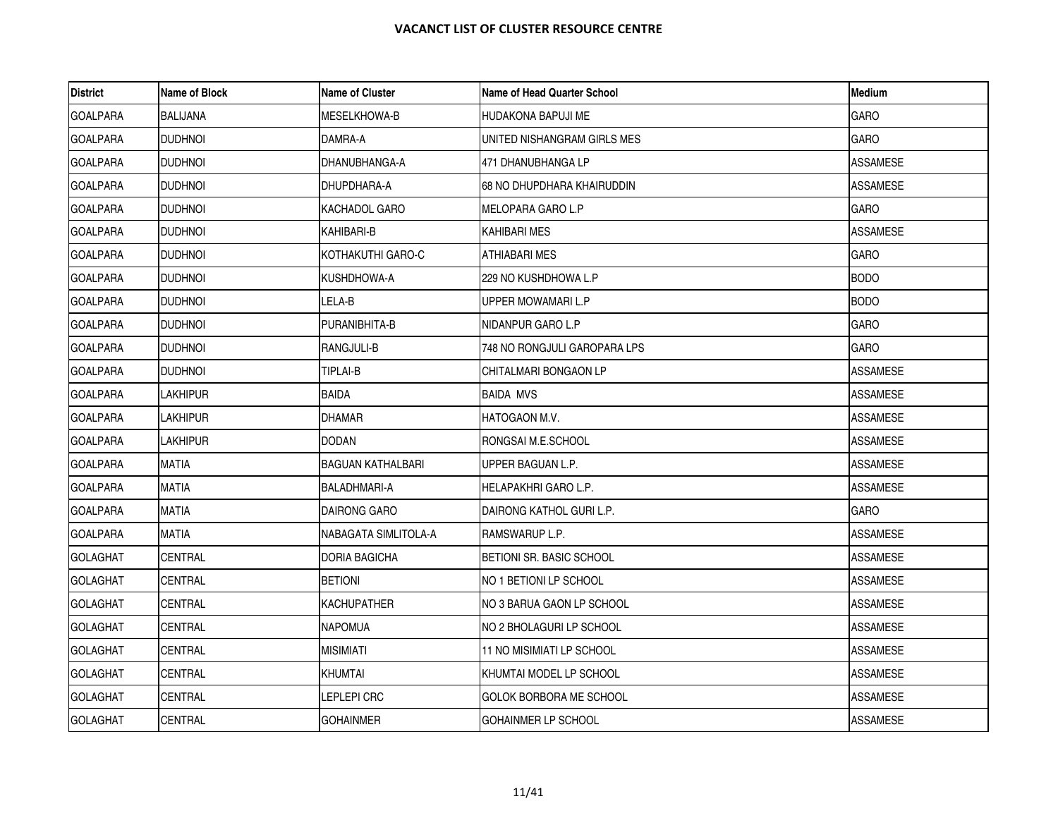## VACANCT LIST OF CLUSTER RESOURCE CENTRE

| District | Name of Block | Name of Cluster | Name of Head Quarter School | Medium |
|---|---|---|---|---|
| GOALPARA | BALIJANA | MESELKHOWA-B | HUDAKONA BAPUJI ME | GARO |
| GOALPARA | DUDHNOI | DAMRA-A | UNITED NISHANGRAM GIRLS MES | GARO |
| GOALPARA | DUDHNOI | DHANUBHANGA-A | 471 DHANUBHANGA LP | ASSAMESE |
| GOALPARA | DUDHNOI | DHUPDHARA-A | 68 NO DHUPDHARA KHAIRUDDIN | ASSAMESE |
| GOALPARA | DUDHNOI | KACHADOL GARO | MELOPARA GARO L.P | GARO |
| GOALPARA | DUDHNOI | KAHIBARI-B | KAHIBARI MES | ASSAMESE |
| GOALPARA | DUDHNOI | KOTHAKUTHI GARO-C | ATHIABARI MES | GARO |
| GOALPARA | DUDHNOI | KUSHDHOWA-A | 229 NO KUSHDHOWA L.P | BODO |
| GOALPARA | DUDHNOI | LELA-B | UPPER MOWAMARI L.P | BODO |
| GOALPARA | DUDHNOI | PURANIBHITA-B | NIDANPUR GARO L.P | GARO |
| GOALPARA | DUDHNOI | RANGJULI-B | 748 NO RONGJULI GAROPARA LPS | GARO |
| GOALPARA | DUDHNOI | TIPLAI-B | CHITALMARI BONGAON LP | ASSAMESE |
| GOALPARA | LAKHIPUR | BAIDA | BAIDA MVS | ASSAMESE |
| GOALPARA | LAKHIPUR | DHAMAR | HATOGAON M.V. | ASSAMESE |
| GOALPARA | LAKHIPUR | DODAN | RONGSAI M.E.SCHOOL | ASSAMESE |
| GOALPARA | MATIA | BAGUAN KATHALBARI | UPPER BAGUAN L.P. | ASSAMESE |
| GOALPARA | MATIA | BALADHMARI-A | HELAPAKHRI GARO L.P. | ASSAMESE |
| GOALPARA | MATIA | DAIRONG GARO | DAIRONG KATHOL GURI L.P. | GARO |
| GOALPARA | MATIA | NABAGATA SIMLITOLA-A | RAMSWARUP L.P. | ASSAMESE |
| GOLAGHAT | CENTRAL | DORIA BAGICHA | BETIONI SR. BASIC SCHOOL | ASSAMESE |
| GOLAGHAT | CENTRAL | BETIONI | NO 1 BETIONI LP SCHOOL | ASSAMESE |
| GOLAGHAT | CENTRAL | KACHUPATHER | NO 3 BARUA GAON LP SCHOOL | ASSAMESE |
| GOLAGHAT | CENTRAL | NAPOMUA | NO 2 BHOLAGURI LP SCHOOL | ASSAMESE |
| GOLAGHAT | CENTRAL | MISIMIATI | 11 NO MISIMIATI LP SCHOOL | ASSAMESE |
| GOLAGHAT | CENTRAL | KHUMTAI | KHUMTAI MODEL LP SCHOOL | ASSAMESE |
| GOLAGHAT | CENTRAL | LEPLEPI CRC | GOLOK BORBORA ME SCHOOL | ASSAMESE |
| GOLAGHAT | CENTRAL | GOHAINMER | GOHAINMER LP SCHOOL | ASSAMESE |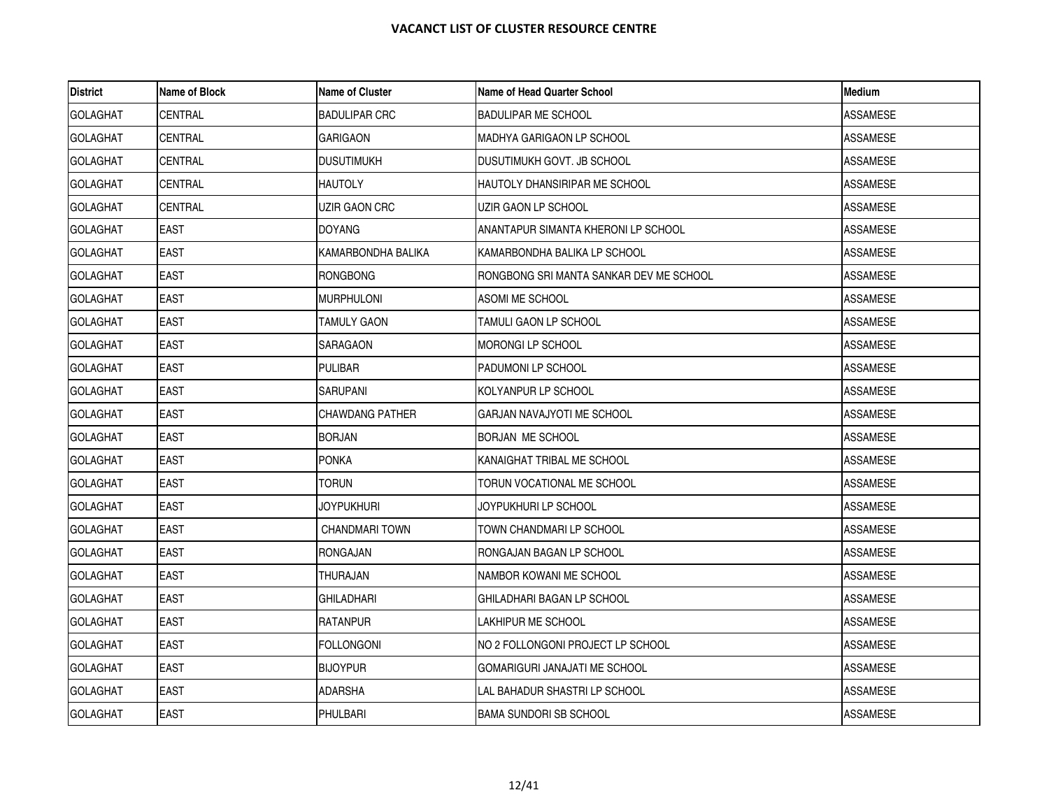# VACANCT LIST OF CLUSTER RESOURCE CENTRE

| District | Name of Block | Name of Cluster | Name of Head Quarter School | Medium |
|---|---|---|---|---|
| GOLAGHAT | CENTRAL | BADULIPAR CRC | BADULIPAR ME SCHOOL | ASSAMESE |
| GOLAGHAT | CENTRAL | GARIGAON | MADHYA GARIGAON LP SCHOOL | ASSAMESE |
| GOLAGHAT | CENTRAL | DUSUTIMUKH | DUSUTIMUKH GOVT. JB SCHOOL | ASSAMESE |
| GOLAGHAT | CENTRAL | HAUTOLY | HAUTOLY DHANSIRIPAR ME SCHOOL | ASSAMESE |
| GOLAGHAT | CENTRAL | UZIR GAON CRC | UZIR GAON LP SCHOOL | ASSAMESE |
| GOLAGHAT | EAST | DOYANG | ANANTAPUR SIMANTA KHERONI LP SCHOOL | ASSAMESE |
| GOLAGHAT | EAST | KAMARBONDHA BALIKA | KAMARBONDHA BALIKA LP SCHOOL | ASSAMESE |
| GOLAGHAT | EAST | RONGBONG | RONGBONG SRI MANTA SANKAR DEV ME SCHOOL | ASSAMESE |
| GOLAGHAT | EAST | MURPHULONI | ASOMI ME SCHOOL | ASSAMESE |
| GOLAGHAT | EAST | TAMULY GAON | TAMULI GAON LP SCHOOL | ASSAMESE |
| GOLAGHAT | EAST | SARAGAON | MORONGI LP SCHOOL | ASSAMESE |
| GOLAGHAT | EAST | PULIBAR | PADUMONI LP SCHOOL | ASSAMESE |
| GOLAGHAT | EAST | SARUPANI | KOLYANPUR LP SCHOOL | ASSAMESE |
| GOLAGHAT | EAST | CHAWDANG PATHER | GARJAN NAVAJYOTI ME SCHOOL | ASSAMESE |
| GOLAGHAT | EAST | BORJAN | BORJAN ME SCHOOL | ASSAMESE |
| GOLAGHAT | EAST | PONKA | KANAIGHAT TRIBAL ME SCHOOL | ASSAMESE |
| GOLAGHAT | EAST | TORUN | TORUN VOCATIONAL ME SCHOOL | ASSAMESE |
| GOLAGHAT | EAST | JOYPUKHURI | JOYPUKHURI LP SCHOOL | ASSAMESE |
| GOLAGHAT | EAST | CHANDMARI TOWN | TOWN CHANDMARI LP SCHOOL | ASSAMESE |
| GOLAGHAT | EAST | RONGAJAN | RONGAJAN BAGAN LP SCHOOL | ASSAMESE |
| GOLAGHAT | EAST | THURAJAN | NAMBOR KOWANI ME SCHOOL | ASSAMESE |
| GOLAGHAT | EAST | GHILADHARI | GHILADHARI BAGAN LP SCHOOL | ASSAMESE |
| GOLAGHAT | EAST | RATANPUR | LAKHIPUR ME SCHOOL | ASSAMESE |
| GOLAGHAT | EAST | FOLLONGONI | NO 2 FOLLONGONI PROJECT LP SCHOOL | ASSAMESE |
| GOLAGHAT | EAST | BIJOYPUR | GOMARIGURI JANAJATI ME SCHOOL | ASSAMESE |
| GOLAGHAT | EAST | ADARSHA | LAL BAHADUR SHASTRI LP SCHOOL | ASSAMESE |
| GOLAGHAT | EAST | PHULBARI | BAMA SUNDORI SB SCHOOL | ASSAMESE |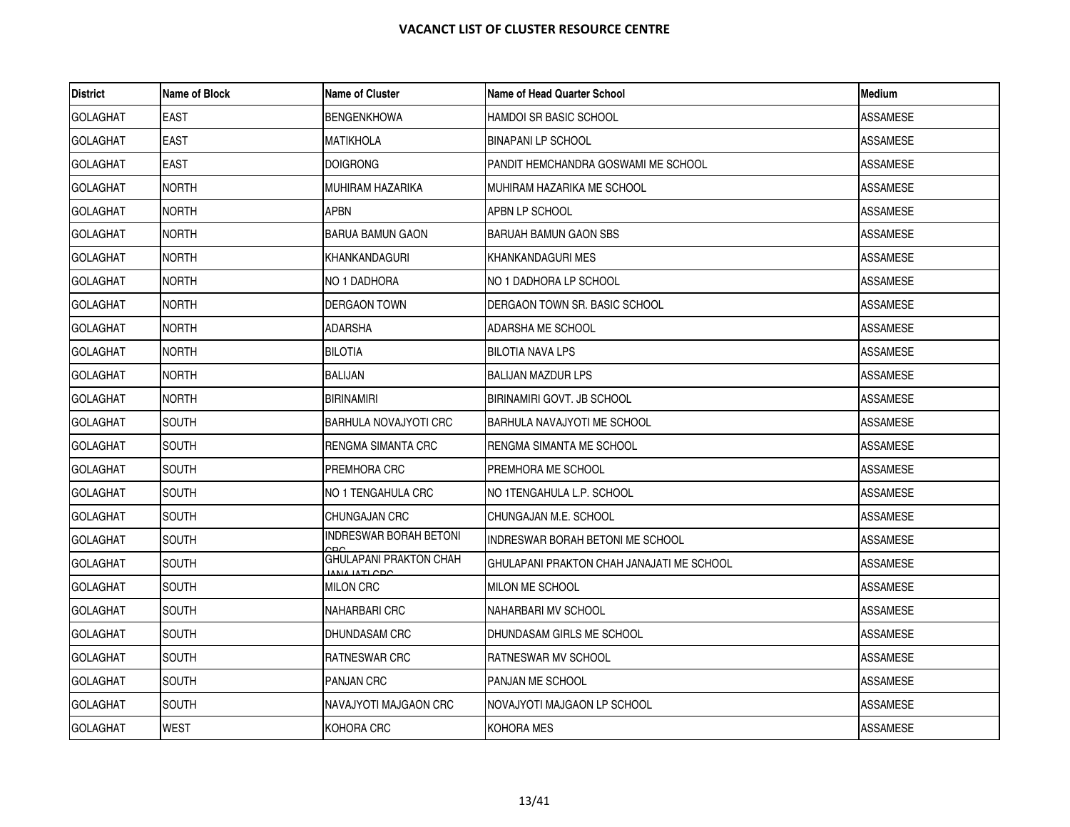# VACANCT LIST OF CLUSTER RESOURCE CENTRE

| District | Name of Block | Name of Cluster | Name of Head Quarter School | Medium |
|---|---|---|---|---|
| GOLAGHAT | EAST | BENGENKHOWA | HAMDOI SR BASIC SCHOOL | ASSAMESE |
| GOLAGHAT | EAST | MATIKHOLA | BINAPANI LP SCHOOL | ASSAMESE |
| GOLAGHAT | EAST | DOIGRONG | PANDIT HEMCHANDRA GOSWAMI ME SCHOOL | ASSAMESE |
| GOLAGHAT | NORTH | MUHIRAM HAZARIKA | MUHIRAM HAZARIKA ME SCHOOL | ASSAMESE |
| GOLAGHAT | NORTH | APBN | APBN LP SCHOOL | ASSAMESE |
| GOLAGHAT | NORTH | BARUA BAMUN GAON | BARUAH BAMUN GAON SBS | ASSAMESE |
| GOLAGHAT | NORTH | KHANKANDAGURI | KHANKANDAGURI MES | ASSAMESE |
| GOLAGHAT | NORTH | NO 1 DADHORA | NO 1 DADHORA LP SCHOOL | ASSAMESE |
| GOLAGHAT | NORTH | DERGAON TOWN | DERGAON TOWN SR. BASIC SCHOOL | ASSAMESE |
| GOLAGHAT | NORTH | ADARSHA | ADARSHA ME SCHOOL | ASSAMESE |
| GOLAGHAT | NORTH | BILOTIA | BILOTIA NAVA LPS | ASSAMESE |
| GOLAGHAT | NORTH | BALIJAN | BALIJAN MAZDUR LPS | ASSAMESE |
| GOLAGHAT | NORTH | BIRINAMIRI | BIRINAMIRI GOVT. JB SCHOOL | ASSAMESE |
| GOLAGHAT | SOUTH | BARHULA NOVAJYOTI CRC | BARHULA NAVAJYOTI ME SCHOOL | ASSAMESE |
| GOLAGHAT | SOUTH | RENGMA SIMANTA CRC | RENGMA SIMANTA ME SCHOOL | ASSAMESE |
| GOLAGHAT | SOUTH | PREMHORA CRC | PREMHORA ME SCHOOL | ASSAMESE |
| GOLAGHAT | SOUTH | NO 1 TENGAHULA CRC | NO 1TENGAHULA L.P. SCHOOL | ASSAMESE |
| GOLAGHAT | SOUTH | CHUNGAJAN CRC | CHUNGAJAN M.E. SCHOOL | ASSAMESE |
| GOLAGHAT | SOUTH | INDRESWAR BORAH BETONI CRC | INDRESWAR BORAH BETONI ME SCHOOL | ASSAMESE |
| GOLAGHAT | SOUTH | GHULAPANI PRAKTON CHAH JANAJATI CRC | GHULAPANI PRAKTON CHAH JANAJATI ME SCHOOL | ASSAMESE |
| GOLAGHAT | SOUTH | MILON CRC | MILON ME SCHOOL | ASSAMESE |
| GOLAGHAT | SOUTH | NAHARBARI CRC | NAHARBARI MV SCHOOL | ASSAMESE |
| GOLAGHAT | SOUTH | DHUNDASAM CRC | DHUNDASAM GIRLS ME SCHOOL | ASSAMESE |
| GOLAGHAT | SOUTH | RATNESWAR CRC | RATNESWAR MV SCHOOL | ASSAMESE |
| GOLAGHAT | SOUTH | PANJAN CRC | PANJAN ME SCHOOL | ASSAMESE |
| GOLAGHAT | SOUTH | NAVAJYOTI MAJGAON CRC | NOVAJYOTI MAJGAON LP SCHOOL | ASSAMESE |
| GOLAGHAT | WEST | KOHORA CRC | KOHORA MES | ASSAMESE |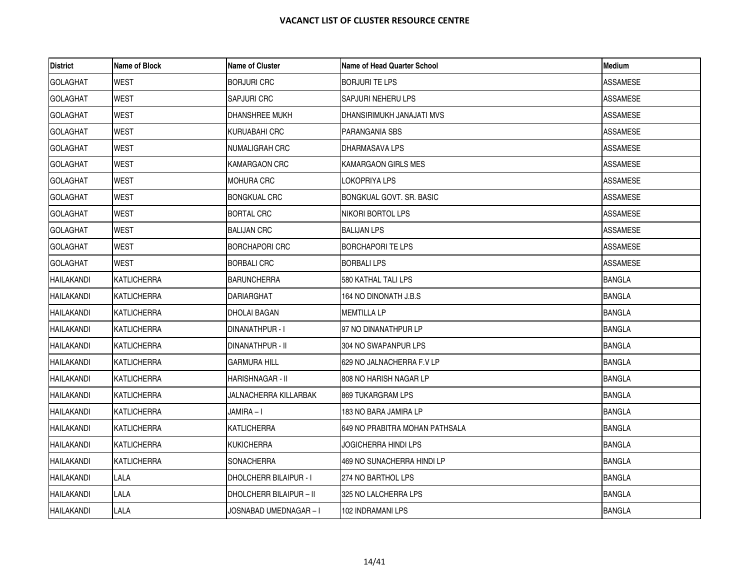# VACANCT LIST OF CLUSTER RESOURCE CENTRE

| District | Name of Block | Name of Cluster | Name of Head Quarter School | Medium |
|---|---|---|---|---|
| GOLAGHAT | WEST | BORJURI CRC | BORJURI TE LPS | ASSAMESE |
| GOLAGHAT | WEST | SAPJURI CRC | SAPJURI NEHERU LPS | ASSAMESE |
| GOLAGHAT | WEST | DHANSHREE MUKH | DHANSIRIMUKH JANAJATI MVS | ASSAMESE |
| GOLAGHAT | WEST | KURUABAHI CRC | PARANGANIA SBS | ASSAMESE |
| GOLAGHAT | WEST | NUMALIGRAH CRC | DHARMASAVA LPS | ASSAMESE |
| GOLAGHAT | WEST | KAMARGAON CRC | KAMARGAON GIRLS MES | ASSAMESE |
| GOLAGHAT | WEST | MOHURA CRC | LOKOPRIYA LPS | ASSAMESE |
| GOLAGHAT | WEST | BONGKUAL CRC | BONGKUAL GOVT. SR. BASIC | ASSAMESE |
| GOLAGHAT | WEST | BORTAL CRC | NIKORI BORTOL LPS | ASSAMESE |
| GOLAGHAT | WEST | BALIJAN CRC | BALIJAN LPS | ASSAMESE |
| GOLAGHAT | WEST | BORCHAPORI CRC | BORCHAPORI TE LPS | ASSAMESE |
| GOLAGHAT | WEST | BORBALI CRC | BORBALI LPS | ASSAMESE |
| HAILAKANDI | KATLICHERRA | BARUNCHERRA | 580 KATHAL TALI LPS | BANGLA |
| HAILAKANDI | KATLICHERRA | DARIARGHAT | 164 NO DINONATH J.B.S | BANGLA |
| HAILAKANDI | KATLICHERRA | DHOLAI BAGAN | MEMTILLA LP | BANGLA |
| HAILAKANDI | KATLICHERRA | DINANATHPUR - I | 97 NO DINANATHPUR LP | BANGLA |
| HAILAKANDI | KATLICHERRA | DINANATHPUR - II | 304 NO SWAPANPUR LPS | BANGLA |
| HAILAKANDI | KATLICHERRA | GARMURA HILL | 629 NO JALNACHERRA F.V LP | BANGLA |
| HAILAKANDI | KATLICHERRA | HARISHNAGAR - II | 808 NO HARISH NAGAR LP | BANGLA |
| HAILAKANDI | KATLICHERRA | JALNACHERRA KILLARBAK | 869 TUKARGRAM LPS | BANGLA |
| HAILAKANDI | KATLICHERRA | JAMIRA – I | 183 NO BARA JAMIRA LP | BANGLA |
| HAILAKANDI | KATLICHERRA | KATLICHERRA | 649 NO PRABITRA MOHAN PATHSALA | BANGLA |
| HAILAKANDI | KATLICHERRA | KUKICHERRA | JOGICHERRA HINDI LPS | BANGLA |
| HAILAKANDI | KATLICHERRA | SONACHERRA | 469 NO SUNACHERRA HINDI LP | BANGLA |
| HAILAKANDI | LALA | DHOLCHERR BILAIPUR - I | 274 NO BARTHOL LPS | BANGLA |
| HAILAKANDI | LALA | DHOLCHERR BILAIPUR – II | 325 NO LALCHERRA LPS | BANGLA |
| HAILAKANDI | LALA | JOSNABAD UMEDNAGAR – I | 102 INDRAMANI LPS | BANGLA |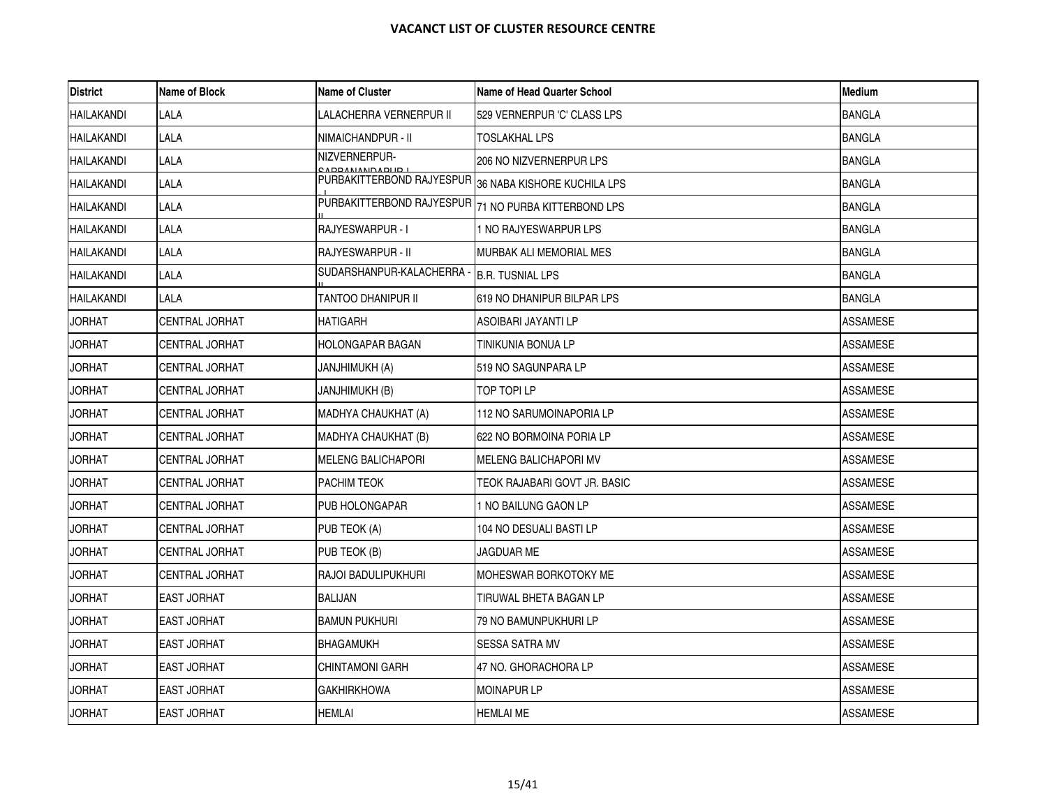# VACANCT LIST OF CLUSTER RESOURCE CENTRE

| District | Name of Block | Name of Cluster | Name of Head Quarter School | Medium |
|---|---|---|---|---|
| HAILAKANDI | LALA | LALACHERRA VERNERPUR II | 529 VERNERPUR 'C' CLASS LPS | BANGLA |
| HAILAKANDI | LALA | NIMAICHANDPUR - II | TOSLAKHAL LPS | BANGLA |
| HAILAKANDI | LALA | NIZVERNERPUR-SARBANANDAPUR I | 206 NO NIZVERNERPUR LPS | BANGLA |
| HAILAKANDI | LALA | PURBAKITTERBOND RAJYESPUR I | 36 NABA KISHORE KUCHILA LPS | BANGLA |
| HAILAKANDI | LALA | PURBAKITTERBOND RAJYESPUR II | 71 NO PURBA KITTERBOND LPS | BANGLA |
| HAILAKANDI | LALA | RAJYESWARPUR - I | 1 NO RAJYESWARPUR LPS | BANGLA |
| HAILAKANDI | LALA | RAJYESWARPUR - II | MURBAK ALI MEMORIAL MES | BANGLA |
| HAILAKANDI | LALA | SUDARSHANPUR-KALACHERRA - II | B.R. TUSNIAL LPS | BANGLA |
| HAILAKANDI | LALA | TANTOO DHANIPUR II | 619 NO DHANIPUR BILPAR LPS | BANGLA |
| JORHAT | CENTRAL JORHAT | HATIGARH | ASOIBARI JAYANTI LP | ASSAMESE |
| JORHAT | CENTRAL JORHAT | HOLONGAPAR BAGAN | TINIKUNIA BONUA LP | ASSAMESE |
| JORHAT | CENTRAL JORHAT | JANJHIMUKH (A) | 519 NO SAGUNPARA LP | ASSAMESE |
| JORHAT | CENTRAL JORHAT | JANJHIMUKH (B) | TOP TOPI LP | ASSAMESE |
| JORHAT | CENTRAL JORHAT | MADHYA CHAUKHAT (A) | 112 NO SARUMOINAPORIA LP | ASSAMESE |
| JORHAT | CENTRAL JORHAT | MADHYA CHAUKHAT (B) | 622 NO BORMOINA PORIA LP | ASSAMESE |
| JORHAT | CENTRAL JORHAT | MELENG BALICHAPORI | MELENG BALICHAPORI MV | ASSAMESE |
| JORHAT | CENTRAL JORHAT | PACHIM TEOK | TEOK RAJABARI GOVT JR. BASIC | ASSAMESE |
| JORHAT | CENTRAL JORHAT | PUB HOLONGAPAR | 1 NO BAILUNG GAON LP | ASSAMESE |
| JORHAT | CENTRAL JORHAT | PUB TEOK (A) | 104 NO DESUALI BASTI LP | ASSAMESE |
| JORHAT | CENTRAL JORHAT | PUB TEOK (B) | JAGDUAR ME | ASSAMESE |
| JORHAT | CENTRAL JORHAT | RAJOI BADULIPUKHURI | MOHESWAR BORKOTOKY ME | ASSAMESE |
| JORHAT | EAST JORHAT | BALIJAN | TIRUWAL BHETA BAGAN LP | ASSAMESE |
| JORHAT | EAST JORHAT | BAMUN PUKHURI | 79 NO BAMUNPUKHURI LP | ASSAMESE |
| JORHAT | EAST JORHAT | BHAGAMUKH | SESSA SATRA MV | ASSAMESE |
| JORHAT | EAST JORHAT | CHINTAMONI GARH | 47 NO. GHORACHORA LP | ASSAMESE |
| JORHAT | EAST JORHAT | GAKHIRKHOWA | MOINAPUR LP | ASSAMESE |
| JORHAT | EAST JORHAT | HEMLAI | HEMLAI ME | ASSAMESE |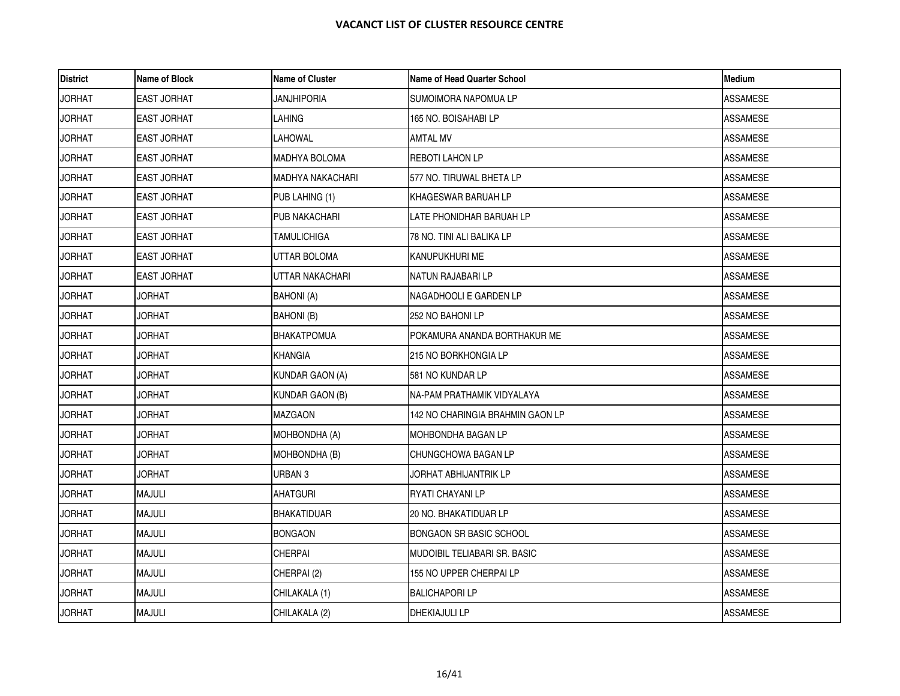# VACANCT LIST OF CLUSTER RESOURCE CENTRE

| District | Name of Block | Name of Cluster | Name of Head Quarter School | Medium |
|---|---|---|---|---|
| JORHAT | EAST JORHAT | JANJHIPORIA | SUMOIMORA NAPOMUA LP | ASSAMESE |
| JORHAT | EAST JORHAT | LAHING | 165 NO. BOISAHABI LP | ASSAMESE |
| JORHAT | EAST JORHAT | LAHOWAL | AMTAL MV | ASSAMESE |
| JORHAT | EAST JORHAT | MADHYA BOLOMA | REBOTI LAHON LP | ASSAMESE |
| JORHAT | EAST JORHAT | MADHYA NAKACHARI | 577 NO. TIRUWAL BHETA LP | ASSAMESE |
| JORHAT | EAST JORHAT | PUB LAHING (1) | KHAGESWAR BARUAH LP | ASSAMESE |
| JORHAT | EAST JORHAT | PUB NAKACHARI | LATE PHONIDHAR BARUAH LP | ASSAMESE |
| JORHAT | EAST JORHAT | TAMULICHIGA | 78 NO. TINI ALI BALIKA LP | ASSAMESE |
| JORHAT | EAST JORHAT | UTTAR BOLOMA | KANUPUKHURI ME | ASSAMESE |
| JORHAT | EAST JORHAT | UTTAR NAKACHARI | NATUN RAJABARI LP | ASSAMESE |
| JORHAT | JORHAT | BAHONI (A) | NAGADHOOLI E GARDEN LP | ASSAMESE |
| JORHAT | JORHAT | BAHONI (B) | 252 NO BAHONI LP | ASSAMESE |
| JORHAT | JORHAT | BHAKATPOMUA | POKAMURA ANANDA BORTHAKUR ME | ASSAMESE |
| JORHAT | JORHAT | KHANGIA | 215 NO BORKHONGIA LP | ASSAMESE |
| JORHAT | JORHAT | KUNDAR GAON (A) | 581 NO KUNDAR LP | ASSAMESE |
| JORHAT | JORHAT | KUNDAR GAON (B) | NA-PAM PRATHAMIK VIDYALAYA | ASSAMESE |
| JORHAT | JORHAT | MAZGAON | 142 NO CHARINGIA BRAHMIN GAON LP | ASSAMESE |
| JORHAT | JORHAT | MOHBONDHA (A) | MOHBONDHA BAGAN LP | ASSAMESE |
| JORHAT | JORHAT | MOHBONDHA (B) | CHUNGCHOWA BAGAN LP | ASSAMESE |
| JORHAT | JORHAT | URBAN 3 | JORHAT ABHIJANTRIK LP | ASSAMESE |
| JORHAT | MAJULI | AHATGURI | RYATI CHAYANI LP | ASSAMESE |
| JORHAT | MAJULI | BHAKATIDUAR | 20 NO. BHAKATIDUAR LP | ASSAMESE |
| JORHAT | MAJULI | BONGAON | BONGAON SR BASIC SCHOOL | ASSAMESE |
| JORHAT | MAJULI | CHERPAI | MUDOIBIL TELIABARI SR. BASIC | ASSAMESE |
| JORHAT | MAJULI | CHERPAI (2) | 155 NO UPPER CHERPAI LP | ASSAMESE |
| JORHAT | MAJULI | CHILAKALA (1) | BALICHAPORI LP | ASSAMESE |
| JORHAT | MAJULI | CHILAKALA (2) | DHEKIAJULI LP | ASSAMESE |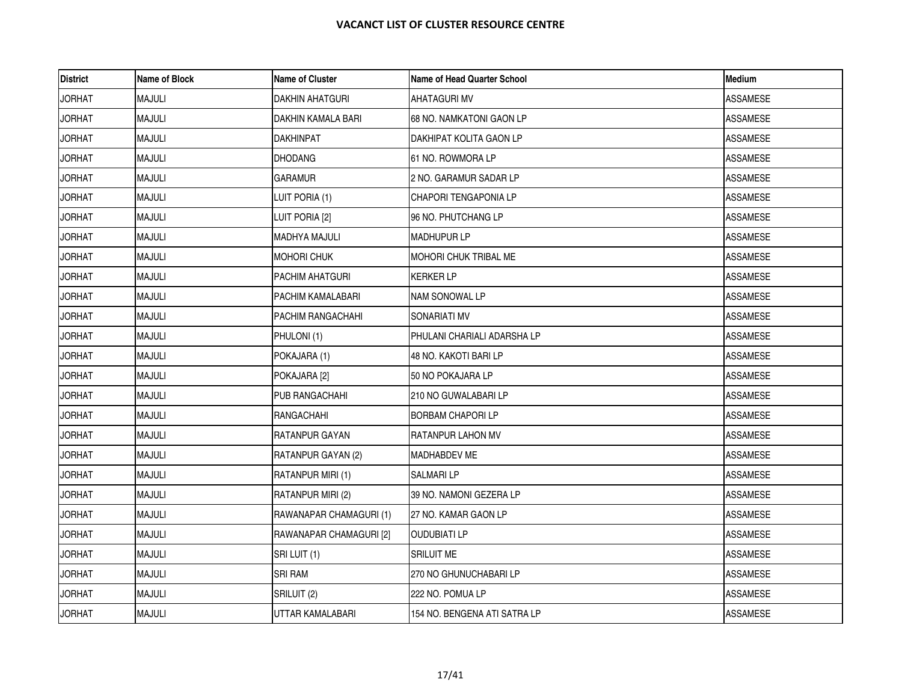# VACANCT LIST OF CLUSTER RESOURCE CENTRE

| District | Name of Block | Name of Cluster | Name of Head Quarter School | Medium |
|---|---|---|---|---|
| JORHAT | MAJULI | DAKHIN AHATGURI | AHATAGURI MV | ASSAMESE |
| JORHAT | MAJULI | DAKHIN KAMALA BARI | 68 NO. NAMKATONI GAON LP | ASSAMESE |
| JORHAT | MAJULI | DAKHINPAT | DAKHIPAT KOLITA GAON LP | ASSAMESE |
| JORHAT | MAJULI | DHODANG | 61 NO. ROWMORA LP | ASSAMESE |
| JORHAT | MAJULI | GARAMUR | 2 NO. GARAMUR SADAR LP | ASSAMESE |
| JORHAT | MAJULI | LUIT PORIA (1) | CHAPORI TENGAPONIA LP | ASSAMESE |
| JORHAT | MAJULI | LUIT PORIA [2] | 96 NO. PHUTCHANG LP | ASSAMESE |
| JORHAT | MAJULI | MADHYA MAJULI | MADHUPUR LP | ASSAMESE |
| JORHAT | MAJULI | MOHORI CHUK | MOHORI CHUK TRIBAL ME | ASSAMESE |
| JORHAT | MAJULI | PACHIM AHATGURI | KERKER LP | ASSAMESE |
| JORHAT | MAJULI | PACHIM KAMALABARI | NAM SONOWAL LP | ASSAMESE |
| JORHAT | MAJULI | PACHIM RANGACHAHI | SONARIATI MV | ASSAMESE |
| JORHAT | MAJULI | PHULONI (1) | PHULANI CHARIALI ADARSHA LP | ASSAMESE |
| JORHAT | MAJULI | POKAJARA (1) | 48 NO. KAKOTI BARI LP | ASSAMESE |
| JORHAT | MAJULI | POKAJARA [2] | 50 NO POKAJARA LP | ASSAMESE |
| JORHAT | MAJULI | PUB RANGACHAHI | 210 NO GUWALABARI LP | ASSAMESE |
| JORHAT | MAJULI | RANGACHAHI | BORBAM CHAPORI LP | ASSAMESE |
| JORHAT | MAJULI | RATANPUR GAYAN | RATANPUR LAHON MV | ASSAMESE |
| JORHAT | MAJULI | RATANPUR GAYAN (2) | MADHABDEV ME | ASSAMESE |
| JORHAT | MAJULI | RATANPUR MIRI (1) | SALMARI LP | ASSAMESE |
| JORHAT | MAJULI | RATANPUR MIRI (2) | 39 NO. NAMONI GEZERA LP | ASSAMESE |
| JORHAT | MAJULI | RAWANAPAR CHAMAGURI (1) | 27 NO. KAMAR GAON LP | ASSAMESE |
| JORHAT | MAJULI | RAWANAPAR CHAMAGURI [2] | OUDUBIATI LP | ASSAMESE |
| JORHAT | MAJULI | SRI LUIT (1) | SRILUIT ME | ASSAMESE |
| JORHAT | MAJULI | SRI RAM | 270 NO GHUNUCHABARI LP | ASSAMESE |
| JORHAT | MAJULI | SRILUIT (2) | 222 NO. POMUA LP | ASSAMESE |
| JORHAT | MAJULI | UTTAR KAMALABARI | 154 NO. BENGENA ATI SATRA LP | ASSAMESE |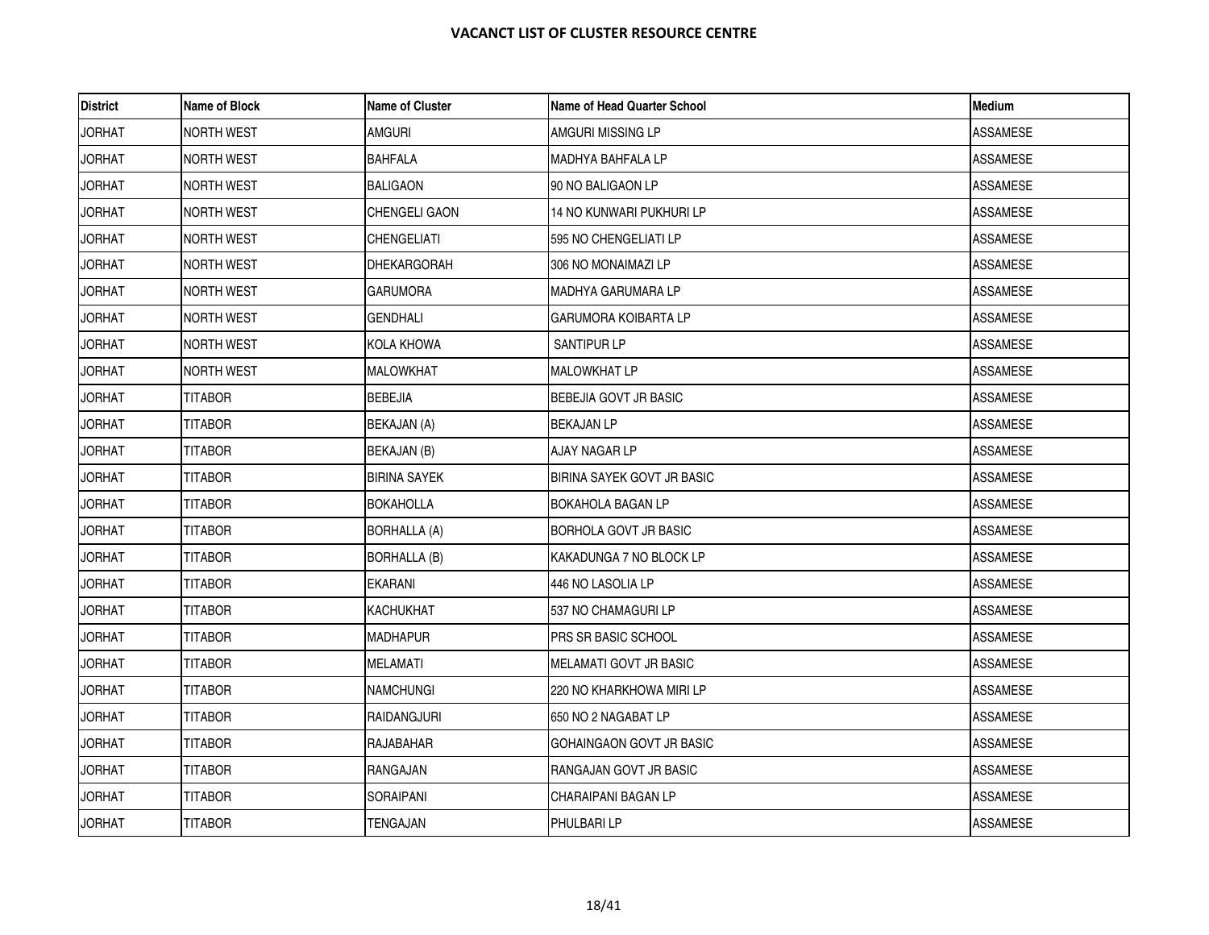# VACANCT LIST OF CLUSTER RESOURCE CENTRE

| District | Name of Block | Name of Cluster | Name of Head Quarter School | Medium |
|---|---|---|---|---|
| JORHAT | NORTH WEST | AMGURI | AMGURI MISSING LP | ASSAMESE |
| JORHAT | NORTH WEST | BAHFALA | MADHYA BAHFALA LP | ASSAMESE |
| JORHAT | NORTH WEST | BALIGAON | 90 NO BALIGAON LP | ASSAMESE |
| JORHAT | NORTH WEST | CHENGELI GAON | 14 NO KUNWARI PUKHURI LP | ASSAMESE |
| JORHAT | NORTH WEST | CHENGELIATI | 595 NO CHENGELIATI LP | ASSAMESE |
| JORHAT | NORTH WEST | DHEKARGORAH | 306 NO MONAIMAZI LP | ASSAMESE |
| JORHAT | NORTH WEST | GARUMORA | MADHYA GARUMARA LP | ASSAMESE |
| JORHAT | NORTH WEST | GENDHALI | GARUMORA KOIBARTA LP | ASSAMESE |
| JORHAT | NORTH WEST | KOLA KHOWA | SANTIPUR LP | ASSAMESE |
| JORHAT | NORTH WEST | MALOWKHAT | MALOWKHAT LP | ASSAMESE |
| JORHAT | TITABOR | BEBEJIA | BEBEJIA GOVT JR BASIC | ASSAMESE |
| JORHAT | TITABOR | BEKAJAN (A) | BEKAJAN LP | ASSAMESE |
| JORHAT | TITABOR | BEKAJAN (B) | AJAY NAGAR LP | ASSAMESE |
| JORHAT | TITABOR | BIRINA SAYEK | BIRINA SAYEK GOVT JR BASIC | ASSAMESE |
| JORHAT | TITABOR | BOKAHOLLA | BOKAHOLA BAGAN LP | ASSAMESE |
| JORHAT | TITABOR | BORHALLA (A) | BORHOLA GOVT JR BASIC | ASSAMESE |
| JORHAT | TITABOR | BORHALLA (B) | KAKADUNGA 7 NO BLOCK LP | ASSAMESE |
| JORHAT | TITABOR | EKARANI | 446 NO LASOLIA LP | ASSAMESE |
| JORHAT | TITABOR | KACHUKHAT | 537 NO CHAMAGURI LP | ASSAMESE |
| JORHAT | TITABOR | MADHAPUR | PRS SR BASIC SCHOOL | ASSAMESE |
| JORHAT | TITABOR | MELAMATI | MELAMATI GOVT JR BASIC | ASSAMESE |
| JORHAT | TITABOR | NAMCHUNGI | 220 NO KHARKHOWA MIRI LP | ASSAMESE |
| JORHAT | TITABOR | RAIDANGJURI | 650 NO 2 NAGABAT LP | ASSAMESE |
| JORHAT | TITABOR | RAJABAHAR | GOHAINGAON GOVT JR BASIC | ASSAMESE |
| JORHAT | TITABOR | RANGAJAN | RANGAJAN GOVT JR BASIC | ASSAMESE |
| JORHAT | TITABOR | SORAIPANI | CHARAIPANI BAGAN LP | ASSAMESE |
| JORHAT | TITABOR | TENGAJAN | PHULBARI LP | ASSAMESE |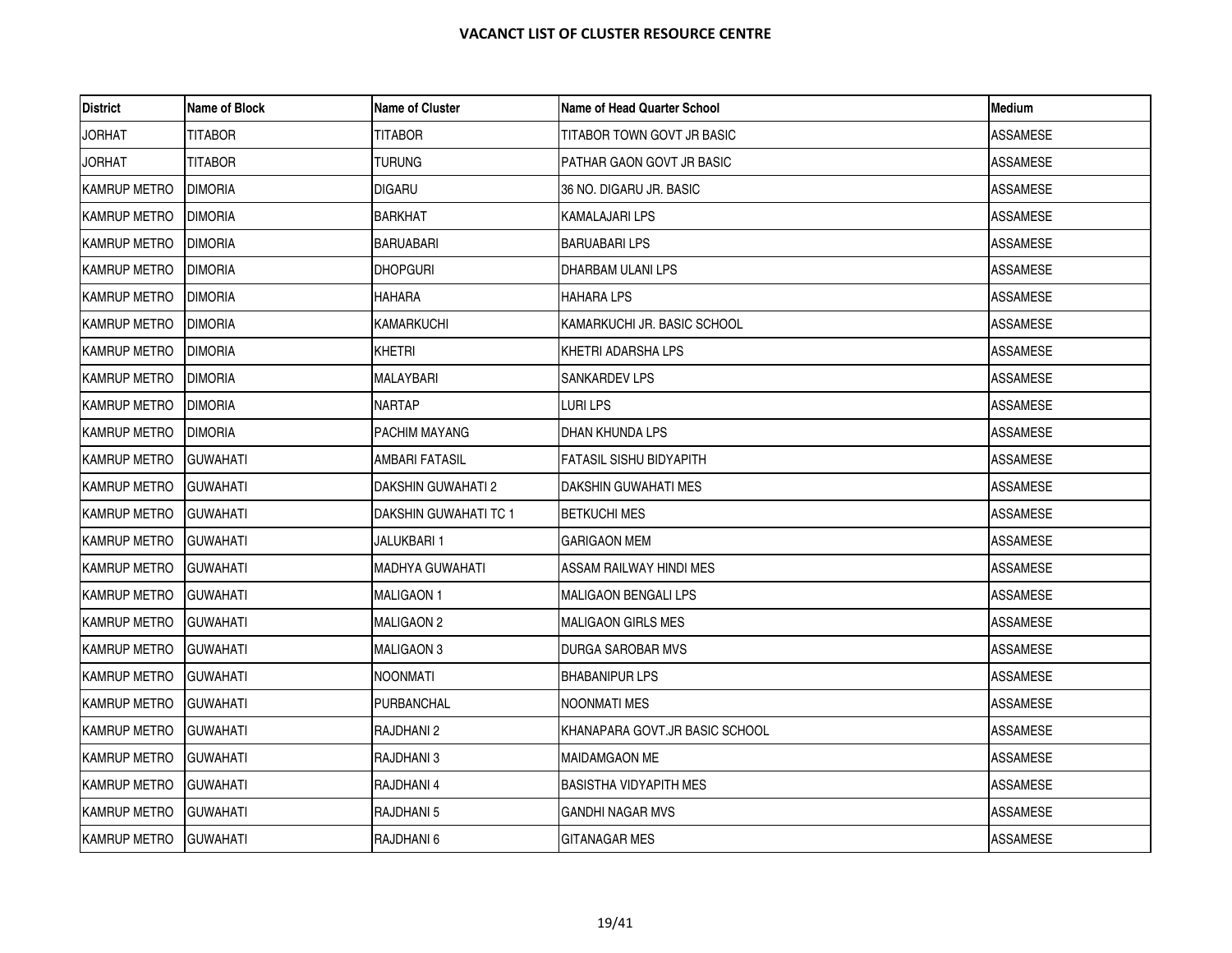# VACANCT LIST OF CLUSTER RESOURCE CENTRE

| District | Name of Block | Name of Cluster | Name of Head Quarter School | Medium |
|---|---|---|---|---|
| JORHAT | TITABOR | TITABOR | TITABOR TOWN GOVT JR BASIC | ASSAMESE |
| JORHAT | TITABOR | TURUNG | PATHAR GAON GOVT JR BASIC | ASSAMESE |
| KAMRUP METRO | DIMORIA | DIGARU | 36 NO. DIGARU JR. BASIC | ASSAMESE |
| KAMRUP METRO | DIMORIA | BARKHAT | KAMALAJARI LPS | ASSAMESE |
| KAMRUP METRO | DIMORIA | BARUABARI | BARUABARI LPS | ASSAMESE |
| KAMRUP METRO | DIMORIA | DHOPGURI | DHARBAM ULANI LPS | ASSAMESE |
| KAMRUP METRO | DIMORIA | HAHARA | HAHARA LPS | ASSAMESE |
| KAMRUP METRO | DIMORIA | KAMARKUCHI | KAMARKUCHI JR. BASIC SCHOOL | ASSAMESE |
| KAMRUP METRO | DIMORIA | KHETRI | KHETRI ADARSHA LPS | ASSAMESE |
| KAMRUP METRO | DIMORIA | MALAYBARI | SANKARDEV LPS | ASSAMESE |
| KAMRUP METRO | DIMORIA | NARTAP | LURI LPS | ASSAMESE |
| KAMRUP METRO | DIMORIA | PACHIM MAYANG | DHAN KHUNDA LPS | ASSAMESE |
| KAMRUP METRO | GUWAHATI | AMBARI FATASIL | FATASIL SISHU BIDYAPITH | ASSAMESE |
| KAMRUP METRO | GUWAHATI | DAKSHIN GUWAHATI 2 | DAKSHIN GUWAHATI MES | ASSAMESE |
| KAMRUP METRO | GUWAHATI | DAKSHIN GUWAHATI TC 1 | BETKUCHI MES | ASSAMESE |
| KAMRUP METRO | GUWAHATI | JALUKBARI 1 | GARIGAON MEM | ASSAMESE |
| KAMRUP METRO | GUWAHATI | MADHYA GUWAHATI | ASSAM RAILWAY HINDI MES | ASSAMESE |
| KAMRUP METRO | GUWAHATI | MALIGAON 1 | MALIGAON BENGALI LPS | ASSAMESE |
| KAMRUP METRO | GUWAHATI | MALIGAON 2 | MALIGAON GIRLS MES | ASSAMESE |
| KAMRUP METRO | GUWAHATI | MALIGAON 3 | DURGA SAROBAR MVS | ASSAMESE |
| KAMRUP METRO | GUWAHATI | NOONMATI | BHABANIPUR LPS | ASSAMESE |
| KAMRUP METRO | GUWAHATI | PURBANCHAL | NOONMATI MES | ASSAMESE |
| KAMRUP METRO | GUWAHATI | RAJDHANI 2 | KHANAPARA GOVT.JR BASIC SCHOOL | ASSAMESE |
| KAMRUP METRO | GUWAHATI | RAJDHANI 3 | MAIDAMGAON ME | ASSAMESE |
| KAMRUP METRO | GUWAHATI | RAJDHANI 4 | BASISTHA VIDYAPITH MES | ASSAMESE |
| KAMRUP METRO | GUWAHATI | RAJDHANI 5 | GANDHI NAGAR MVS | ASSAMESE |
| KAMRUP METRO | GUWAHATI | RAJDHANI 6 | GITANAGAR MES | ASSAMESE |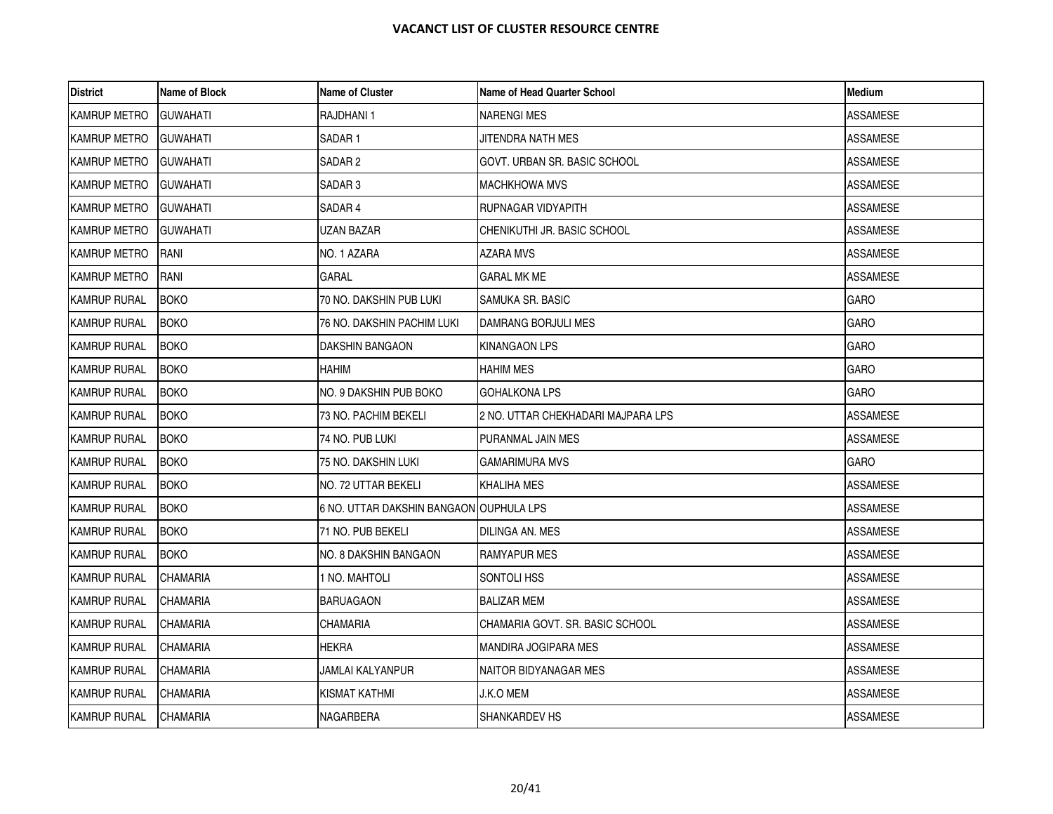# VACANCT LIST OF CLUSTER RESOURCE CENTRE

| District | Name of Block | Name of Cluster | Name of Head Quarter School | Medium |
|---|---|---|---|---|
| KAMRUP METRO | GUWAHATI | RAJDHANI 1 | NARENGI MES | ASSAMESE |
| KAMRUP METRO | GUWAHATI | SADAR 1 | JITENDRA NATH MES | ASSAMESE |
| KAMRUP METRO | GUWAHATI | SADAR 2 | GOVT. URBAN SR. BASIC SCHOOL | ASSAMESE |
| KAMRUP METRO | GUWAHATI | SADAR 3 | MACHKHOWA MVS | ASSAMESE |
| KAMRUP METRO | GUWAHATI | SADAR 4 | RUPNAGAR VIDYAPITH | ASSAMESE |
| KAMRUP METRO | GUWAHATI | UZAN BAZAR | CHENIKUTHI JR. BASIC SCHOOL | ASSAMESE |
| KAMRUP METRO | RANI | NO. 1 AZARA | AZARA MVS | ASSAMESE |
| KAMRUP METRO | RANI | GARAL | GARAL MK ME | ASSAMESE |
| KAMRUP RURAL | BOKO | 70 NO. DAKSHIN PUB LUKI | SAMUKA SR. BASIC | GARO |
| KAMRUP RURAL | BOKO | 76 NO. DAKSHIN PACHIM LUKI | DAMRANG BORJULI MES | GARO |
| KAMRUP RURAL | BOKO | DAKSHIN BANGAON | KINANGAON LPS | GARO |
| KAMRUP RURAL | BOKO | HAHIM | HAHIM MES | GARO |
| KAMRUP RURAL | BOKO | NO. 9 DAKSHIN PUB BOKO | GOHALKONA LPS | GARO |
| KAMRUP RURAL | BOKO | 73 NO. PACHIM BEKELI | 2 NO. UTTAR CHEKHADARI MAJPARA LPS | ASSAMESE |
| KAMRUP RURAL | BOKO | 74 NO. PUB LUKI | PURANMAL JAIN MES | ASSAMESE |
| KAMRUP RURAL | BOKO | 75 NO. DAKSHIN LUKI | GAMARIMURA MVS | GARO |
| KAMRUP RURAL | BOKO | NO. 72 UTTAR BEKELI | KHALIHA MES | ASSAMESE |
| KAMRUP RURAL | BOKO | 6 NO. UTTAR DAKSHIN BANGAON | OUPHULA LPS | ASSAMESE |
| KAMRUP RURAL | BOKO | 71 NO. PUB BEKELI | DILINGA AN. MES | ASSAMESE |
| KAMRUP RURAL | BOKO | NO. 8 DAKSHIN BANGAON | RAMYAPUR MES | ASSAMESE |
| KAMRUP RURAL | CHAMARIA | 1 NO. MAHTOLI | SONTOLI HSS | ASSAMESE |
| KAMRUP RURAL | CHAMARIA | BARUAGAON | BALIZAR MEM | ASSAMESE |
| KAMRUP RURAL | CHAMARIA | CHAMARIA | CHAMARIA GOVT. SR. BASIC SCHOOL | ASSAMESE |
| KAMRUP RURAL | CHAMARIA | HEKRA | MANDIRA JOGIPARA MES | ASSAMESE |
| KAMRUP RURAL | CHAMARIA | JAMLAI KALYANPUR | NAITOR BIDYANAGAR MES | ASSAMESE |
| KAMRUP RURAL | CHAMARIA | KISMAT KATHMI | J.K.O MEM | ASSAMESE |
| KAMRUP RURAL | CHAMARIA | NAGARBERA | SHANKARDEV HS | ASSAMESE |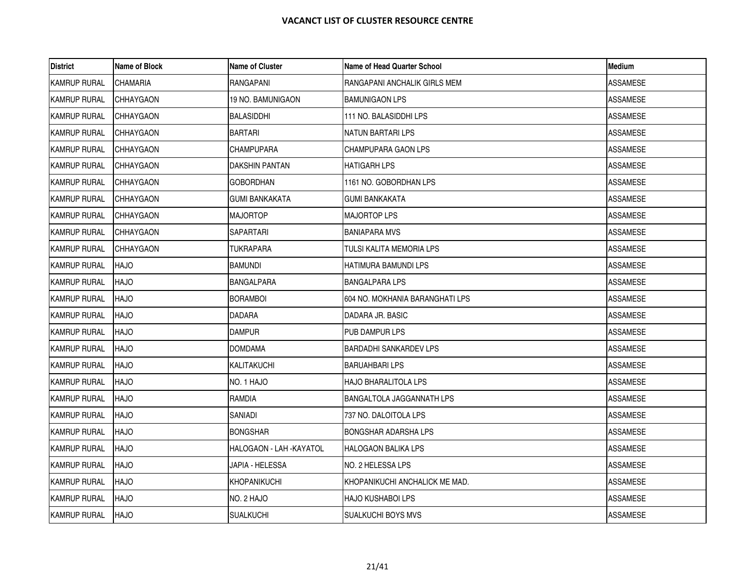# VACANCT LIST OF CLUSTER RESOURCE CENTRE

| District | Name of Block | Name of Cluster | Name of Head Quarter School | Medium |
|---|---|---|---|---|
| KAMRUP RURAL | CHAMARIA | RANGAPANI | RANGAPANI ANCHALIK GIRLS MEM | ASSAMESE |
| KAMRUP RURAL | CHHAYGAON | 19 NO. BAMUNIGAON | BAMUNIGAON LPS | ASSAMESE |
| KAMRUP RURAL | CHHAYGAON | BALASIDDHI | 111 NO. BALASIDDHI LPS | ASSAMESE |
| KAMRUP RURAL | CHHAYGAON | BARTARI | NATUN BARTARI LPS | ASSAMESE |
| KAMRUP RURAL | CHHAYGAON | CHAMPUPARA | CHAMPUPARA GAON LPS | ASSAMESE |
| KAMRUP RURAL | CHHAYGAON | DAKSHIN PANTAN | HATIGARH LPS | ASSAMESE |
| KAMRUP RURAL | CHHAYGAON | GOBORDHAN | 1161 NO. GOBORDHAN LPS | ASSAMESE |
| KAMRUP RURAL | CHHAYGAON | GUMI BANKAKATA | GUMI BANKAKATA | ASSAMESE |
| KAMRUP RURAL | CHHAYGAON | MAJORTOP | MAJORTOP LPS | ASSAMESE |
| KAMRUP RURAL | CHHAYGAON | SAPARTARI | BANIAPARA MVS | ASSAMESE |
| KAMRUP RURAL | CHHAYGAON | TUKRAPARA | TULSI KALITA MEMORIA LPS | ASSAMESE |
| KAMRUP RURAL | HAJO | BAMUNDI | HATIMURA BAMUNDI LPS | ASSAMESE |
| KAMRUP RURAL | HAJO | BANGALPARA | BANGALPARA LPS | ASSAMESE |
| KAMRUP RURAL | HAJO | BORAMBOI | 604 NO. MOKHANIA BARANGHATI LPS | ASSAMESE |
| KAMRUP RURAL | HAJO | DADARA | DADARA JR. BASIC | ASSAMESE |
| KAMRUP RURAL | HAJO | DAMPUR | PUB DAMPUR LPS | ASSAMESE |
| KAMRUP RURAL | HAJO | DOMDAMA | BARDADHI SANKARDEV LPS | ASSAMESE |
| KAMRUP RURAL | HAJO | KALITAKUCHI | BARUAHBARI LPS | ASSAMESE |
| KAMRUP RURAL | HAJO | NO. 1 HAJO | HAJO BHARALITOLA LPS | ASSAMESE |
| KAMRUP RURAL | HAJO | RAMDIA | BANGALTOLA JAGGANNATH LPS | ASSAMESE |
| KAMRUP RURAL | HAJO | SANIADI | 737 NO. DALOITOLA LPS | ASSAMESE |
| KAMRUP RURAL | HAJO | BONGSHAR | BONGSHAR ADARSHA LPS | ASSAMESE |
| KAMRUP RURAL | HAJO | HALOGAON - LAH -KAYATOL | HALOGAON BALIKA LPS | ASSAMESE |
| KAMRUP RURAL | HAJO | JAPIA - HELESSA | NO. 2 HELESSA LPS | ASSAMESE |
| KAMRUP RURAL | HAJO | KHOPANIKUCHI | KHOPANIKUCHI ANCHALICK ME MAD. | ASSAMESE |
| KAMRUP RURAL | HAJO | NO. 2 HAJO | HAJO KUSHABOI LPS | ASSAMESE |
| KAMRUP RURAL | HAJO | SUALKUCHI | SUALKUCHI BOYS MVS | ASSAMESE |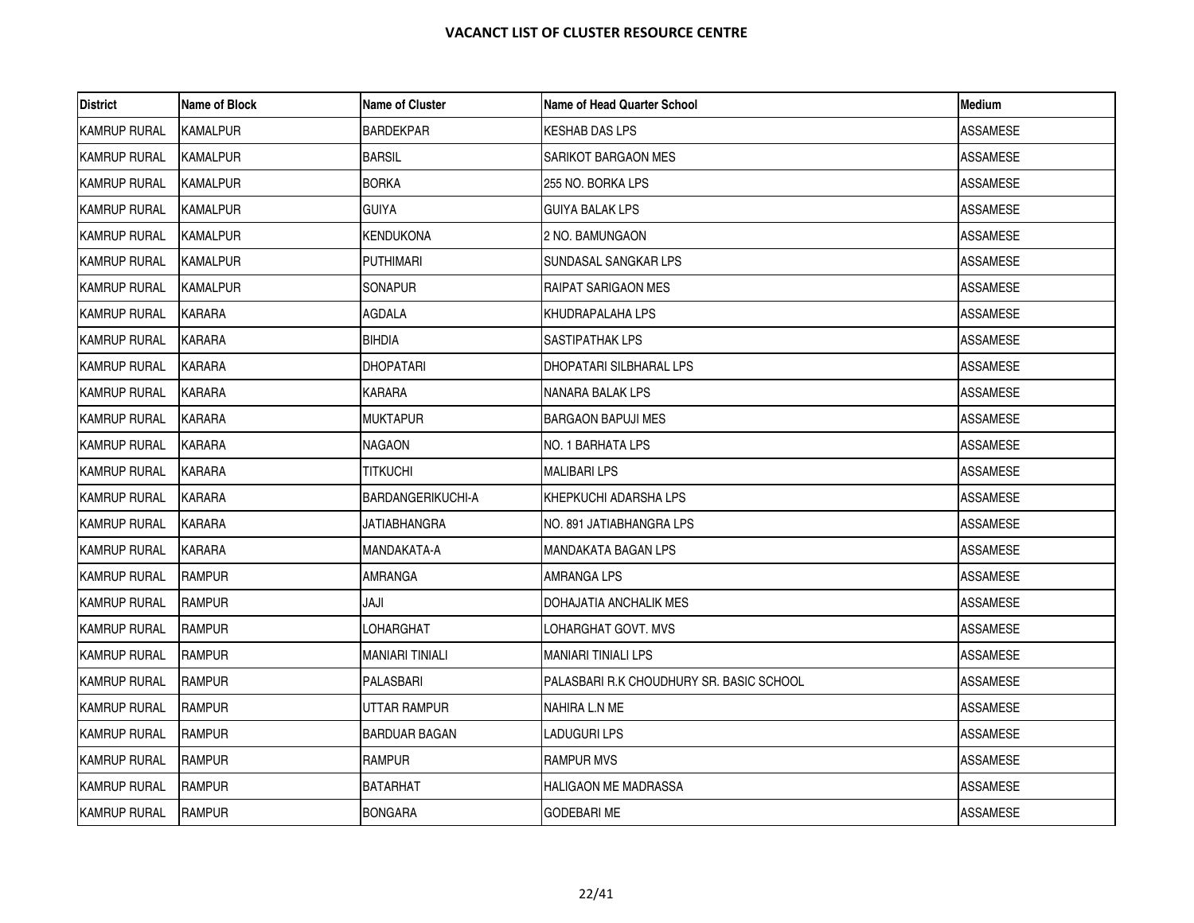# VACANCT LIST OF CLUSTER RESOURCE CENTRE

| District | Name of Block | Name of Cluster | Name of Head Quarter School | Medium |
|---|---|---|---|---|
| KAMRUP RURAL | KAMALPUR | BARDEKPAR | KESHAB DAS LPS | ASSAMESE |
| KAMRUP RURAL | KAMALPUR | BARSIL | SARIKOT BARGAON MES | ASSAMESE |
| KAMRUP RURAL | KAMALPUR | BORKA | 255 NO. BORKA LPS | ASSAMESE |
| KAMRUP RURAL | KAMALPUR | GUIYA | GUIYA BALAK LPS | ASSAMESE |
| KAMRUP RURAL | KAMALPUR | KENDUKONA | 2 NO. BAMUNGAON | ASSAMESE |
| KAMRUP RURAL | KAMALPUR | PUTHIMARI | SUNDASAL SANGKAR LPS | ASSAMESE |
| KAMRUP RURAL | KAMALPUR | SONAPUR | RAIPAT SARIGAON MES | ASSAMESE |
| KAMRUP RURAL | KARARA | AGDALA | KHUDRAPALAHA LPS | ASSAMESE |
| KAMRUP RURAL | KARARA | BIHDIA | SASTIPATHAK LPS | ASSAMESE |
| KAMRUP RURAL | KARARA | DHOPATARI | DHOPATARI SILBHARAL LPS | ASSAMESE |
| KAMRUP RURAL | KARARA | KARARA | NANARA BALAK LPS | ASSAMESE |
| KAMRUP RURAL | KARARA | MUKTAPUR | BARGAON BAPUJI MES | ASSAMESE |
| KAMRUP RURAL | KARARA | NAGAON | NO. 1 BARHATA LPS | ASSAMESE |
| KAMRUP RURAL | KARARA | TITKUCHI | MALIBARI LPS | ASSAMESE |
| KAMRUP RURAL | KARARA | BARDANGERIKUCHI-A | KHEPKUCHI ADARSHA LPS | ASSAMESE |
| KAMRUP RURAL | KARARA | JATIABHANGRA | NO. 891 JATIABHANGRA LPS | ASSAMESE |
| KAMRUP RURAL | KARARA | MANDAKATA-A | MANDAKATA BAGAN LPS | ASSAMESE |
| KAMRUP RURAL | RAMPUR | AMRANGA | AMRANGA LPS | ASSAMESE |
| KAMRUP RURAL | RAMPUR | JAJI | DOHAJATIA ANCHALIK MES | ASSAMESE |
| KAMRUP RURAL | RAMPUR | LOHARGHAT | LOHARGHAT GOVT. MVS | ASSAMESE |
| KAMRUP RURAL | RAMPUR | MANIARI TINIALI | MANIARI TINIALI LPS | ASSAMESE |
| KAMRUP RURAL | RAMPUR | PALASBARI | PALASBARI R.K CHOUDHURY SR. BASIC SCHOOL | ASSAMESE |
| KAMRUP RURAL | RAMPUR | UTTAR RAMPUR | NAHIRA L.N ME | ASSAMESE |
| KAMRUP RURAL | RAMPUR | BARDUAR BAGAN | LADUGURI LPS | ASSAMESE |
| KAMRUP RURAL | RAMPUR | RAMPUR | RAMPUR MVS | ASSAMESE |
| KAMRUP RURAL | RAMPUR | BATARHAT | HALIGAON ME MADRASSA | ASSAMESE |
| KAMRUP RURAL | RAMPUR | BONGARA | GODEBARI ME | ASSAMESE |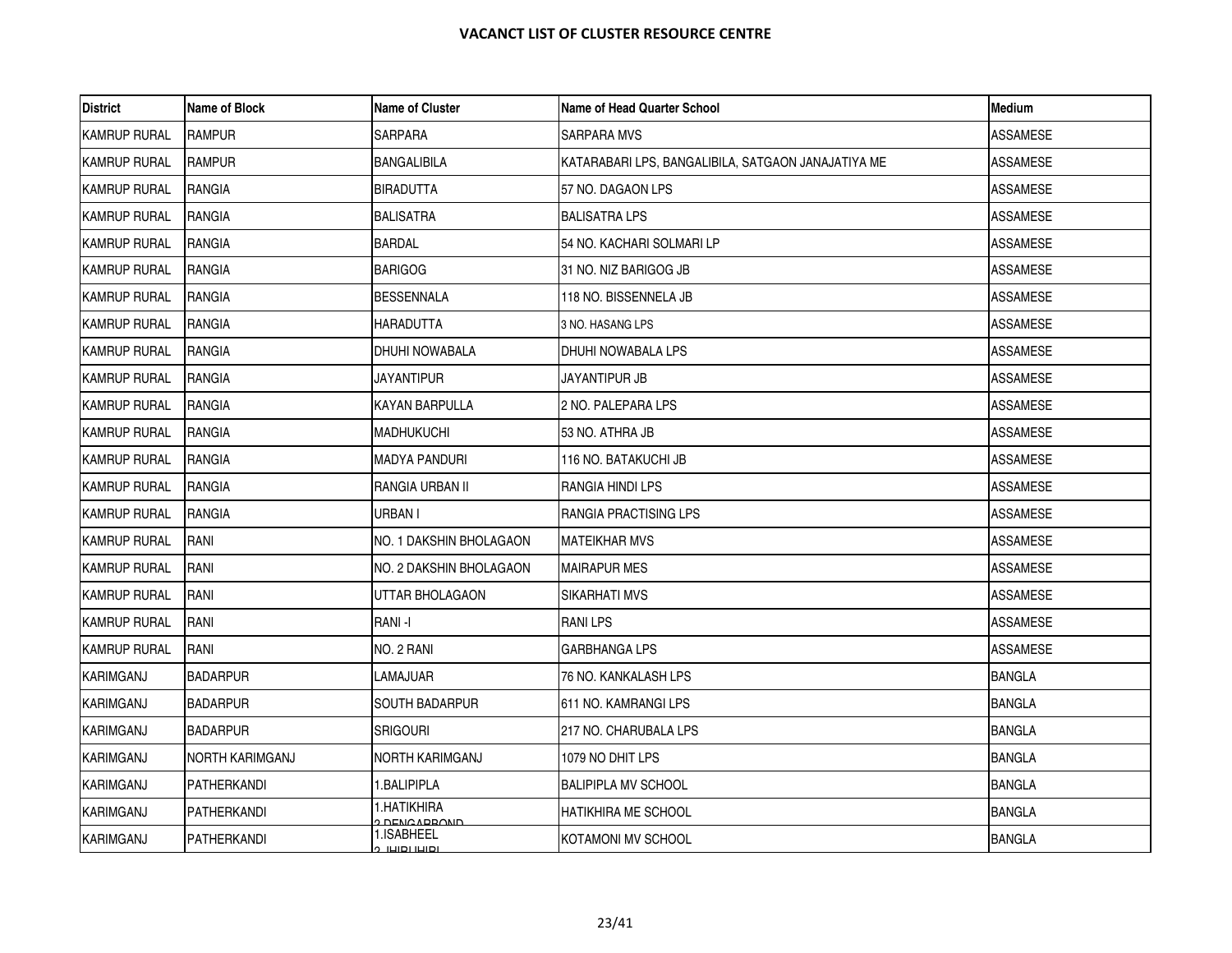# VACANCT LIST OF CLUSTER RESOURCE CENTRE

| District | Name of Block | Name of Cluster | Name of Head Quarter School | Medium |
|---|---|---|---|---|
| KAMRUP RURAL | RAMPUR | SARPARA | SARPARA MVS | ASSAMESE |
| KAMRUP RURAL | RAMPUR | BANGALIBILA | KATARABARI LPS, BANGALIBILA, SATGAON JANAJATIYA ME | ASSAMESE |
| KAMRUP RURAL | RANGIA | BIRADUTTA | 57 NO. DAGAON LPS | ASSAMESE |
| KAMRUP RURAL | RANGIA | BALISATRA | BALISATRA LPS | ASSAMESE |
| KAMRUP RURAL | RANGIA | BARDAL | 54 NO. KACHARI SOLMARI LP | ASSAMESE |
| KAMRUP RURAL | RANGIA | BARIGOG | 31 NO. NIZ BARIGOG JB | ASSAMESE |
| KAMRUP RURAL | RANGIA | BESSENNALA | 118 NO. BISSENNELA JB | ASSAMESE |
| KAMRUP RURAL | RANGIA | HARADUTTA | 3 NO. HASANG LPS | ASSAMESE |
| KAMRUP RURAL | RANGIA | DHUHI NOWABALA | DHUHI NOWABALA LPS | ASSAMESE |
| KAMRUP RURAL | RANGIA | JAYANTIPUR | JAYANTIPUR JB | ASSAMESE |
| KAMRUP RURAL | RANGIA | KAYAN BARPULLA | 2 NO. PALEPARA LPS | ASSAMESE |
| KAMRUP RURAL | RANGIA | MADHUKUCHI | 53 NO. ATHRA JB | ASSAMESE |
| KAMRUP RURAL | RANGIA | MADYA PANDURI | 116 NO. BATAKUCHI JB | ASSAMESE |
| KAMRUP RURAL | RANGIA | RANGIA URBAN II | RANGIA HINDI LPS | ASSAMESE |
| KAMRUP RURAL | RANGIA | URBAN I | RANGIA PRACTISING LPS | ASSAMESE |
| KAMRUP RURAL | RANI | NO. 1 DAKSHIN BHOLAGAON | MATEIKHAR MVS | ASSAMESE |
| KAMRUP RURAL | RANI | NO. 2 DAKSHIN BHOLAGAON | MAIRAPUR MES | ASSAMESE |
| KAMRUP RURAL | RANI | UTTAR BHOLAGAON | SIKARHATI MVS | ASSAMESE |
| KAMRUP RURAL | RANI | RANI -I | RANI LPS | ASSAMESE |
| KAMRUP RURAL | RANI | NO. 2 RANI | GARBHANGA LPS | ASSAMESE |
| KARIMGANJ | BADARPUR | LAMAJUAR | 76 NO. KANKALASH LPS | BANGLA |
| KARIMGANJ | BADARPUR | SOUTH BADARPUR | 611 NO. KAMRANGI LPS | BANGLA |
| KARIMGANJ | BADARPUR | SRIGOURI | 217 NO. CHARUBALA LPS | BANGLA |
| KARIMGANJ | NORTH KARIMGANJ | NORTH KARIMGANJ | 1079 NO DHIT LPS | BANGLA |
| KARIMGANJ | PATHERKANDI | 1.BALIPIPLA | BALIPIPLA MV SCHOOL | BANGLA |
| KARIMGANJ | PATHERKANDI | 1.HATIKHIRA 2.DENGARBOND | HATIKHIRA ME SCHOOL | BANGLA |
| KARIMGANJ | PATHERKANDI | 1.ISABHEEL 2.JHIRJHIRI | KOTAMONI MV SCHOOL | BANGLA |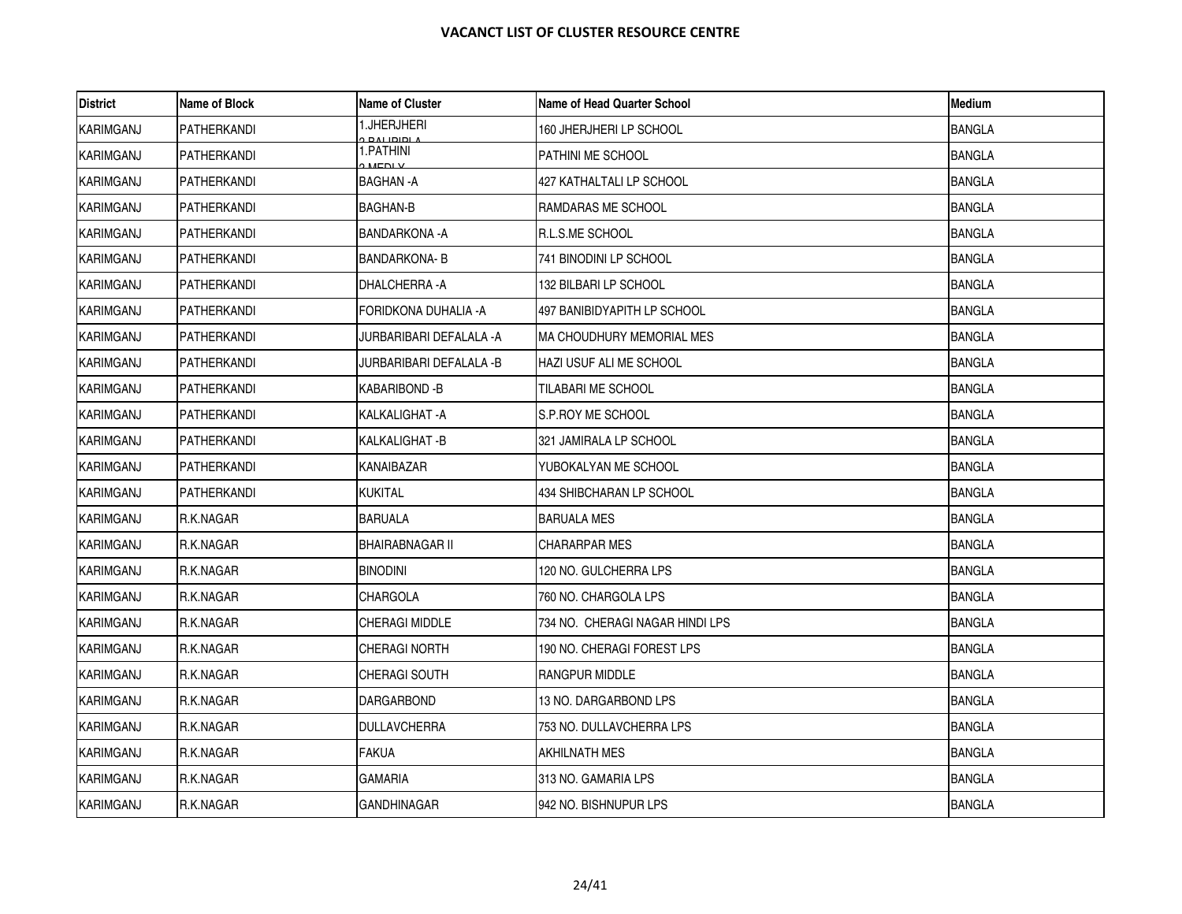# VACANCT LIST OF CLUSTER RESOURCE CENTRE

| District | Name of Block | Name of Cluster | Name of Head Quarter School | Medium |
|---|---|---|---|---|
| KARIMGANJ | PATHERKANDI | 1.JHERJHERI 2.BALIDIDLA | 160 JHERJHERI LP SCHOOL | BANGLA |
| KARIMGANJ | PATHERKANDI | 1.PATHINI 2.MEDLY | PATHINI ME SCHOOL | BANGLA |
| KARIMGANJ | PATHERKANDI | BAGHAN -A | 427 KATHALTALI LP SCHOOL | BANGLA |
| KARIMGANJ | PATHERKANDI | BAGHAN-B | RAMDARAS ME SCHOOL | BANGLA |
| KARIMGANJ | PATHERKANDI | BANDARKONA -A | R.L.S.ME SCHOOL | BANGLA |
| KARIMGANJ | PATHERKANDI | BANDARKONA- B | 741 BINODINI LP SCHOOL | BANGLA |
| KARIMGANJ | PATHERKANDI | DHALCHERRA -A | 132 BILBARI LP SCHOOL | BANGLA |
| KARIMGANJ | PATHERKANDI | FORIDKONA DUHALIA -A | 497 BANIBIDYAPITH LP SCHOOL | BANGLA |
| KARIMGANJ | PATHERKANDI | JURBARIBARI DEFALALA -A | MA CHOUDHURY MEMORIAL MES | BANGLA |
| KARIMGANJ | PATHERKANDI | JURBARIBARI DEFALALA -B | HAZI USUF ALI ME SCHOOL | BANGLA |
| KARIMGANJ | PATHERKANDI | KABARIBOND -B | TILABARI ME SCHOOL | BANGLA |
| KARIMGANJ | PATHERKANDI | KALKALIGHAT -A | S.P.ROY ME SCHOOL | BANGLA |
| KARIMGANJ | PATHERKANDI | KALKALIGHAT -B | 321 JAMIRALA LP SCHOOL | BANGLA |
| KARIMGANJ | PATHERKANDI | KANAIBAZAR | YUBOKALYAN ME SCHOOL | BANGLA |
| KARIMGANJ | PATHERKANDI | KUKITAL | 434 SHIBCHARAN LP SCHOOL | BANGLA |
| KARIMGANJ | R.K.NAGAR | BARUALA | BARUALA MES | BANGLA |
| KARIMGANJ | R.K.NAGAR | BHAIRABNAGAR II | CHARARPAR MES | BANGLA |
| KARIMGANJ | R.K.NAGAR | BINODINI | 120 NO. GULCHERRA LPS | BANGLA |
| KARIMGANJ | R.K.NAGAR | CHARGOLA | 760 NO. CHARGOLA LPS | BANGLA |
| KARIMGANJ | R.K.NAGAR | CHERAGI MIDDLE | 734 NO. CHERAGI NAGAR HINDI LPS | BANGLA |
| KARIMGANJ | R.K.NAGAR | CHERAGI NORTH | 190 NO. CHERAGI FOREST LPS | BANGLA |
| KARIMGANJ | R.K.NAGAR | CHERAGI SOUTH | RANGPUR MIDDLE | BANGLA |
| KARIMGANJ | R.K.NAGAR | DARGARBOND | 13 NO. DARGARBOND LPS | BANGLA |
| KARIMGANJ | R.K.NAGAR | DULLAVCHERRA | 753 NO. DULLAVCHERRA LPS | BANGLA |
| KARIMGANJ | R.K.NAGAR | FAKUA | AKHILNATH MES | BANGLA |
| KARIMGANJ | R.K.NAGAR | GAMARIA | 313 NO. GAMARIA LPS | BANGLA |
| KARIMGANJ | R.K.NAGAR | GANDHINAGAR | 942 NO. BISHNUPUR LPS | BANGLA |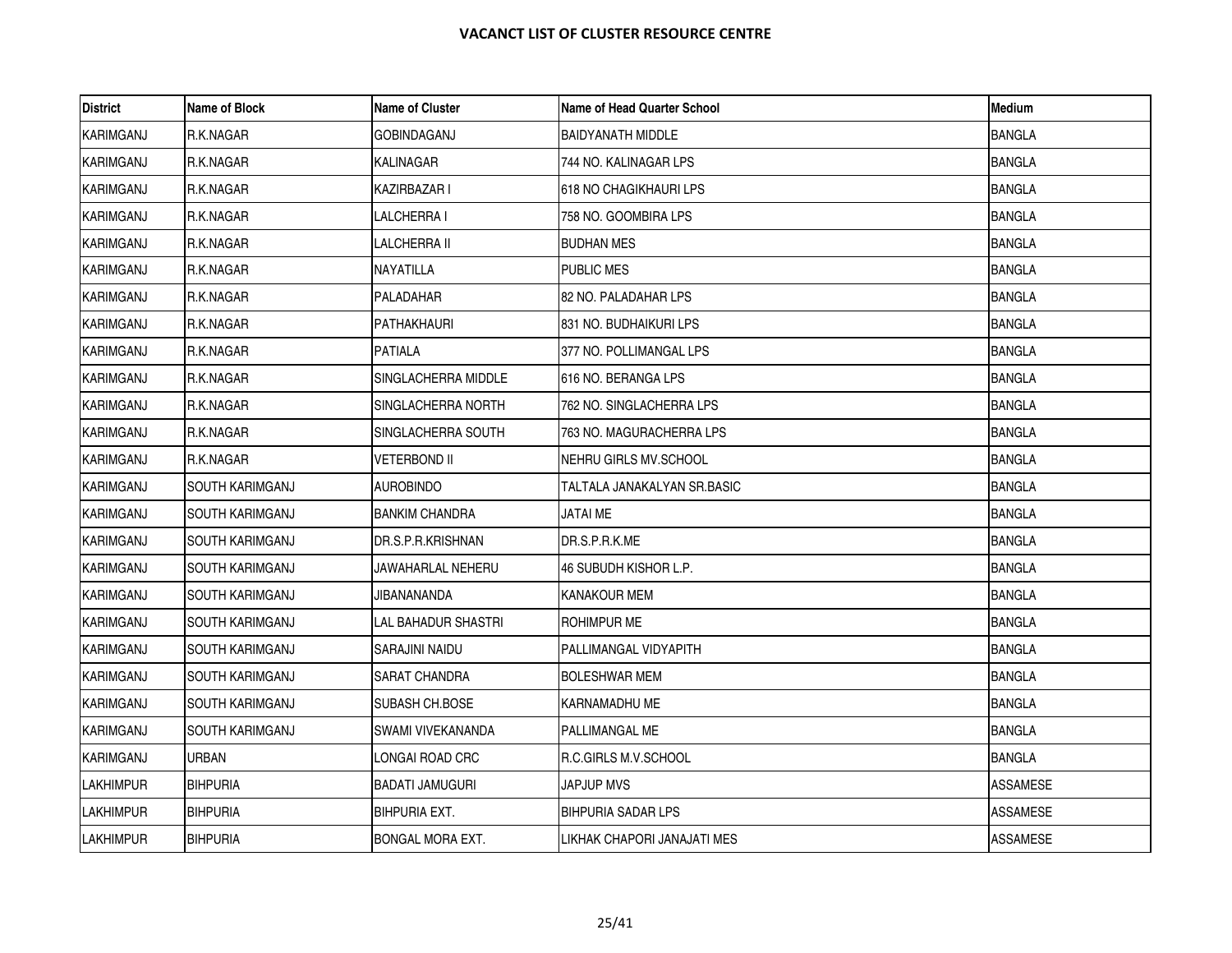# VACANCT LIST OF CLUSTER RESOURCE CENTRE

| District | Name of Block | Name of Cluster | Name of Head Quarter School | Medium |
|---|---|---|---|---|
| KARIMGANJ | R.K.NAGAR | GOBINDAGANJ | BAIDYANATH MIDDLE | BANGLA |
| KARIMGANJ | R.K.NAGAR | KALINAGAR | 744 NO. KALINAGAR LPS | BANGLA |
| KARIMGANJ | R.K.NAGAR | KAZIRBAZAR I | 618 NO CHAGIKHAURI LPS | BANGLA |
| KARIMGANJ | R.K.NAGAR | LALCHERRA I | 758 NO. GOOMBIRA LPS | BANGLA |
| KARIMGANJ | R.K.NAGAR | LALCHERRA II | BUDHAN MES | BANGLA |
| KARIMGANJ | R.K.NAGAR | NAYATILLA | PUBLIC MES | BANGLA |
| KARIMGANJ | R.K.NAGAR | PALADAHAR | 82 NO. PALADAHAR LPS | BANGLA |
| KARIMGANJ | R.K.NAGAR | PATHAKHAURI | 831 NO. BUDHAIKURI LPS | BANGLA |
| KARIMGANJ | R.K.NAGAR | PATIALA | 377 NO. POLLIMANGAL LPS | BANGLA |
| KARIMGANJ | R.K.NAGAR | SINGLACHERRA MIDDLE | 616 NO. BERANGA LPS | BANGLA |
| KARIMGANJ | R.K.NAGAR | SINGLACHERRA NORTH | 762 NO. SINGLACHERRA LPS | BANGLA |
| KARIMGANJ | R.K.NAGAR | SINGLACHERRA SOUTH | 763 NO. MAGURACHERRA LPS | BANGLA |
| KARIMGANJ | R.K.NAGAR | VETERBOND II | NEHRU GIRLS MV.SCHOOL | BANGLA |
| KARIMGANJ | SOUTH KARIMGANJ | AUROBINDO | TALTALA JANAKALYAN SR.BASIC | BANGLA |
| KARIMGANJ | SOUTH KARIMGANJ | BANKIM CHANDRA | JATAI ME | BANGLA |
| KARIMGANJ | SOUTH KARIMGANJ | DR.S.P.R.KRISHNAN | DR.S.P.R.K.ME | BANGLA |
| KARIMGANJ | SOUTH KARIMGANJ | JAWAHARLAL NEHERU | 46 SUBUDH KISHOR L.P. | BANGLA |
| KARIMGANJ | SOUTH KARIMGANJ | JIBANANANDA | KANAKOUR MEM | BANGLA |
| KARIMGANJ | SOUTH KARIMGANJ | LAL BAHADUR SHASTRI | ROHIMPUR ME | BANGLA |
| KARIMGANJ | SOUTH KARIMGANJ | SARAJINI NAIDU | PALLIMANGAL VIDYAPITH | BANGLA |
| KARIMGANJ | SOUTH KARIMGANJ | SARAT CHANDRA | BOLESHWAR MEM | BANGLA |
| KARIMGANJ | SOUTH KARIMGANJ | SUBASH CH.BOSE | KARNAMADHU ME | BANGLA |
| KARIMGANJ | SOUTH KARIMGANJ | SWAMI VIVEKANANDA | PALLIMANGAL ME | BANGLA |
| KARIMGANJ | URBAN | LONGAI ROAD CRC | R.C.GIRLS M.V.SCHOOL | BANGLA |
| LAKHIMPUR | BIHPURIA | BADATI JAMUGURI | JAPJUP MVS | ASSAMESE |
| LAKHIMPUR | BIHPURIA | BIHPURIA EXT. | BIHPURIA SADAR LPS | ASSAMESE |
| LAKHIMPUR | BIHPURIA | BONGAL MORA EXT. | LIKHAK CHAPORI JANAJATI MES | ASSAMESE |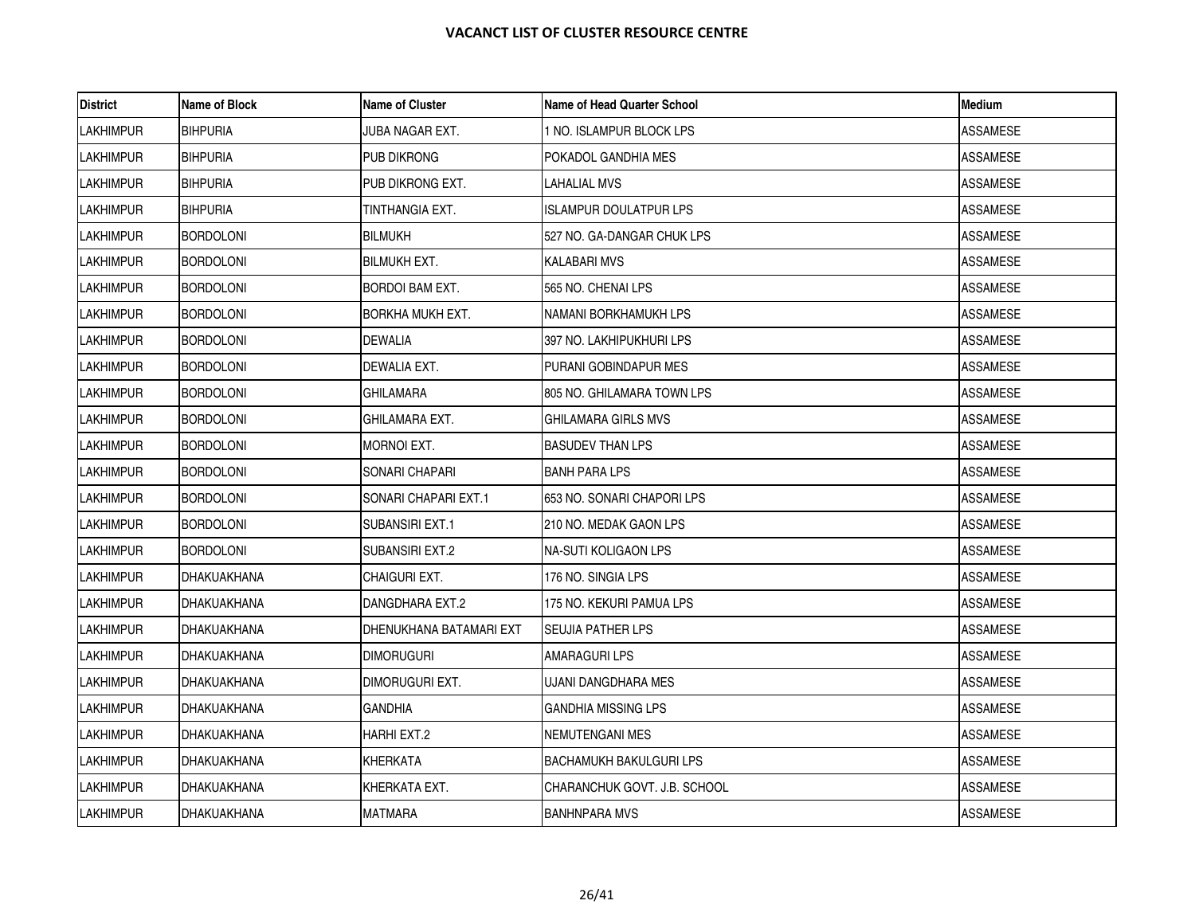# VACANCT LIST OF CLUSTER RESOURCE CENTRE

| District | Name of Block | Name of Cluster | Name of Head Quarter School | Medium |
|---|---|---|---|---|
| LAKHIMPUR | BIHPURIA | JUBA NAGAR EXT. | 1 NO. ISLAMPUR BLOCK LPS | ASSAMESE |
| LAKHIMPUR | BIHPURIA | PUB DIKRONG | POKADOL GANDHIA MES | ASSAMESE |
| LAKHIMPUR | BIHPURIA | PUB DIKRONG EXT. | LAHALIAL MVS | ASSAMESE |
| LAKHIMPUR | BIHPURIA | TINTHANGIA EXT. | ISLAMPUR DOULATPUR LPS | ASSAMESE |
| LAKHIMPUR | BORDOLONI | BILMUKH | 527 NO. GA-DANGAR CHUK LPS | ASSAMESE |
| LAKHIMPUR | BORDOLONI | BILMUKH EXT. | KALABARI MVS | ASSAMESE |
| LAKHIMPUR | BORDOLONI | BORDOI BAM EXT. | 565 NO. CHENAI LPS | ASSAMESE |
| LAKHIMPUR | BORDOLONI | BORKHA MUKH EXT. | NAMANI BORKHAMUKH LPS | ASSAMESE |
| LAKHIMPUR | BORDOLONI | DEWALIA | 397 NO. LAKHIPUKHURI LPS | ASSAMESE |
| LAKHIMPUR | BORDOLONI | DEWALIA EXT. | PURANI GOBINDAPUR MES | ASSAMESE |
| LAKHIMPUR | BORDOLONI | GHILAMARA | 805 NO. GHILAMARA TOWN LPS | ASSAMESE |
| LAKHIMPUR | BORDOLONI | GHILAMARA EXT. | GHILAMARA GIRLS MVS | ASSAMESE |
| LAKHIMPUR | BORDOLONI | MORNOI EXT. | BASUDEV THAN LPS | ASSAMESE |
| LAKHIMPUR | BORDOLONI | SONARI CHAPARI | BANH PARA LPS | ASSAMESE |
| LAKHIMPUR | BORDOLONI | SONARI CHAPARI EXT.1 | 653 NO. SONARI CHAPORI LPS | ASSAMESE |
| LAKHIMPUR | BORDOLONI | SUBANSIRI EXT.1 | 210 NO. MEDAK GAON LPS | ASSAMESE |
| LAKHIMPUR | BORDOLONI | SUBANSIRI EXT.2 | NA-SUTI KOLIGAON LPS | ASSAMESE |
| LAKHIMPUR | DHAKUAKHANA | CHAIGURI EXT. | 176 NO. SINGIA LPS | ASSAMESE |
| LAKHIMPUR | DHAKUAKHANA | DANGDHARA EXT.2 | 175 NO. KEKURI PAMUA LPS | ASSAMESE |
| LAKHIMPUR | DHAKUAKHANA | DHENUKHANA BATAMARI EXT | SEUJIA PATHER LPS | ASSAMESE |
| LAKHIMPUR | DHAKUAKHANA | DIMORUGURI | AMARAGURI LPS | ASSAMESE |
| LAKHIMPUR | DHAKUAKHANA | DIMORUGURI EXT. | UJANI DANGDHARA MES | ASSAMESE |
| LAKHIMPUR | DHAKUAKHANA | GANDHIA | GANDHIA MISSING LPS | ASSAMESE |
| LAKHIMPUR | DHAKUAKHANA | HARHI EXT.2 | NEMUTENGANI MES | ASSAMESE |
| LAKHIMPUR | DHAKUAKHANA | KHERKATA | BACHAMUKH BAKULGURI LPS | ASSAMESE |
| LAKHIMPUR | DHAKUAKHANA | KHERKATA EXT. | CHARANCHUK GOVT. J.B. SCHOOL | ASSAMESE |
| LAKHIMPUR | DHAKUAKHANA | MATMARA | BANHNPARA MVS | ASSAMESE |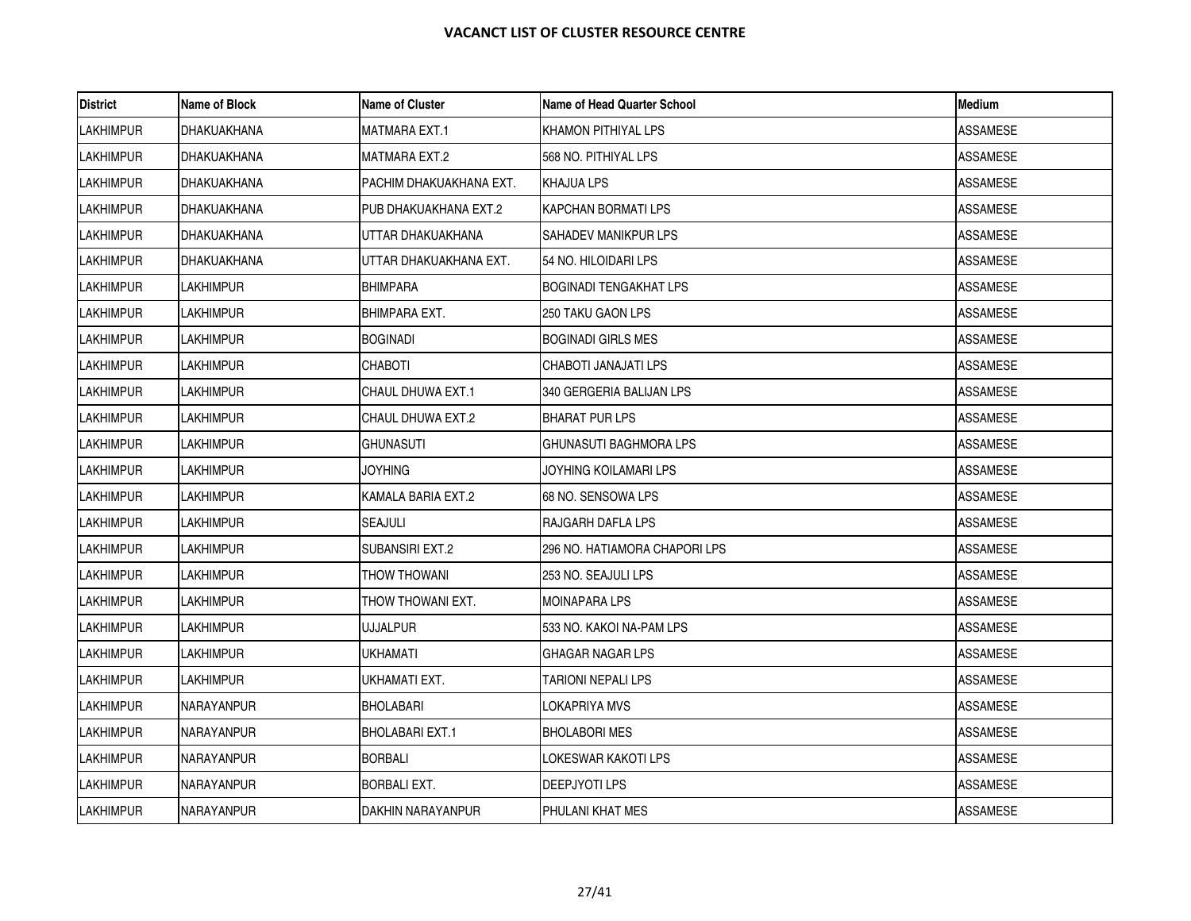# VACANCT LIST OF CLUSTER RESOURCE CENTRE

| District | Name of Block | Name of Cluster | Name of Head Quarter School | Medium |
|---|---|---|---|---|
| LAKHIMPUR | DHAKUAKHANA | MATMARA EXT.1 | KHAMON PITHIYAL LPS | ASSAMESE |
| LAKHIMPUR | DHAKUAKHANA | MATMARA EXT.2 | 568 NO. PITHIYAL LPS | ASSAMESE |
| LAKHIMPUR | DHAKUAKHANA | PACHIM DHAKUAKHANA EXT. | KHAJUA LPS | ASSAMESE |
| LAKHIMPUR | DHAKUAKHANA | PUB DHAKUAKHANA EXT.2 | KAPCHAN BORMATI LPS | ASSAMESE |
| LAKHIMPUR | DHAKUAKHANA | UTTAR DHAKUAKHANA | SAHADEV MANIKPUR LPS | ASSAMESE |
| LAKHIMPUR | DHAKUAKHANA | UTTAR DHAKUAKHANA EXT. | 54 NO. HILOIDARI LPS | ASSAMESE |
| LAKHIMPUR | LAKHIMPUR | BHIMPARA | BOGINADI TENGAKHAT LPS | ASSAMESE |
| LAKHIMPUR | LAKHIMPUR | BHIMPARA EXT. | 250 TAKU GAON LPS | ASSAMESE |
| LAKHIMPUR | LAKHIMPUR | BOGINADI | BOGINADI GIRLS MES | ASSAMESE |
| LAKHIMPUR | LAKHIMPUR | CHABOTI | CHABOTI JANAJATI LPS | ASSAMESE |
| LAKHIMPUR | LAKHIMPUR | CHAUL DHUWA EXT.1 | 340 GERGERIA BALIJAN LPS | ASSAMESE |
| LAKHIMPUR | LAKHIMPUR | CHAUL DHUWA EXT.2 | BHARAT PUR LPS | ASSAMESE |
| LAKHIMPUR | LAKHIMPUR | GHUNASUTI | GHUNASUTI BAGHMORA LPS | ASSAMESE |
| LAKHIMPUR | LAKHIMPUR | JOYHING | JOYHING KOILAMARI LPS | ASSAMESE |
| LAKHIMPUR | LAKHIMPUR | KAMALA BARIA EXT.2 | 68 NO. SENSOWA LPS | ASSAMESE |
| LAKHIMPUR | LAKHIMPUR | SEAJULI | RAJGARH DAFLA LPS | ASSAMESE |
| LAKHIMPUR | LAKHIMPUR | SUBANSIRI EXT.2 | 296 NO. HATIAMORA CHAPORI LPS | ASSAMESE |
| LAKHIMPUR | LAKHIMPUR | THOW THOWANI | 253 NO. SEAJULI LPS | ASSAMESE |
| LAKHIMPUR | LAKHIMPUR | THOW THOWANI EXT. | MOINAPARA LPS | ASSAMESE |
| LAKHIMPUR | LAKHIMPUR | UJJALPUR | 533 NO. KAKOI NA-PAM LPS | ASSAMESE |
| LAKHIMPUR | LAKHIMPUR | UKHAMATI | GHAGAR NAGAR LPS | ASSAMESE |
| LAKHIMPUR | LAKHIMPUR | UKHAMATI EXT. | TARIONI NEPALI LPS | ASSAMESE |
| LAKHIMPUR | NARAYANPUR | BHOLABARI | LOKAPRIYA MVS | ASSAMESE |
| LAKHIMPUR | NARAYANPUR | BHOLABARI EXT.1 | BHOLABORI MES | ASSAMESE |
| LAKHIMPUR | NARAYANPUR | BORBALI | LOKESWAR KAKOTI LPS | ASSAMESE |
| LAKHIMPUR | NARAYANPUR | BORBALI EXT. | DEEPJYOTI LPS | ASSAMESE |
| LAKHIMPUR | NARAYANPUR | DAKHIN NARAYANPUR | PHULANI KHAT MES | ASSAMESE |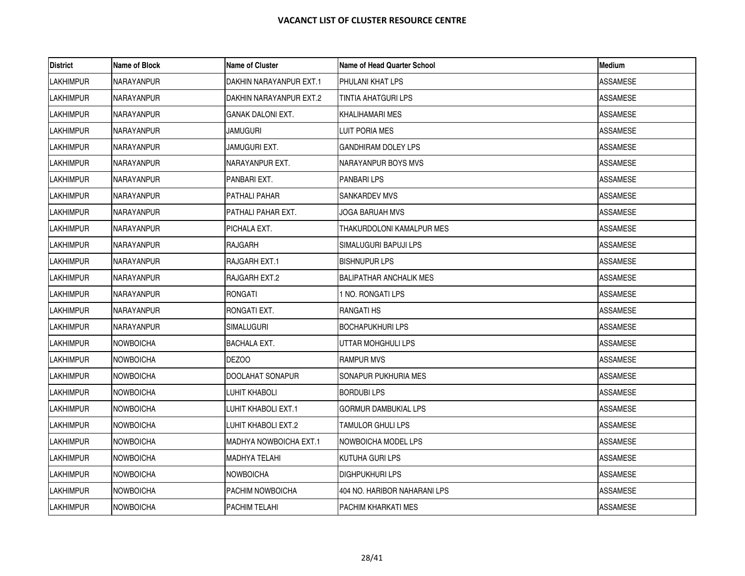# VACANCT LIST OF CLUSTER RESOURCE CENTRE

| District | Name of Block | Name of Cluster | Name of Head Quarter School | Medium |
|---|---|---|---|---|
| LAKHIMPUR | NARAYANPUR | DAKHIN NARAYANPUR EXT.1 | PHULANI KHAT LPS | ASSAMESE |
| LAKHIMPUR | NARAYANPUR | DAKHIN NARAYANPUR EXT.2 | TINTIA AHATGURI LPS | ASSAMESE |
| LAKHIMPUR | NARAYANPUR | GANAK DALONI EXT. | KHALIHAMARI MES | ASSAMESE |
| LAKHIMPUR | NARAYANPUR | JAMUGURI | LUIT PORIA MES | ASSAMESE |
| LAKHIMPUR | NARAYANPUR | JAMUGURI EXT. | GANDHIRAM DOLEY LPS | ASSAMESE |
| LAKHIMPUR | NARAYANPUR | NARAYANPUR EXT. | NARAYANPUR BOYS MVS | ASSAMESE |
| LAKHIMPUR | NARAYANPUR | PANBARI EXT. | PANBARI LPS | ASSAMESE |
| LAKHIMPUR | NARAYANPUR | PATHALI PAHAR | SANKARDEV MVS | ASSAMESE |
| LAKHIMPUR | NARAYANPUR | PATHALI PAHAR EXT. | JOGA BARUAH MVS | ASSAMESE |
| LAKHIMPUR | NARAYANPUR | PICHALA EXT. | THAKURDOLONI KAMALPUR MES | ASSAMESE |
| LAKHIMPUR | NARAYANPUR | RAJGARH | SIMALUGURI BAPUJI LPS | ASSAMESE |
| LAKHIMPUR | NARAYANPUR | RAJGARH EXT.1 | BISHNUPUR LPS | ASSAMESE |
| LAKHIMPUR | NARAYANPUR | RAJGARH EXT.2 | BALIPATHAR ANCHALIK MES | ASSAMESE |
| LAKHIMPUR | NARAYANPUR | RONGATI | 1 NO. RONGATI LPS | ASSAMESE |
| LAKHIMPUR | NARAYANPUR | RONGATI EXT. | RANGATI HS | ASSAMESE |
| LAKHIMPUR | NARAYANPUR | SIMALUGURI | BOCHAPUKHURI LPS | ASSAMESE |
| LAKHIMPUR | NOWBOICHA | BACHALA EXT. | UTTAR MOHGHULI LPS | ASSAMESE |
| LAKHIMPUR | NOWBOICHA | DEZOO | RAMPUR MVS | ASSAMESE |
| LAKHIMPUR | NOWBOICHA | DOOLAHAT SONAPUR | SONAPUR PUKHURIA MES | ASSAMESE |
| LAKHIMPUR | NOWBOICHA | LUHIT KHABOLI | BORDUBI LPS | ASSAMESE |
| LAKHIMPUR | NOWBOICHA | LUHIT KHABOLI EXT.1 | GORMUR DAMBUKIAL LPS | ASSAMESE |
| LAKHIMPUR | NOWBOICHA | LUHIT KHABOLI EXT.2 | TAMULOR GHULI LPS | ASSAMESE |
| LAKHIMPUR | NOWBOICHA | MADHYA NOWBOICHA EXT.1 | NOWBOICHA MODEL LPS | ASSAMESE |
| LAKHIMPUR | NOWBOICHA | MADHYA TELAHI | KUTUHA GURI LPS | ASSAMESE |
| LAKHIMPUR | NOWBOICHA | NOWBOICHA | DIGHPUKHURI LPS | ASSAMESE |
| LAKHIMPUR | NOWBOICHA | PACHIM NOWBOICHA | 404 NO. HARIBOR NAHARANI LPS | ASSAMESE |
| LAKHIMPUR | NOWBOICHA | PACHIM TELAHI | PACHIM KHARKATI MES | ASSAMESE |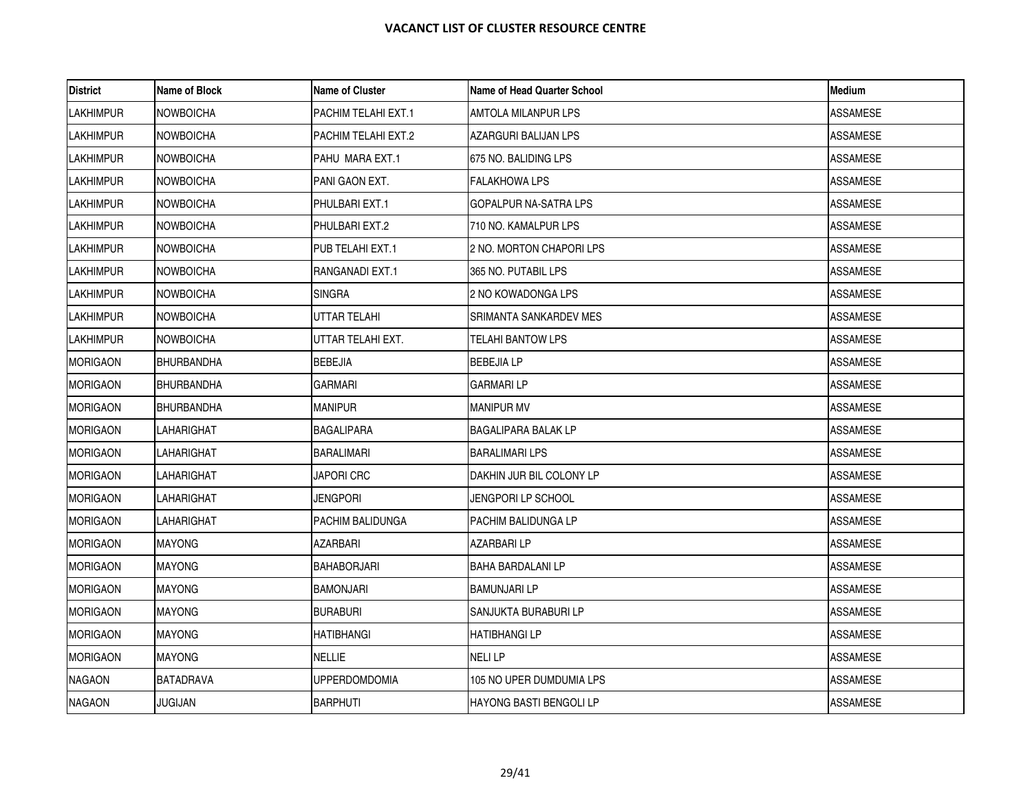# VACANCT LIST OF CLUSTER RESOURCE CENTRE

| District | Name of Block | Name of Cluster | Name of Head Quarter School | Medium |
|---|---|---|---|---|
| LAKHIMPUR | NOWBOICHA | PACHIM TELAHI EXT.1 | AMTOLA MILANPUR LPS | ASSAMESE |
| LAKHIMPUR | NOWBOICHA | PACHIM TELAHI EXT.2 | AZARGURI BALIJAN LPS | ASSAMESE |
| LAKHIMPUR | NOWBOICHA | PAHU MARA EXT.1 | 675 NO. BALIDING LPS | ASSAMESE |
| LAKHIMPUR | NOWBOICHA | PANI GAON EXT. | FALAKHOWA LPS | ASSAMESE |
| LAKHIMPUR | NOWBOICHA | PHULBARI EXT.1 | GOPALPUR NA-SATRA LPS | ASSAMESE |
| LAKHIMPUR | NOWBOICHA | PHULBARI EXT.2 | 710 NO. KAMALPUR LPS | ASSAMESE |
| LAKHIMPUR | NOWBOICHA | PUB TELAHI EXT.1 | 2 NO. MORTON CHAPORI LPS | ASSAMESE |
| LAKHIMPUR | NOWBOICHA | RANGANADI EXT.1 | 365 NO. PUTABIL LPS | ASSAMESE |
| LAKHIMPUR | NOWBOICHA | SINGRA | 2 NO KOWADONGA LPS | ASSAMESE |
| LAKHIMPUR | NOWBOICHA | UTTAR TELAHI | SRIMANTA SANKARDEV MES | ASSAMESE |
| LAKHIMPUR | NOWBOICHA | UTTAR TELAHI EXT. | TELAHI BANTOW LPS | ASSAMESE |
| MORIGAON | BHURBANDHA | BEBEJIA | BEBEJIA LP | ASSAMESE |
| MORIGAON | BHURBANDHA | GARMARI | GARMARI LP | ASSAMESE |
| MORIGAON | BHURBANDHA | MANIPUR | MANIPUR MV | ASSAMESE |
| MORIGAON | LAHARIGHAT | BAGALIPARA | BAGALIPARA BALAK LP | ASSAMESE |
| MORIGAON | LAHARIGHAT | BARALIMARI | BARALIMARI LPS | ASSAMESE |
| MORIGAON | LAHARIGHAT | JAPORI CRC | DAKHIN JUR BIL COLONY LP | ASSAMESE |
| MORIGAON | LAHARIGHAT | JENGPORI | JENGPORI LP SCHOOL | ASSAMESE |
| MORIGAON | LAHARIGHAT | PACHIM BALIDUNGA | PACHIM BALIDUNGA LP | ASSAMESE |
| MORIGAON | MAYONG | AZARBARI | AZARBARI LP | ASSAMESE |
| MORIGAON | MAYONG | BAHABORJARI | BAHA BARDALANI LP | ASSAMESE |
| MORIGAON | MAYONG | BAMONJARI | BAMUNJARI LP | ASSAMESE |
| MORIGAON | MAYONG | BURABURI | SANJUKTA BURABURI LP | ASSAMESE |
| MORIGAON | MAYONG | HATIBHANGI | HATIBHANGI LP | ASSAMESE |
| MORIGAON | MAYONG | NELLIE | NELI LP | ASSAMESE |
| NAGAON | BATADRAVA | UPPERDOMDOMIA | 105 NO UPER DUMDUMIA LPS | ASSAMESE |
| NAGAON | JUGIJAN | BARPHUTI | HAYONG BASTI BENGOLI LP | ASSAMESE |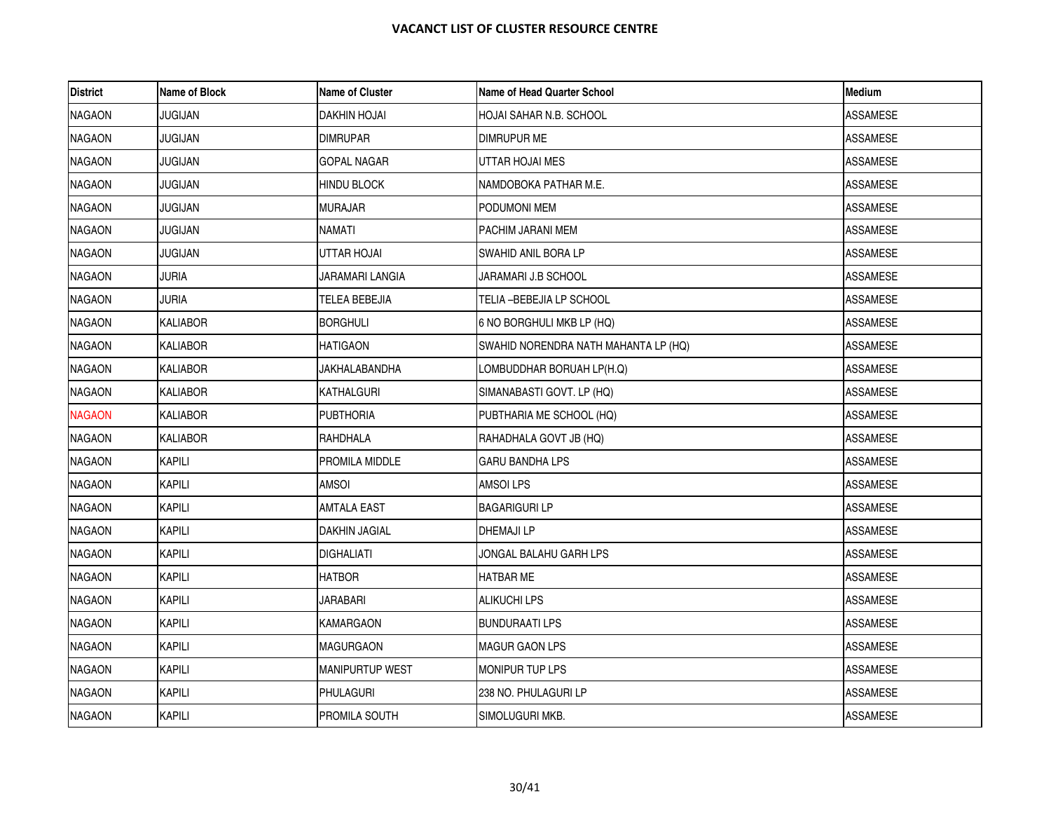## VACANCT LIST OF CLUSTER RESOURCE CENTRE

| District | Name of Block | Name of Cluster | Name of Head Quarter School | Medium |
|---|---|---|---|---|
| NAGAON | JUGIJAN | DAKHIN HOJAI | HOJAI SAHAR N.B. SCHOOL | ASSAMESE |
| NAGAON | JUGIJAN | DIMRUPAR | DIMRUPUR ME | ASSAMESE |
| NAGAON | JUGIJAN | GOPAL NAGAR | UTTAR HOJAI MES | ASSAMESE |
| NAGAON | JUGIJAN | HINDU BLOCK | NAMDOBOKA PATHAR M.E. | ASSAMESE |
| NAGAON | JUGIJAN | MURAJAR | PODUMONI MEM | ASSAMESE |
| NAGAON | JUGIJAN | NAMATI | PACHIM JARANI MEM | ASSAMESE |
| NAGAON | JUGIJAN | UTTAR HOJAI | SWAHID ANIL BORA LP | ASSAMESE |
| NAGAON | JURIA | JARAMARI LANGIA | JARAMARI J.B SCHOOL | ASSAMESE |
| NAGAON | JURIA | TELEA BEBEJIA | TELIA –BEBEJIA LP SCHOOL | ASSAMESE |
| NAGAON | KALIABOR | BORGHULI | 6 NO BORGHULI MKB LP (HQ) | ASSAMESE |
| NAGAON | KALIABOR | HATIGAON | SWAHID NORENDRA NATH MAHANTA LP (HQ) | ASSAMESE |
| NAGAON | KALIABOR | JAKHALABANDHA | LOMBUDDHAR BORUAH LP(H.Q) | ASSAMESE |
| NAGAON | KALIABOR | KATHALGURI | SIMANABASTI GOVT. LP (HQ) | ASSAMESE |
| NAGAON | KALIABOR | PUBTHORIA | PUBTHARIA ME SCHOOL (HQ) | ASSAMESE |
| NAGAON | KALIABOR | RAHDHALA | RAHADHALA GOVT JB (HQ) | ASSAMESE |
| NAGAON | KAPILI | PROMILA MIDDLE | GARU BANDHA LPS | ASSAMESE |
| NAGAON | KAPILI | AMSOI | AMSOI LPS | ASSAMESE |
| NAGAON | KAPILI | AMTALA EAST | BAGARIGURI LP | ASSAMESE |
| NAGAON | KAPILI | DAKHIN JAGIAL | DHEMAJI LP | ASSAMESE |
| NAGAON | KAPILI | DIGHALIATI | JONGAL BALAHU GARH LPS | ASSAMESE |
| NAGAON | KAPILI | HATBOR | HATBAR ME | ASSAMESE |
| NAGAON | KAPILI | JARABARI | ALIKUCHI LPS | ASSAMESE |
| NAGAON | KAPILI | KAMARGAON | BUNDURAATI LPS | ASSAMESE |
| NAGAON | KAPILI | MAGURGAON | MAGUR GAON LPS | ASSAMESE |
| NAGAON | KAPILI | MANIPURTUP WEST | MONIPUR TUP LPS | ASSAMESE |
| NAGAON | KAPILI | PHULAGURI | 238 NO. PHULAGURI LP | ASSAMESE |
| NAGAON | KAPILI | PROMILA SOUTH | SIMOLUGURI MKB. | ASSAMESE |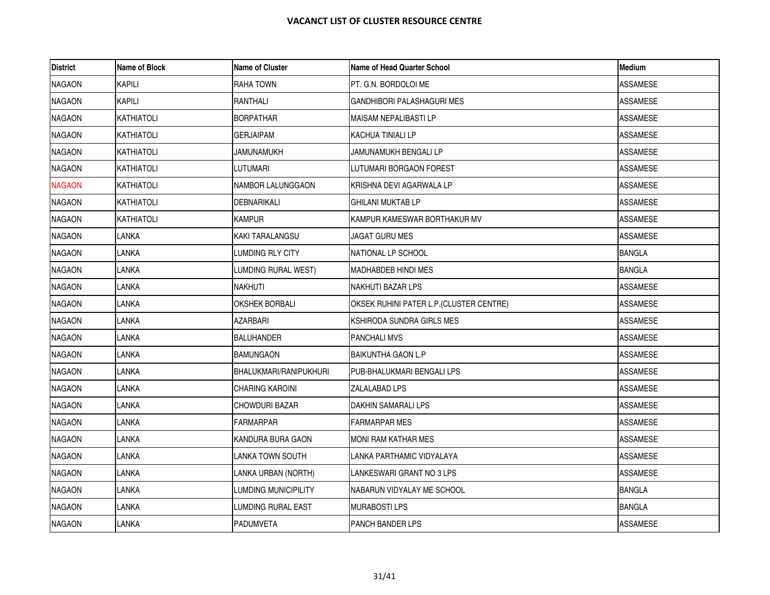**VACANCT LIST OF CLUSTER RESOURCE CENTRE**

| District | Name of Block | Name of Cluster | Name of Head Quarter School | Medium |
|---|---|---|---|---|
| NAGAON | KAPILI | RAHA TOWN | PT. G.N. BORDOLOI ME | ASSAMESE |
| NAGAON | KAPILI | RANTHALI | GANDHIBORI PALASHAGURI MES | ASSAMESE |
| NAGAON | KATHIATOLI | BORPATHAR | MAISAM NEPALIBASTI LP | ASSAMESE |
| NAGAON | KATHIATOLI | GERJAIPAM | KACHUA TINIALI LP | ASSAMESE |
| NAGAON | KATHIATOLI | JAMUNAMUKH | JAMUNAMUKH BENGALI LP | ASSAMESE |
| NAGAON | KATHIATOLI | LUTUMARI | LUTUMARI BORGAON FOREST | ASSAMESE |
| NAGAON | KATHIATOLI | NAMBOR LALUNGGAON | KRISHNA DEVI AGARWALA LP | ASSAMESE |
| NAGAON | KATHIATOLI | DEBNARIKALI | GHILANI MUKTAB LP | ASSAMESE |
| NAGAON | KATHIATOLI | KAMPUR | KAMPUR KAMESWAR BORTHAKUR MV | ASSAMESE |
| NAGAON | LANKA | KAKI TARALANGSU | JAGAT GURU MES | ASSAMESE |
| NAGAON | LANKA | LUMDING RLY CITY | NATIONAL LP SCHOOL | BANGLA |
| NAGAON | LANKA | LUMDING RURAL WEST) | MADHABDEB HINDI MES | BANGLA |
| NAGAON | LANKA | NAKHUTI | NAKHUTI BAZAR LPS | ASSAMESE |
| NAGAON | LANKA | OKSHEK BORBALI | OKSEK RUHINI PATER L.P.(CLUSTER CENTRE) | ASSAMESE |
| NAGAON | LANKA | AZARBARI | KSHIRODA SUNDRA GIRLS MES | ASSAMESE |
| NAGAON | LANKA | BALUHANDER | PANCHALI MVS | ASSAMESE |
| NAGAON | LANKA | BAMUNGAON | BAIKUNTHA GAON L.P | ASSAMESE |
| NAGAON | LANKA | BHALUKMARI/RANIPUKHURI | PUB-BHALUKMARI BENGALI LPS | ASSAMESE |
| NAGAON | LANKA | CHARING KAROINI | ZALALABAD LPS | ASSAMESE |
| NAGAON | LANKA | CHOWDURI BAZAR | DAKHIN SAMARALI LPS | ASSAMESE |
| NAGAON | LANKA | FARMARPAR | FARMARPAR MES | ASSAMESE |
| NAGAON | LANKA | KANDURA BURA GAON | MONI RAM KATHAR MES | ASSAMESE |
| NAGAON | LANKA | LANKA TOWN SOUTH | LANKA PARTHAMIC VIDYALAYA | ASSAMESE |
| NAGAON | LANKA | LANKA URBAN (NORTH) | LANKESWARI GRANT NO 3 LPS | ASSAMESE |
| NAGAON | LANKA | LUMDING MUNICIPILITY | NABARUN VIDYALAY ME SCHOOL | BANGLA |
| NAGAON | LANKA | LUMDING RURAL EAST | MURABOSTI LPS | BANGLA |
| NAGAON | LANKA | PADUMVETA | PANCH BANDER LPS | ASSAMESE |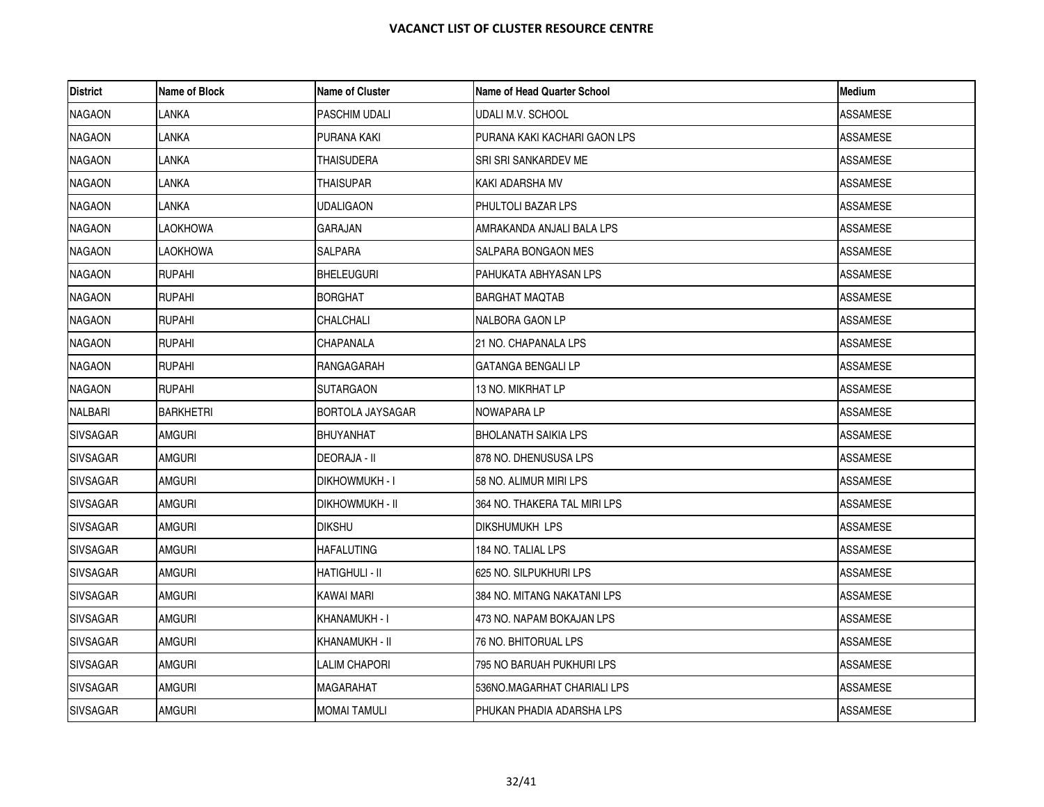**VACANCT LIST OF CLUSTER RESOURCE CENTRE**

| District | Name of Block | Name of Cluster | Name of Head Quarter School | Medium |
|---|---|---|---|---|
| NAGAON | LANKA | PASCHIM UDALI | UDALI M.V. SCHOOL | ASSAMESE |
| NAGAON | LANKA | PURANA KAKI | PURANA KAKI KACHARI GAON LPS | ASSAMESE |
| NAGAON | LANKA | THAISUDERA | SRI SRI SANKARDEV ME | ASSAMESE |
| NAGAON | LANKA | THAISUPAR | KAKI ADARSHA MV | ASSAMESE |
| NAGAON | LANKA | UDALIGAON | PHULTOLI BAZAR LPS | ASSAMESE |
| NAGAON | LAOKHOWA | GARAJAN | AMRAKANDA ANJALI BALA LPS | ASSAMESE |
| NAGAON | LAOKHOWA | SALPARA | SALPARA BONGAON MES | ASSAMESE |
| NAGAON | RUPAHI | BHELEUGURI | PAHUKATA ABHYASAN LPS | ASSAMESE |
| NAGAON | RUPAHI | BORGHAT | BARGHAT MAQTAB | ASSAMESE |
| NAGAON | RUPAHI | CHALCHALI | NALBORA GAON LP | ASSAMESE |
| NAGAON | RUPAHI | CHAPANALA | 21 NO. CHAPANALA LPS | ASSAMESE |
| NAGAON | RUPAHI | RANGAGARAH | GATANGA BENGALI LP | ASSAMESE |
| NAGAON | RUPAHI | SUTARGAON | 13 NO. MIKRHAT LP | ASSAMESE |
| NALBARI | BARKHETRI | BORTOLA JAYSAGAR | NOWAPARA LP | ASSAMESE |
| SIVSAGAR | AMGURI | BHUYANHAT | BHOLANATH SAIKIA LPS | ASSAMESE |
| SIVSAGAR | AMGURI | DEORAJA - II | 878 NO. DHENUSUSA LPS | ASSAMESE |
| SIVSAGAR | AMGURI | DIKHOWMUKH - I | 58 NO. ALIMUR MIRI LPS | ASSAMESE |
| SIVSAGAR | AMGURI | DIKHOWMUKH - II | 364 NO. THAKERA TAL MIRI LPS | ASSAMESE |
| SIVSAGAR | AMGURI | DIKSHU | DIKSHUMUKH LPS | ASSAMESE |
| SIVSAGAR | AMGURI | HAFALUTING | 184 NO. TALIAL LPS | ASSAMESE |
| SIVSAGAR | AMGURI | HATIGHULI - II | 625 NO. SILPUKHURI LPS | ASSAMESE |
| SIVSAGAR | AMGURI | KAWAI MARI | 384 NO. MITANG NAKATANI LPS | ASSAMESE |
| SIVSAGAR | AMGURI | KHANAMUKH - I | 473 NO. NAPAM BOKAJAN LPS | ASSAMESE |
| SIVSAGAR | AMGURI | KHANAMUKH - II | 76 NO. BHITORUAL LPS | ASSAMESE |
| SIVSAGAR | AMGURI | LALIM CHAPORI | 795 NO BARUAH PUKHURI LPS | ASSAMESE |
| SIVSAGAR | AMGURI | MAGARAHAT | 536NO.MAGARHAT CHARIALI LPS | ASSAMESE |
| SIVSAGAR | AMGURI | MOMAI TAMULI | PHUKAN PHADIA ADARSHA LPS | ASSAMESE |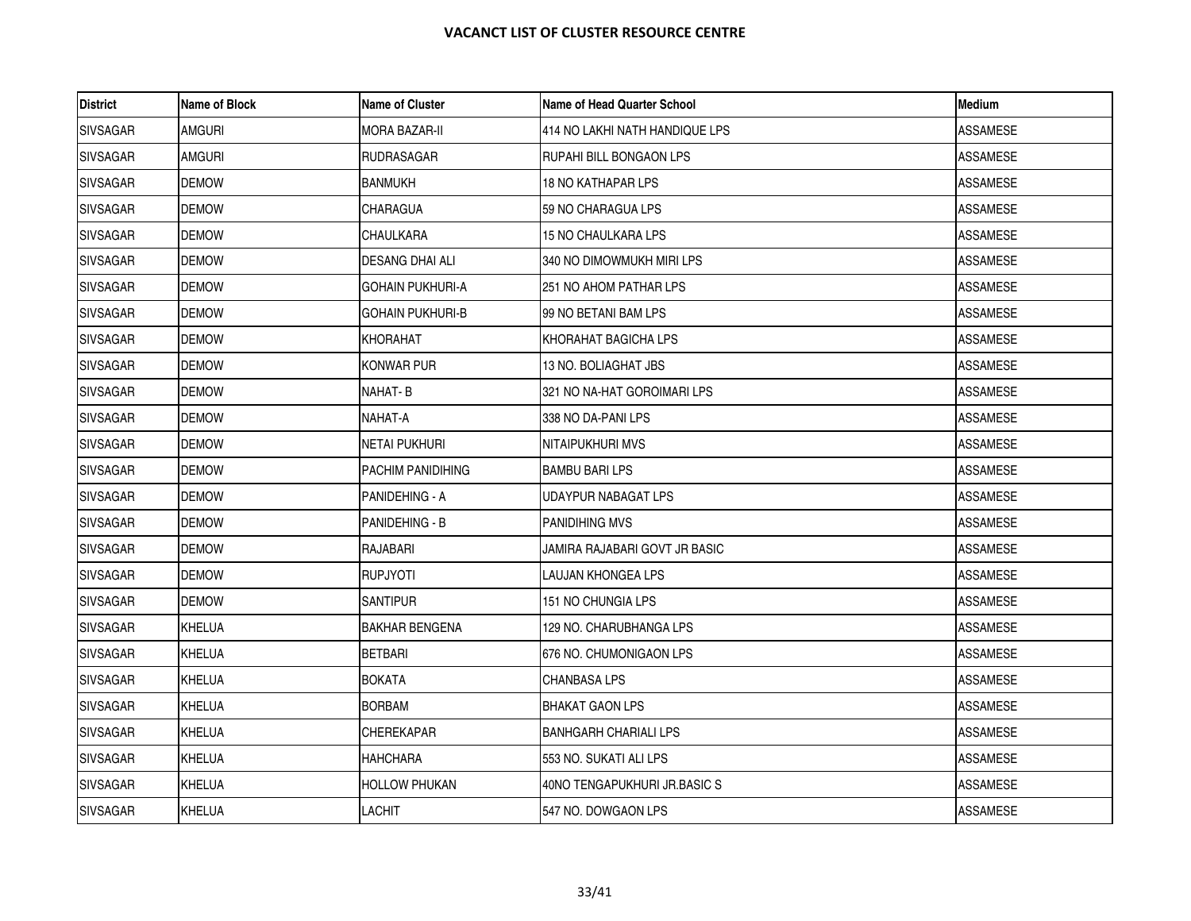# VACANCT LIST OF CLUSTER RESOURCE CENTRE

| District | Name of Block | Name of Cluster | Name of Head Quarter School | Medium |
|---|---|---|---|---|
| SIVSAGAR | AMGURI | MORA BAZAR-II | 414 NO LAKHI NATH HANDIQUE LPS | ASSAMESE |
| SIVSAGAR | AMGURI | RUDRASAGAR | RUPAHI BILL BONGAON LPS | ASSAMESE |
| SIVSAGAR | DEMOW | BANMUKH | 18 NO KATHAPAR LPS | ASSAMESE |
| SIVSAGAR | DEMOW | CHARAGUA | 59 NO CHARAGUA LPS | ASSAMESE |
| SIVSAGAR | DEMOW | CHAULKARA | 15 NO CHAULKARA LPS | ASSAMESE |
| SIVSAGAR | DEMOW | DESANG DHAI ALI | 340 NO DIMOWMUKH MIRI LPS | ASSAMESE |
| SIVSAGAR | DEMOW | GOHAIN PUKHURI-A | 251 NO AHOM PATHAR LPS | ASSAMESE |
| SIVSAGAR | DEMOW | GOHAIN PUKHURI-B | 99 NO BETANI BAM LPS | ASSAMESE |
| SIVSAGAR | DEMOW | KHORAHAT | KHORAHAT BAGICHA LPS | ASSAMESE |
| SIVSAGAR | DEMOW | KONWAR PUR | 13 NO. BOLIAGHAT JBS | ASSAMESE |
| SIVSAGAR | DEMOW | NAHAT- B | 321 NO NA-HAT GOROIMARI LPS | ASSAMESE |
| SIVSAGAR | DEMOW | NAHAT-A | 338 NO DA-PANI LPS | ASSAMESE |
| SIVSAGAR | DEMOW | NETAI PUKHURI | NITAIPUKHURI MVS | ASSAMESE |
| SIVSAGAR | DEMOW | PACHIM PANIDIHING | BAMBU BARI LPS | ASSAMESE |
| SIVSAGAR | DEMOW | PANIDEHING - A | UDAYPUR NABAGAT LPS | ASSAMESE |
| SIVSAGAR | DEMOW | PANIDEHING - B | PANIDIHING MVS | ASSAMESE |
| SIVSAGAR | DEMOW | RAJABARI | JAMIRA RAJABARI GOVT JR BASIC | ASSAMESE |
| SIVSAGAR | DEMOW | RUPJYOTI | LAUJAN KHONGEA LPS | ASSAMESE |
| SIVSAGAR | DEMOW | SANTIPUR | 151 NO CHUNGIA LPS | ASSAMESE |
| SIVSAGAR | KHELUA | BAKHAR BENGENA | 129 NO. CHARUBHANGA LPS | ASSAMESE |
| SIVSAGAR | KHELUA | BETBARI | 676 NO. CHUMONIGAON LPS | ASSAMESE |
| SIVSAGAR | KHELUA | BOKATA | CHANBASA LPS | ASSAMESE |
| SIVSAGAR | KHELUA | BORBAM | BHAKAT GAON LPS | ASSAMESE |
| SIVSAGAR | KHELUA | CHEREKAPAR | BANHGARH CHARIALI LPS | ASSAMESE |
| SIVSAGAR | KHELUA | HAHCHARA | 553 NO. SUKATI ALI LPS | ASSAMESE |
| SIVSAGAR | KHELUA | HOLLOW PHUKAN | 40NO TENGAPUKHURI JR.BASIC S | ASSAMESE |
| SIVSAGAR | KHELUA | LACHIT | 547 NO. DOWGAON LPS | ASSAMESE |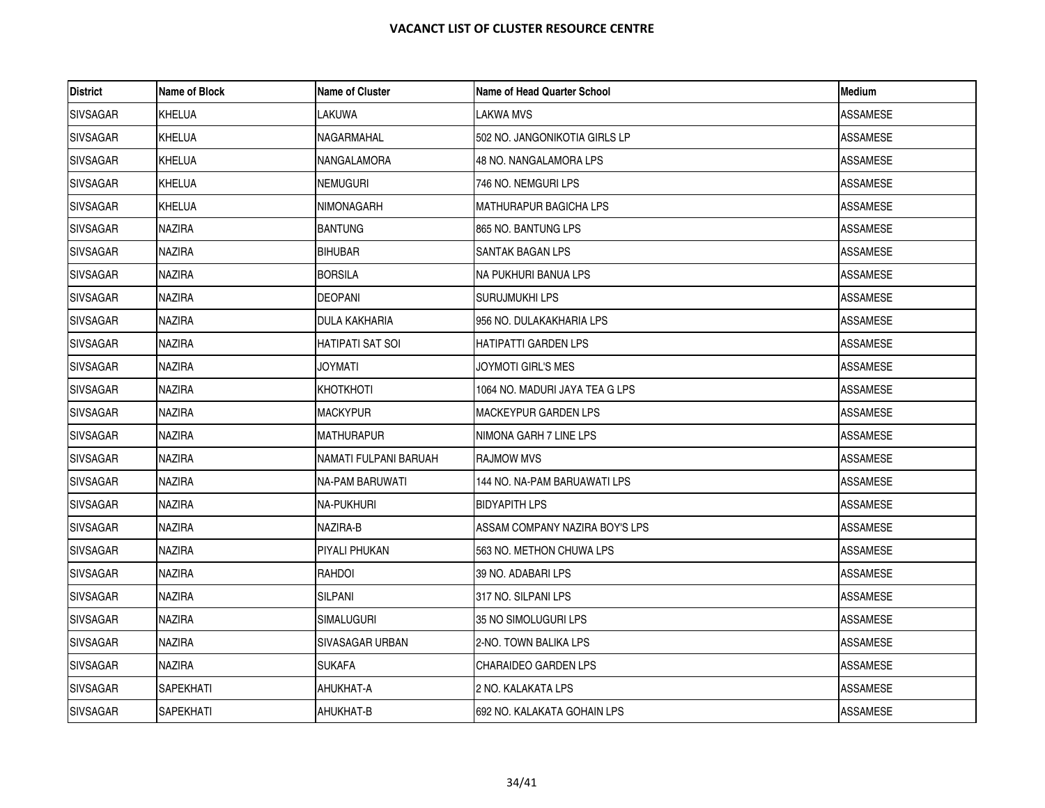# VACANCT LIST OF CLUSTER RESOURCE CENTRE

| District | Name of Block | Name of Cluster | Name of Head Quarter School | Medium |
|---|---|---|---|---|
| SIVSAGAR | KHELUA | LAKUWA | LAKWA MVS | ASSAMESE |
| SIVSAGAR | KHELUA | NAGARMAHAL | 502 NO. JANGONIKOTIA GIRLS LP | ASSAMESE |
| SIVSAGAR | KHELUA | NANGALAMORA | 48 NO. NANGALAMORA LPS | ASSAMESE |
| SIVSAGAR | KHELUA | NEMUGURI | 746 NO. NEMGURI LPS | ASSAMESE |
| SIVSAGAR | KHELUA | NIMONAGARH | MATHURAPUR BAGICHA LPS | ASSAMESE |
| SIVSAGAR | NAZIRA | BANTUNG | 865 NO. BANTUNG LPS | ASSAMESE |
| SIVSAGAR | NAZIRA | BIHUBAR | SANTAK BAGAN LPS | ASSAMESE |
| SIVSAGAR | NAZIRA | BORSILA | NA PUKHURI BANUA LPS | ASSAMESE |
| SIVSAGAR | NAZIRA | DEOPANI | SURUJMUKHI LPS | ASSAMESE |
| SIVSAGAR | NAZIRA | DULA KAKHARIA | 956 NO. DULAKAKHARIA LPS | ASSAMESE |
| SIVSAGAR | NAZIRA | HATIPATI SAT SOI | HATIPATTI GARDEN LPS | ASSAMESE |
| SIVSAGAR | NAZIRA | JOYMATI | JOYMOTI GIRL'S MES | ASSAMESE |
| SIVSAGAR | NAZIRA | KHOTKHOTI | 1064 NO. MADURI JAYA TEA G LPS | ASSAMESE |
| SIVSAGAR | NAZIRA | MACKYPUR | MACKEYPUR GARDEN LPS | ASSAMESE |
| SIVSAGAR | NAZIRA | MATHURAPUR | NIMONA GARH 7 LINE LPS | ASSAMESE |
| SIVSAGAR | NAZIRA | NAMATI FULPANI BARUAH | RAJMOW MVS | ASSAMESE |
| SIVSAGAR | NAZIRA | NA-PAM BARUWATI | 144 NO. NA-PAM BARUAWATI LPS | ASSAMESE |
| SIVSAGAR | NAZIRA | NA-PUKHURI | BIDYAPITH LPS | ASSAMESE |
| SIVSAGAR | NAZIRA | NAZIRA-B | ASSAM COMPANY NAZIRA BOY'S LPS | ASSAMESE |
| SIVSAGAR | NAZIRA | PIYALI PHUKAN | 563 NO. METHON CHUWA LPS | ASSAMESE |
| SIVSAGAR | NAZIRA | RAHDOI | 39 NO. ADABARI LPS | ASSAMESE |
| SIVSAGAR | NAZIRA | SILPANI | 317 NO. SILPANI LPS | ASSAMESE |
| SIVSAGAR | NAZIRA | SIMALUGURI | 35 NO SIMOLUGURI LPS | ASSAMESE |
| SIVSAGAR | NAZIRA | SIVASAGAR URBAN | 2-NO. TOWN BALIKA LPS | ASSAMESE |
| SIVSAGAR | NAZIRA | SUKAFA | CHARAIDEO GARDEN LPS | ASSAMESE |
| SIVSAGAR | SAPEKHATI | AHUKHAT-A | 2 NO. KALAKATA LPS | ASSAMESE |
| SIVSAGAR | SAPEKHATI | AHUKHAT-B | 692 NO. KALAKATA GOHAIN LPS | ASSAMESE |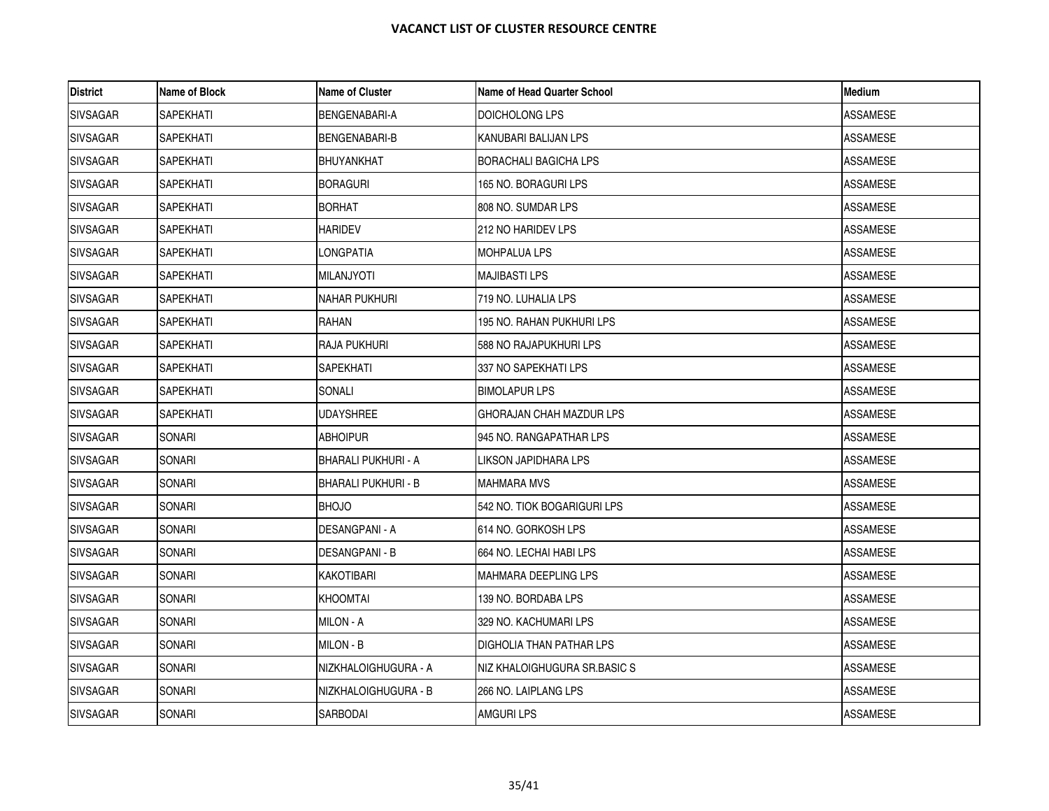# VACANCT LIST OF CLUSTER RESOURCE CENTRE

| District | Name of Block | Name of Cluster | Name of Head Quarter School | Medium |
|---|---|---|---|---|
| SIVSAGAR | SAPEKHATI | BENGENABARI-A | DOICHOLONG LPS | ASSAMESE |
| SIVSAGAR | SAPEKHATI | BENGENABARI-B | KANUBARI BALIJAN LPS | ASSAMESE |
| SIVSAGAR | SAPEKHATI | BHUYANKHAT | BORACHALI BAGICHA LPS | ASSAMESE |
| SIVSAGAR | SAPEKHATI | BORAGURI | 165 NO. BORAGURI LPS | ASSAMESE |
| SIVSAGAR | SAPEKHATI | BORHAT | 808 NO. SUMDAR LPS | ASSAMESE |
| SIVSAGAR | SAPEKHATI | HARIDEV | 212 NO HARIDEV LPS | ASSAMESE |
| SIVSAGAR | SAPEKHATI | LONGPATIA | MOHPALUA LPS | ASSAMESE |
| SIVSAGAR | SAPEKHATI | MILANJYOTI | MAJIBASTI LPS | ASSAMESE |
| SIVSAGAR | SAPEKHATI | NAHAR PUKHURI | 719 NO. LUHALIA LPS | ASSAMESE |
| SIVSAGAR | SAPEKHATI | RAHAN | 195 NO. RAHAN PUKHURI LPS | ASSAMESE |
| SIVSAGAR | SAPEKHATI | RAJA PUKHURI | 588 NO RAJAPUKHURI LPS | ASSAMESE |
| SIVSAGAR | SAPEKHATI | SAPEKHATI | 337 NO SAPEKHATI LPS | ASSAMESE |
| SIVSAGAR | SAPEKHATI | SONALI | BIMOLAPUR LPS | ASSAMESE |
| SIVSAGAR | SAPEKHATI | UDAYSHREE | GHORAJAN CHAH MAZDUR LPS | ASSAMESE |
| SIVSAGAR | SONARI | ABHOIPUR | 945 NO. RANGAPATHAR LPS | ASSAMESE |
| SIVSAGAR | SONARI | BHARALI PUKHURI - A | LIKSON JAPIDHARA LPS | ASSAMESE |
| SIVSAGAR | SONARI | BHARALI PUKHURI - B | MAHMARA MVS | ASSAMESE |
| SIVSAGAR | SONARI | BHOJO | 542 NO. TIOK BOGARIGURI LPS | ASSAMESE |
| SIVSAGAR | SONARI | DESANGPANI - A | 614 NO. GORKOSH LPS | ASSAMESE |
| SIVSAGAR | SONARI | DESANGPANI - B | 664 NO. LECHAI HABI LPS | ASSAMESE |
| SIVSAGAR | SONARI | KAKOTIBARI | MAHMARA DEEPLING LPS | ASSAMESE |
| SIVSAGAR | SONARI | KHOOMTAI | 139 NO. BORDABA LPS | ASSAMESE |
| SIVSAGAR | SONARI | MILON - A | 329 NO. KACHUMARI LPS | ASSAMESE |
| SIVSAGAR | SONARI | MILON - B | DIGHOLIA THAN PATHAR LPS | ASSAMESE |
| SIVSAGAR | SONARI | NIZKHALOIGHUGURA - A | NIZ KHALOIGHUGURA SR.BASIC S | ASSAMESE |
| SIVSAGAR | SONARI | NIZKHALOIGHUGURA - B | 266 NO. LAIPLANG LPS | ASSAMESE |
| SIVSAGAR | SONARI | SARBODAI | AMGURI LPS | ASSAMESE |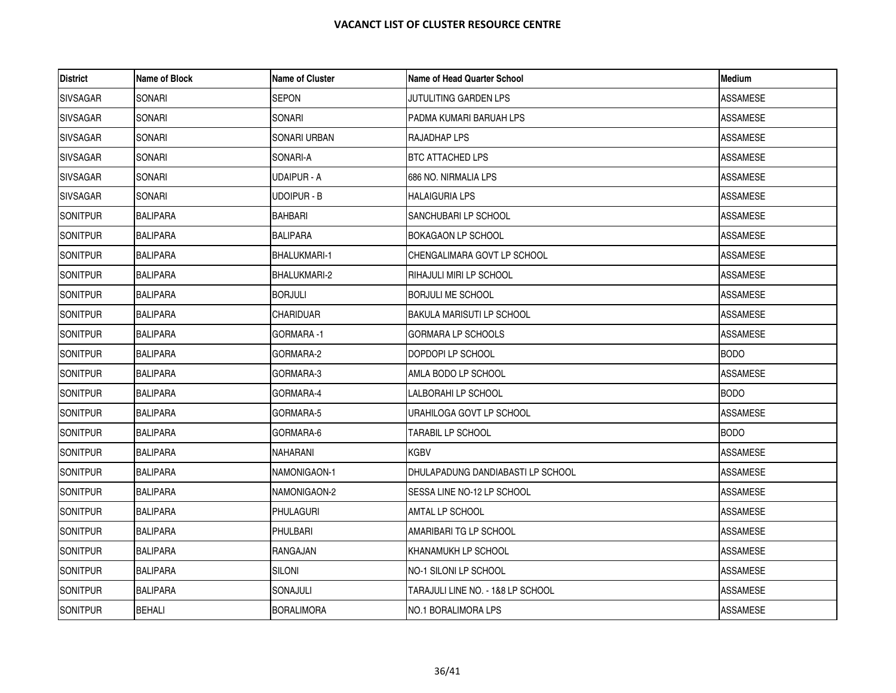**VACANCT LIST OF CLUSTER RESOURCE CENTRE**

| District | Name of Block | Name of Cluster | Name of Head Quarter School | Medium |
|---|---|---|---|---|
| SIVSAGAR | SONARI | SEPON | JUTULITING GARDEN LPS | ASSAMESE |
| SIVSAGAR | SONARI | SONARI | PADMA KUMARI BARUAH LPS | ASSAMESE |
| SIVSAGAR | SONARI | SONARI URBAN | RAJADHAP LPS | ASSAMESE |
| SIVSAGAR | SONARI | SONARI-A | BTC ATTACHED LPS | ASSAMESE |
| SIVSAGAR | SONARI | UDAIPUR - A | 686 NO. NIRMALIA LPS | ASSAMESE |
| SIVSAGAR | SONARI | UDOIPUR - B | HALAIGURIA LPS | ASSAMESE |
| SONITPUR | BALIPARA | BAHBARI | SANCHUBARI LP SCHOOL | ASSAMESE |
| SONITPUR | BALIPARA | BALIPARA | BOKAGAON LP SCHOOL | ASSAMESE |
| SONITPUR | BALIPARA | BHALUKMARI-1 | CHENGALIMARA GOVT LP SCHOOL | ASSAMESE |
| SONITPUR | BALIPARA | BHALUKMARI-2 | RIHAJULI MIRI LP SCHOOL | ASSAMESE |
| SONITPUR | BALIPARA | BORJULI | BORJULI ME SCHOOL | ASSAMESE |
| SONITPUR | BALIPARA | CHARIDUAR | BAKULA MARISUTI LP SCHOOL | ASSAMESE |
| SONITPUR | BALIPARA | GORMARA -1 | GORMARA LP SCHOOLS | ASSAMESE |
| SONITPUR | BALIPARA | GORMARA-2 | DOPDOPI LP SCHOOL | BODO |
| SONITPUR | BALIPARA | GORMARA-3 | AMLA BODO LP SCHOOL | ASSAMESE |
| SONITPUR | BALIPARA | GORMARA-4 | LALBORAHI LP SCHOOL | BODO |
| SONITPUR | BALIPARA | GORMARA-5 | URAHILOGA GOVT LP SCHOOL | ASSAMESE |
| SONITPUR | BALIPARA | GORMARA-6 | TARABIL LP SCHOOL | BODO |
| SONITPUR | BALIPARA | NAHARANI | KGBV | ASSAMESE |
| SONITPUR | BALIPARA | NAMONIGAON-1 | DHULAPADUNG DANDIABASTI LP SCHOOL | ASSAMESE |
| SONITPUR | BALIPARA | NAMONIGAON-2 | SESSA LINE NO-12 LP SCHOOL | ASSAMESE |
| SONITPUR | BALIPARA | PHULAGURI | AMTAL LP SCHOOL | ASSAMESE |
| SONITPUR | BALIPARA | PHULBARI | AMARIBARI TG LP SCHOOL | ASSAMESE |
| SONITPUR | BALIPARA | RANGAJAN | KHANAMUKH LP SCHOOL | ASSAMESE |
| SONITPUR | BALIPARA | SILONI | NO-1 SILONI LP SCHOOL | ASSAMESE |
| SONITPUR | BALIPARA | SONAJULI | TARAJULI LINE NO. - 1&8 LP SCHOOL | ASSAMESE |
| SONITPUR | BEHALI | BORALIMORA | NO.1 BORALIMORA LPS | ASSAMESE |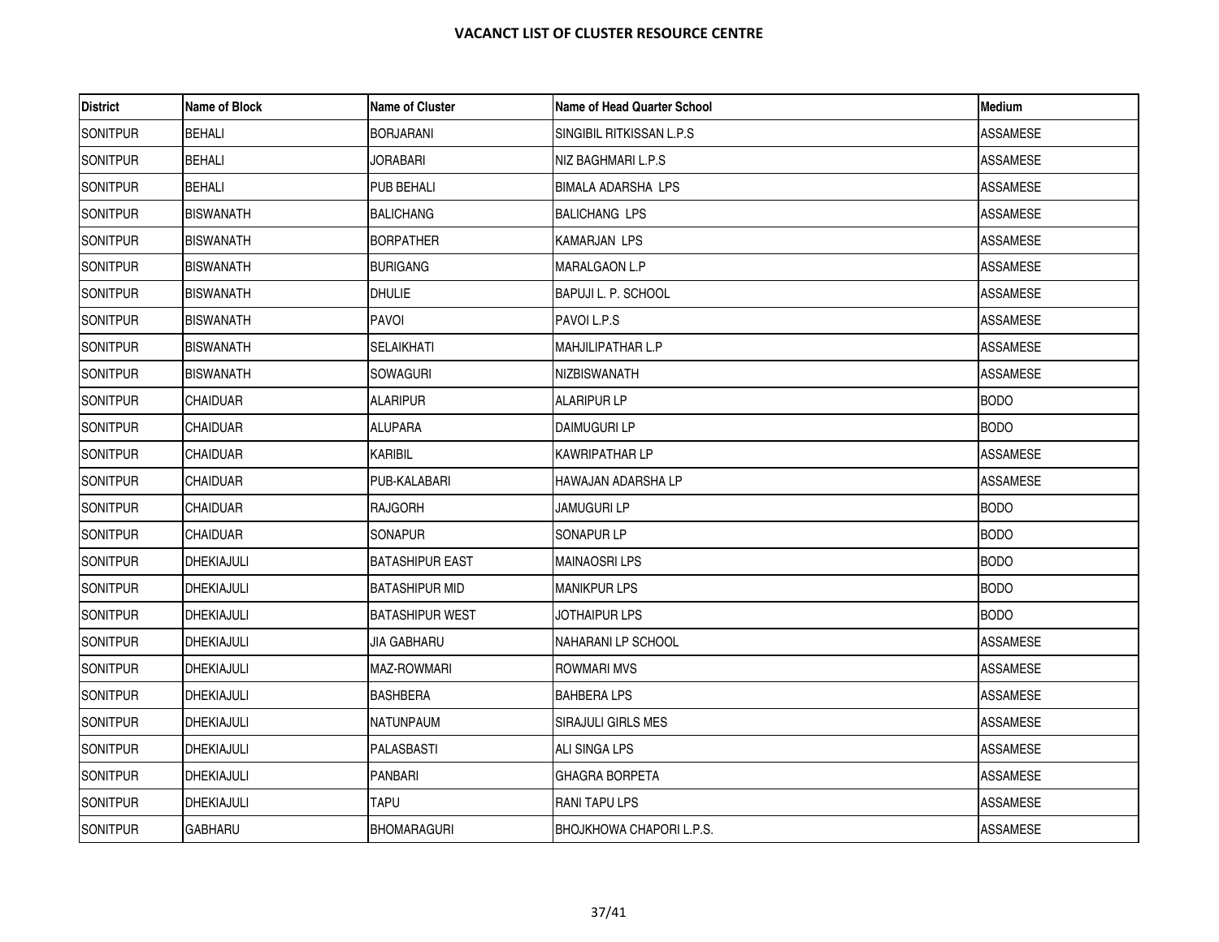# VACANCT LIST OF CLUSTER RESOURCE CENTRE

| District | Name of Block | Name of Cluster | Name of Head Quarter School | Medium |
|---|---|---|---|---|
| SONITPUR | BEHALI | BORJARANI | SINGIBIL RITKISSAN L.P.S | ASSAMESE |
| SONITPUR | BEHALI | JORABARI | NIZ BAGHMARI L.P.S | ASSAMESE |
| SONITPUR | BEHALI | PUB BEHALI | BIMALA ADARSHA LPS | ASSAMESE |
| SONITPUR | BISWANATH | BALICHANG | BALICHANG LPS | ASSAMESE |
| SONITPUR | BISWANATH | BORPATHER | KAMARJAN LPS | ASSAMESE |
| SONITPUR | BISWANATH | BURIGANG | MARALGAON L.P | ASSAMESE |
| SONITPUR | BISWANATH | DHULIE | BAPUJI L. P. SCHOOL | ASSAMESE |
| SONITPUR | BISWANATH | PAVOI | PAVOI L.P.S | ASSAMESE |
| SONITPUR | BISWANATH | SELAIKHATI | MAHJILIPATHAR L.P | ASSAMESE |
| SONITPUR | BISWANATH | SOWAGURI | NIZBISWANATH | ASSAMESE |
| SONITPUR | CHAIDUAR | ALARIPUR | ALARIPUR LP | BODO |
| SONITPUR | CHAIDUAR | ALUPARA | DAIMUGURI LP | BODO |
| SONITPUR | CHAIDUAR | KARIBIL | KAWRIPATHAR LP | ASSAMESE |
| SONITPUR | CHAIDUAR | PUB-KALABARI | HAWAJAN ADARSHA LP | ASSAMESE |
| SONITPUR | CHAIDUAR | RAJGORH | JAMUGURI LP | BODO |
| SONITPUR | CHAIDUAR | SONAPUR | SONAPUR LP | BODO |
| SONITPUR | DHEKIAJULI | BATASHIPUR EAST | MAINAOSRI LPS | BODO |
| SONITPUR | DHEKIAJULI | BATASHIPUR MID | MANIKPUR LPS | BODO |
| SONITPUR | DHEKIAJULI | BATASHIPUR WEST | JOTHAIPUR LPS | BODO |
| SONITPUR | DHEKIAJULI | JIA GABHARU | NAHARANI LP SCHOOL | ASSAMESE |
| SONITPUR | DHEKIAJULI | MAZ-ROWMARI | ROWMARI MVS | ASSAMESE |
| SONITPUR | DHEKIAJULI | BASHBERA | BAHBERA LPS | ASSAMESE |
| SONITPUR | DHEKIAJULI | NATUNPAUM | SIRAJULI GIRLS MES | ASSAMESE |
| SONITPUR | DHEKIAJULI | PALASBASTI | ALI SINGA LPS | ASSAMESE |
| SONITPUR | DHEKIAJULI | PANBARI | GHAGRA BORPETA | ASSAMESE |
| SONITPUR | DHEKIAJULI | TAPU | RANI TAPU LPS | ASSAMESE |
| SONITPUR | GABHARU | BHOMARAGURI | BHOJKHOWA CHAPORI L.P.S. | ASSAMESE |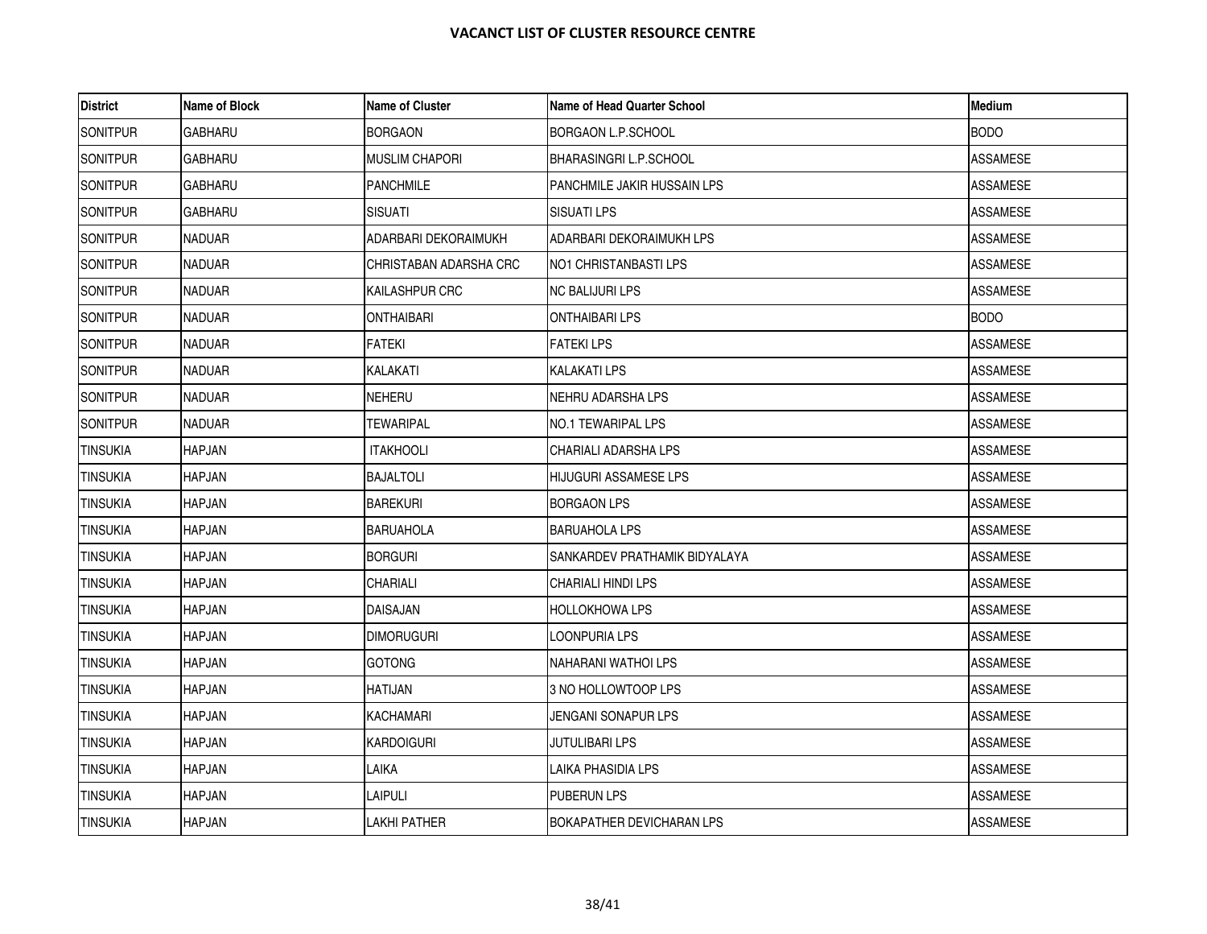**VACANCT LIST OF CLUSTER RESOURCE CENTRE**

| District | Name of Block | Name of Cluster | Name of Head Quarter School | Medium |
|---|---|---|---|---|
| SONITPUR | GABHARU | BORGAON | BORGAON L.P.SCHOOL | BODO |
| SONITPUR | GABHARU | MUSLIM CHAPORI | BHARASINGRI L.P.SCHOOL | ASSAMESE |
| SONITPUR | GABHARU | PANCHMILE | PANCHMILE JAKIR HUSSAIN LPS | ASSAMESE |
| SONITPUR | GABHARU | SISUATI | SISUATI LPS | ASSAMESE |
| SONITPUR | NADUAR | ADARBARI DEKORAIMUKH | ADARBARI DEKORAIMUKH LPS | ASSAMESE |
| SONITPUR | NADUAR | CHRISTABAN ADARSHA CRC | NO1 CHRISTANBASTI LPS | ASSAMESE |
| SONITPUR | NADUAR | KAILASHPUR CRC | NC BALIJURI LPS | ASSAMESE |
| SONITPUR | NADUAR | ONTHAIBARI | ONTHAIBARI LPS | BODO |
| SONITPUR | NADUAR | FATEKI | FATEKI LPS | ASSAMESE |
| SONITPUR | NADUAR | KALAKATI | KALAKATI LPS | ASSAMESE |
| SONITPUR | NADUAR | NEHERU | NEHRU ADARSHA LPS | ASSAMESE |
| SONITPUR | NADUAR | TEWARIPAL | NO.1 TEWARIPAL LPS | ASSAMESE |
| TINSUKIA | HAPJAN | ITAKHOOLI | CHARIALI ADARSHA LPS | ASSAMESE |
| TINSUKIA | HAPJAN | BAJALTOLI | HIJUGURI ASSAMESE LPS | ASSAMESE |
| TINSUKIA | HAPJAN | BAREKURI | BORGAON LPS | ASSAMESE |
| TINSUKIA | HAPJAN | BARUAHOLA | BARUAHOLA LPS | ASSAMESE |
| TINSUKIA | HAPJAN | BORGURI | SANKARDEV PRATHAMIK BIDYALAYA | ASSAMESE |
| TINSUKIA | HAPJAN | CHARIALI | CHARIALI HINDI LPS | ASSAMESE |
| TINSUKIA | HAPJAN | DAISAJAN | HOLLOKHOWA LPS | ASSAMESE |
| TINSUKIA | HAPJAN | DIMORUGURI | LOONPURIA LPS | ASSAMESE |
| TINSUKIA | HAPJAN | GOTONG | NAHARANI WATHOI LPS | ASSAMESE |
| TINSUKIA | HAPJAN | HATIJAN | 3 NO HOLLOWTOOP LPS | ASSAMESE |
| TINSUKIA | HAPJAN | KACHAMARI | JENGANI SONAPUR LPS | ASSAMESE |
| TINSUKIA | HAPJAN | KARDOIGURI | JUTULIBARI LPS | ASSAMESE |
| TINSUKIA | HAPJAN | LAIKA | LAIKA PHASIDIA LPS | ASSAMESE |
| TINSUKIA | HAPJAN | LAIPULI | PUBERUN LPS | ASSAMESE |
| TINSUKIA | HAPJAN | LAKHI PATHER | BOKAPATHER DEVICHARAN LPS | ASSAMESE |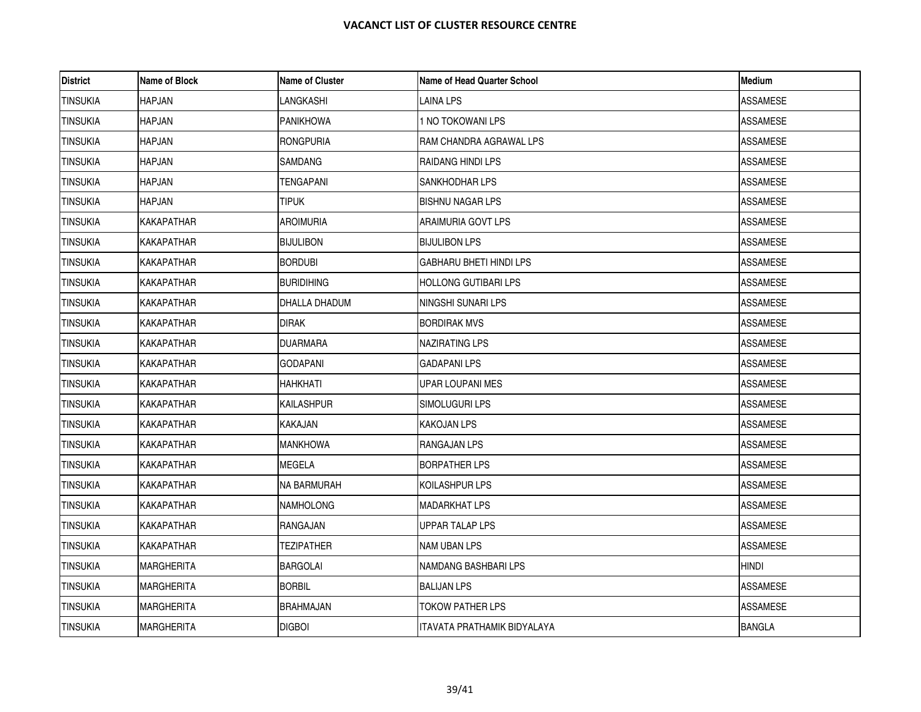**VACANCT LIST OF CLUSTER RESOURCE CENTRE**

| District | Name of Block | Name of Cluster | Name of Head Quarter School | Medium |
|---|---|---|---|---|
| TINSUKIA | HAPJAN | LANGKASHI | LAINA LPS | ASSAMESE |
| TINSUKIA | HAPJAN | PANIKHOWA | 1 NO TOKOWANI LPS | ASSAMESE |
| TINSUKIA | HAPJAN | RONGPURIA | RAM CHANDRA AGRAWAL LPS | ASSAMESE |
| TINSUKIA | HAPJAN | SAMDANG | RAIDANG HINDI LPS | ASSAMESE |
| TINSUKIA | HAPJAN | TENGAPANI | SANKHODHAR LPS | ASSAMESE |
| TINSUKIA | HAPJAN | TIPUK | BISHNU NAGAR LPS | ASSAMESE |
| TINSUKIA | KAKAPATHAR | AROIMURIA | ARAIMURIA GOVT LPS | ASSAMESE |
| TINSUKIA | KAKAPATHAR | BIJULIBON | BIJULIBON LPS | ASSAMESE |
| TINSUKIA | KAKAPATHAR | BORDUBI | GABHARU BHETI HINDI LPS | ASSAMESE |
| TINSUKIA | KAKAPATHAR | BURIDIHING | HOLLONG GUTIBARI LPS | ASSAMESE |
| TINSUKIA | KAKAPATHAR | DHALLA DHADUM | NINGSHI SUNARI LPS | ASSAMESE |
| TINSUKIA | KAKAPATHAR | DIRAK | BORDIRAK MVS | ASSAMESE |
| TINSUKIA | KAKAPATHAR | DUARMARA | NAZIRATING LPS | ASSAMESE |
| TINSUKIA | KAKAPATHAR | GODAPANI | GADAPANI LPS | ASSAMESE |
| TINSUKIA | KAKAPATHAR | HAHKHATI | UPAR LOUPANI MES | ASSAMESE |
| TINSUKIA | KAKAPATHAR | KAILASHPUR | SIMOLUGURI LPS | ASSAMESE |
| TINSUKIA | KAKAPATHAR | KAKAJAN | KAKOJAN LPS | ASSAMESE |
| TINSUKIA | KAKAPATHAR | MANKHOWA | RANGAJAN LPS | ASSAMESE |
| TINSUKIA | KAKAPATHAR | MEGELA | BORPATHER LPS | ASSAMESE |
| TINSUKIA | KAKAPATHAR | NA BARMURAH | KOILASHPUR LPS | ASSAMESE |
| TINSUKIA | KAKAPATHAR | NAMHOLONG | MADARKHAT LPS | ASSAMESE |
| TINSUKIA | KAKAPATHAR | RANGAJAN | UPPAR TALAP LPS | ASSAMESE |
| TINSUKIA | KAKAPATHAR | TEZIPATHER | NAM UBAN LPS | ASSAMESE |
| TINSUKIA | MARGHERITA | BARGOLAI | NAMDANG BASHBARI LPS | HINDI |
| TINSUKIA | MARGHERITA | BORBIL | BALIJAN LPS | ASSAMESE |
| TINSUKIA | MARGHERITA | BRAHMAJAN | TOKOW PATHER LPS | ASSAMESE |
| TINSUKIA | MARGHERITA | DIGBOI | ITAVATA PRATHAMIK BIDYALAYA | BANGLA |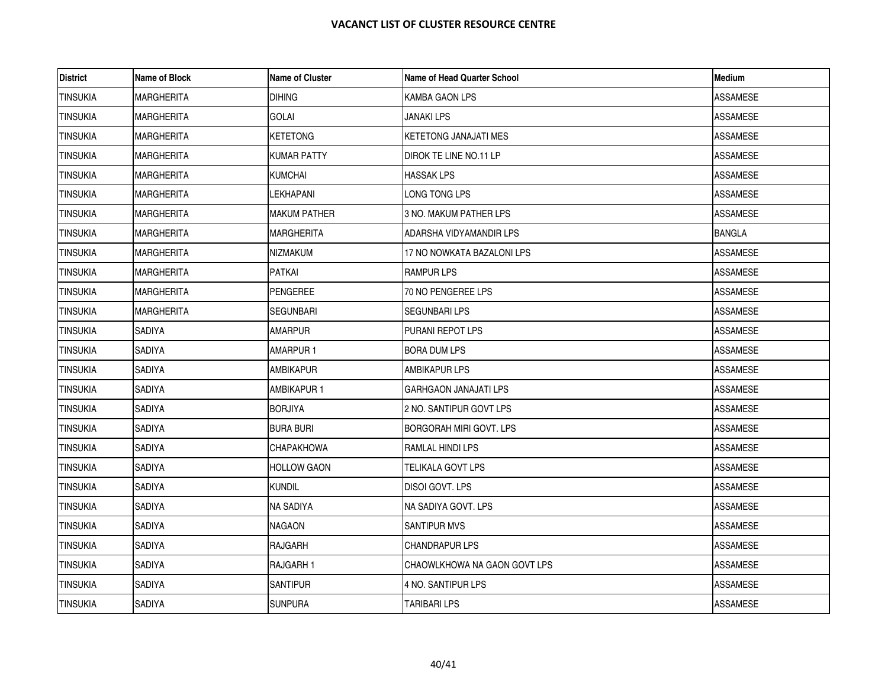# VACANCT LIST OF CLUSTER RESOURCE CENTRE

| District | Name of Block | Name of Cluster | Name of Head Quarter School | Medium |
|---|---|---|---|---|
| TINSUKIA | MARGHERITA | DIHING | KAMBA GAON LPS | ASSAMESE |
| TINSUKIA | MARGHERITA | GOLAI | JANAKI LPS | ASSAMESE |
| TINSUKIA | MARGHERITA | KETETONG | KETETONG JANAJATI MES | ASSAMESE |
| TINSUKIA | MARGHERITA | KUMAR PATTY | DIROK TE LINE NO.11 LP | ASSAMESE |
| TINSUKIA | MARGHERITA | KUMCHAI | HASSAK LPS | ASSAMESE |
| TINSUKIA | MARGHERITA | LEKHAPANI | LONG TONG LPS | ASSAMESE |
| TINSUKIA | MARGHERITA | MAKUM PATHER | 3 NO. MAKUM PATHER LPS | ASSAMESE |
| TINSUKIA | MARGHERITA | MARGHERITA | ADARSHA VIDYAMANDIR LPS | BANGLA |
| TINSUKIA | MARGHERITA | NIZMAKUM | 17 NO NOWKATA BAZALONI LPS | ASSAMESE |
| TINSUKIA | MARGHERITA | PATKAI | RAMPUR LPS | ASSAMESE |
| TINSUKIA | MARGHERITA | PENGEREE | 70 NO PENGEREE LPS | ASSAMESE |
| TINSUKIA | MARGHERITA | SEGUNBARI | SEGUNBARI LPS | ASSAMESE |
| TINSUKIA | SADIYA | AMARPUR | PURANI REPOT LPS | ASSAMESE |
| TINSUKIA | SADIYA | AMARPUR 1 | BORA DUM LPS | ASSAMESE |
| TINSUKIA | SADIYA | AMBIKAPUR | AMBIKAPUR LPS | ASSAMESE |
| TINSUKIA | SADIYA | AMBIKAPUR 1 | GARHGAON JANAJATI LPS | ASSAMESE |
| TINSUKIA | SADIYA | BORJIYA | 2 NO. SANTIPUR GOVT LPS | ASSAMESE |
| TINSUKIA | SADIYA | BURA BURI | BORGORAH MIRI GOVT. LPS | ASSAMESE |
| TINSUKIA | SADIYA | CHAPAKHOWA | RAMLAL HINDI LPS | ASSAMESE |
| TINSUKIA | SADIYA | HOLLOW GAON | TELIKALA GOVT LPS | ASSAMESE |
| TINSUKIA | SADIYA | KUNDIL | DISOI GOVT. LPS | ASSAMESE |
| TINSUKIA | SADIYA | NA SADIYA | NA SADIYA GOVT. LPS | ASSAMESE |
| TINSUKIA | SADIYA | NAGAON | SANTIPUR MVS | ASSAMESE |
| TINSUKIA | SADIYA | RAJGARH | CHANDRAPUR LPS | ASSAMESE |
| TINSUKIA | SADIYA | RAJGARH 1 | CHAOWLKHOWA NA GAON GOVT LPS | ASSAMESE |
| TINSUKIA | SADIYA | SANTIPUR | 4 NO. SANTIPUR LPS | ASSAMESE |
| TINSUKIA | SADIYA | SUNPURA | TARIBARI LPS | ASSAMESE |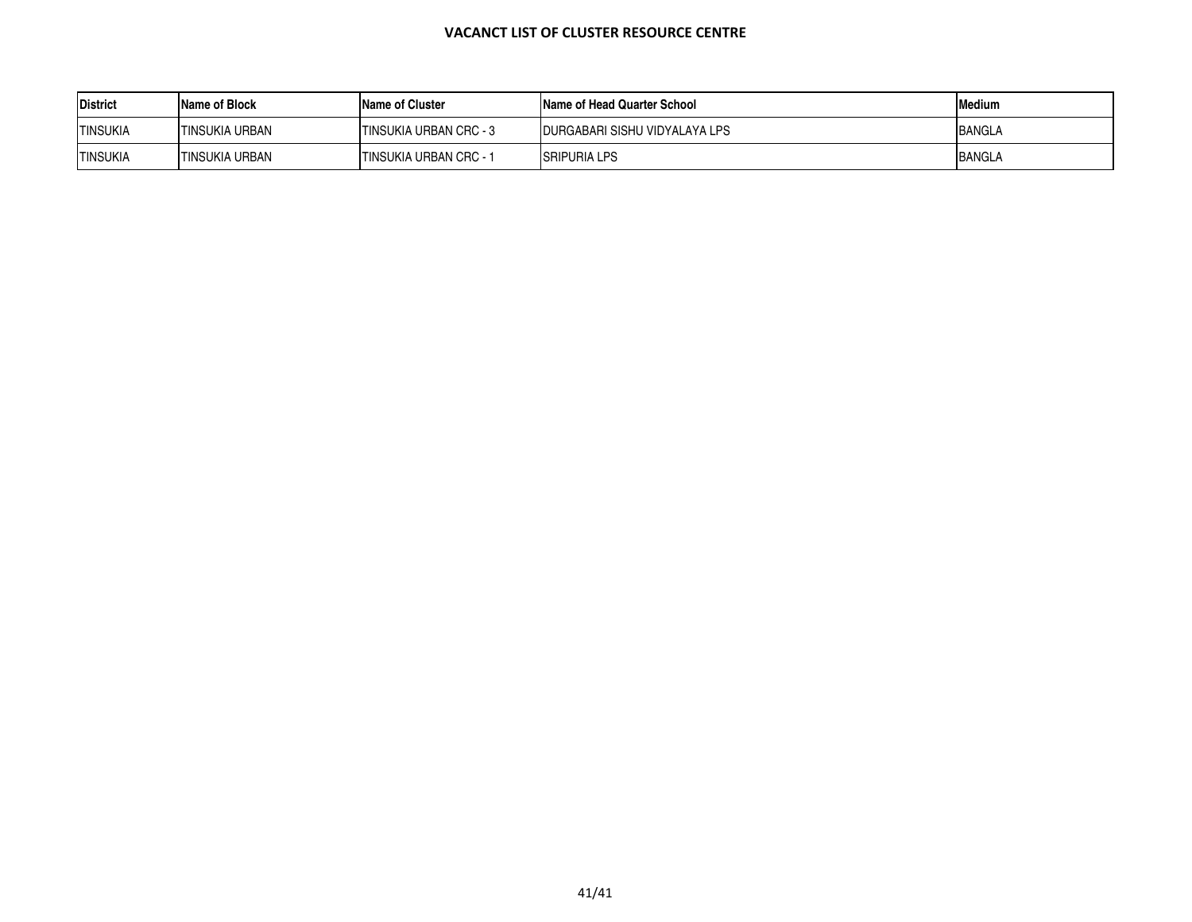**VACANCT LIST OF CLUSTER RESOURCE CENTRE**

| District | Name of Block | Name of Cluster | Name of Head Quarter School | Medium |
|---|---|---|---|---|
| TINSUKIA | TINSUKIA URBAN | TINSUKIA URBAN CRC - 3 | DURGABARI SISHU VIDYALAYA LPS | BANGLA |
| TINSUKIA | TINSUKIA URBAN | TINSUKIA URBAN CRC - 1 | SRIPURIA LPS | BANGLA |